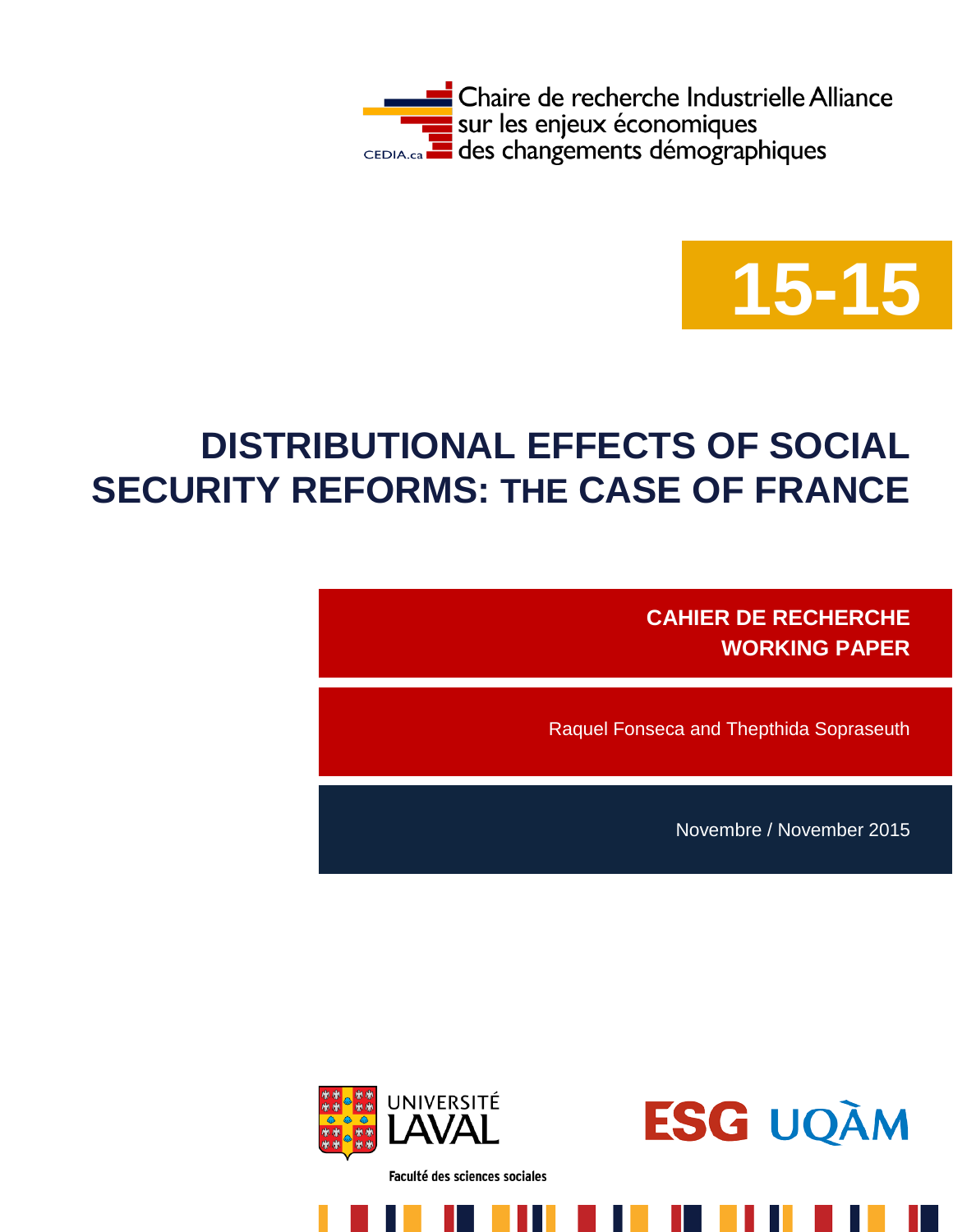Chaire de recherche Industrielle Alliance
sur les enjeux économiques
des changements démographiques

CEDIA.ca

**15-15**

# DISTRIBUTIONAL EFFECTS OF SOCIAL SECURITY REFORMS: THE CASE OF FRANCE

**CAHIER DE RECHERCHE**
**WORKING PAPER**

Raquel Fonseca and Thepthida Sopraseuth

Novembre / November 2015

UNIVERSITÉ LAVAL
Faculté des sciences sociales

ESG UQÀM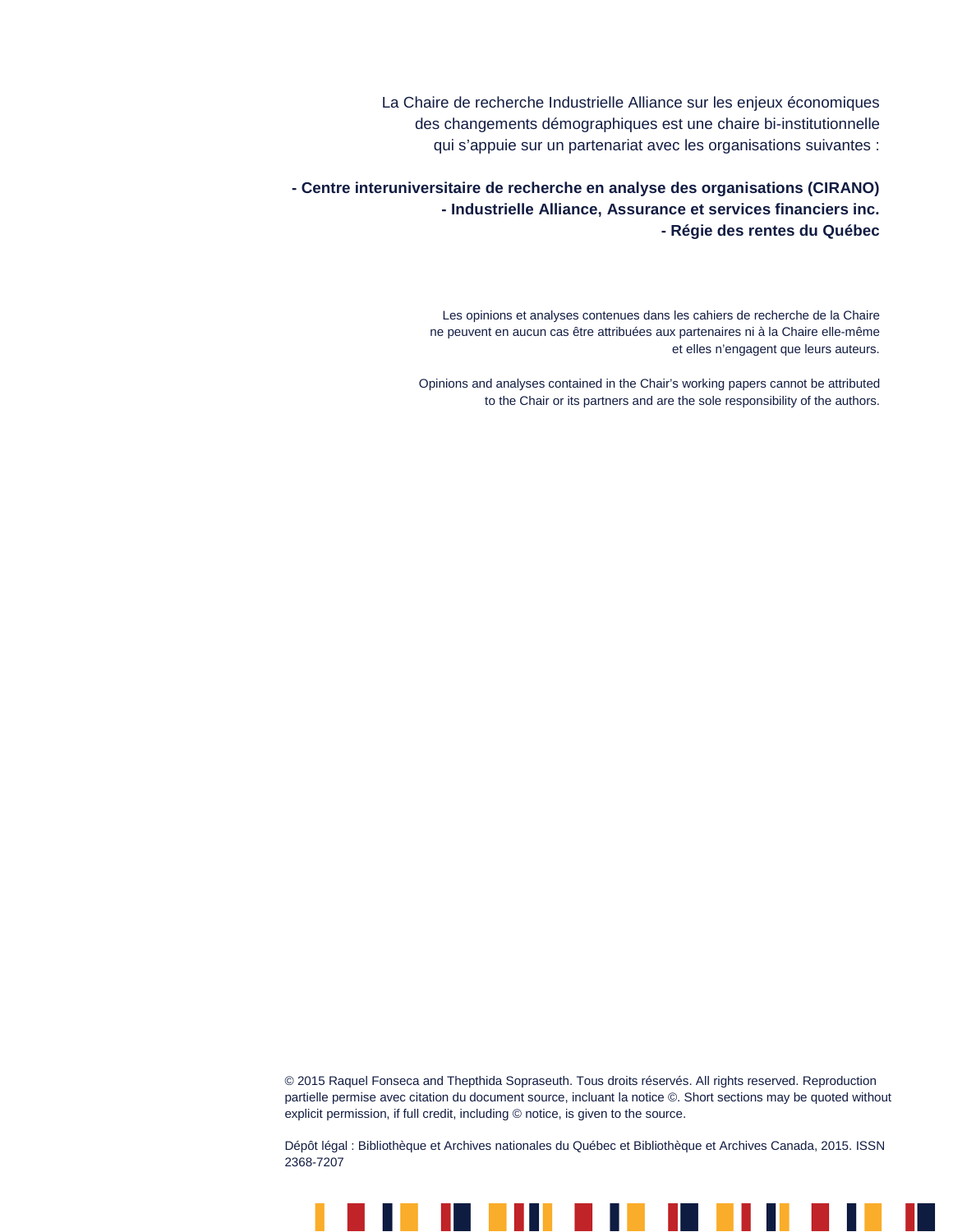La Chaire de recherche Industrielle Alliance sur les enjeux économiques des changements démographiques est une chaire bi-institutionnelle qui s'appuie sur un partenariat avec les organisations suivantes :

**- Centre interuniversitaire de recherche en analyse des organisations (CIRANO)**
**- Industrielle Alliance, Assurance et services financiers inc.**
**- Régie des rentes du Québec**

Les opinions et analyses contenues dans les cahiers de recherche de la Chaire ne peuvent en aucun cas être attribuées aux partenaires ni à la Chaire elle-même et elles n'engagent que leurs auteurs.

Opinions and analyses contained in the Chair's working papers cannot be attributed to the Chair or its partners and are the sole responsibility of the authors.

© 2015 Raquel Fonseca and Thepthida Sopraseuth. Tous droits réservés. All rights reserved. Reproduction partielle permise avec citation du document source, incluant la notice ©. Short sections may be quoted without explicit permission, if full credit, including © notice, is given to the source.

Dépôt légal : Bibliothèque et Archives nationales du Québec et Bibliothèque et Archives Canada, 2015. ISSN 2368-7207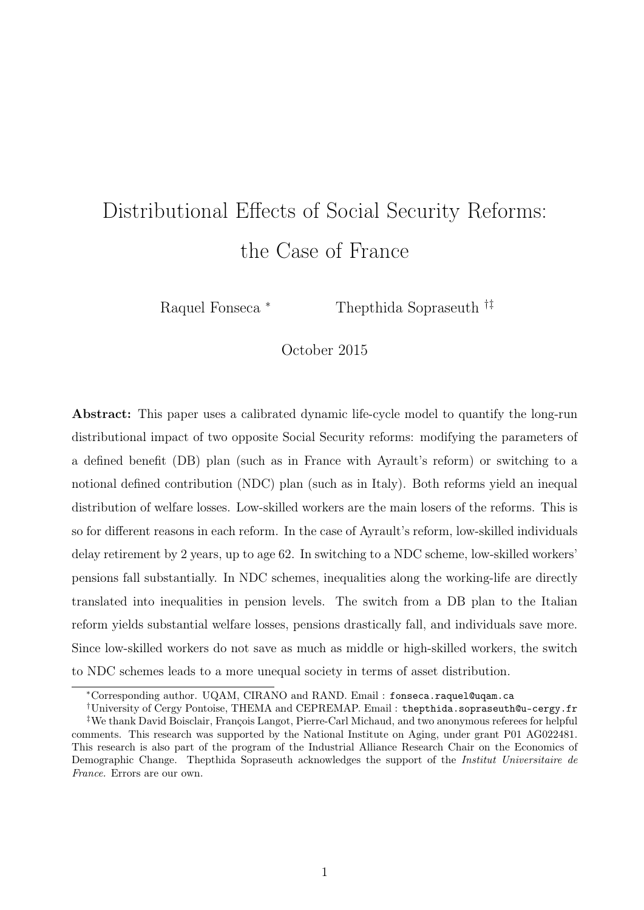# Distributional Effects of Social Security Reforms: the Case of France

Raquel Fonseca [*] Thepthida Sopraseuth [†‡]

October 2015

**Abstract:** This paper uses a calibrated dynamic life-cycle model to quantify the long-run distributional impact of two opposite Social Security reforms: modifying the parameters of a defined benefit (DB) plan (such as in France with Ayrault's reform) or switching to a notional defined contribution (NDC) plan (such as in Italy). Both reforms yield an inequal distribution of welfare losses. Low-skilled workers are the main losers of the reforms. This is so for different reasons in each reform. In the case of Ayrault's reform, low-skilled individuals delay retirement by 2 years, up to age 62. In switching to a NDC scheme, low-skilled workers' pensions fall substantially. In NDC schemes, inequalities along the working-life are directly translated into inequalities in pension levels. The switch from a DB plan to the Italian reform yields substantial welfare losses, pensions drastically fall, and individuals save more. Since low-skilled workers do not save as much as middle or high-skilled workers, the switch to NDC schemes leads to a more unequal society in terms of asset distribution.

---

[*]Corresponding author. UQAM, CIRANO and RAND. Email : fonseca.raquel@uqam.ca

[†]University of Cergy Pontoise, THEMA and CEPREMAP. Email : thepthida.sopraseuth@u-cergy.fr

[‡]We thank David Boisclair, François Langot, Pierre-Carl Michaud, and two anonymous referees for helpful comments. This research was supported by the National Institute on Aging, under grant P01 AG022481. This research is also part of the program of the Industrial Alliance Research Chair on the Economics of Demographic Change. Thepthida Sopraseuth acknowledges the support of the *Institut Universitaire de France.* Errors are our own.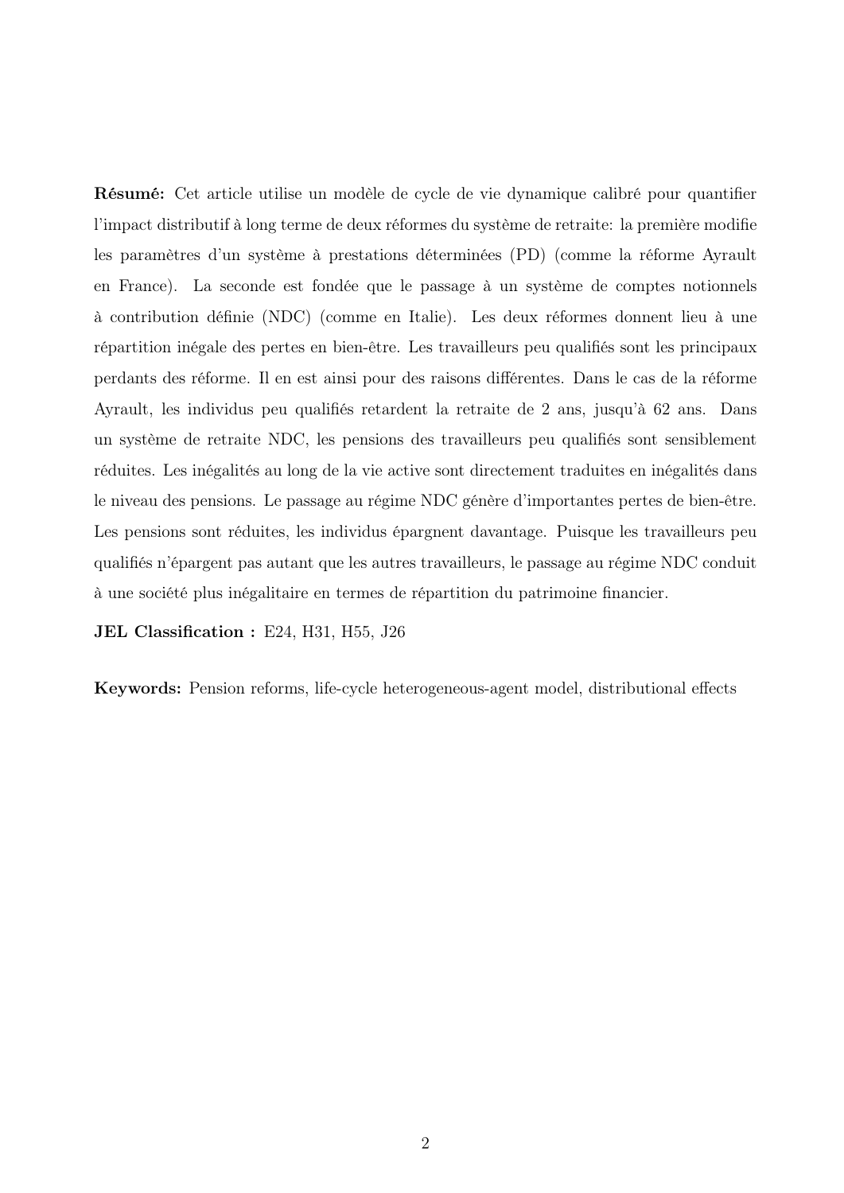**Résumé:** Cet article utilise un modèle de cycle de vie dynamique calibré pour quantifier l'impact distributif à long terme de deux réformes du système de retraite: la première modifie les paramètres d'un système à prestations déterminées (PD) (comme la réforme Ayrault en France). La seconde est fondée que le passage à un système de comptes notionnels à contribution définie (NDC) (comme en Italie). Les deux réformes donnent lieu à une répartition inégale des pertes en bien-être. Les travailleurs peu qualifiés sont les principaux perdants des réforme. Il en est ainsi pour des raisons différentes. Dans le cas de la réforme Ayrault, les individus peu qualifiés retardent la retraite de 2 ans, jusqu'à 62 ans. Dans un système de retraite NDC, les pensions des travailleurs peu qualifiés sont sensiblement réduites. Les inégalités au long de la vie active sont directement traduites en inégalités dans le niveau des pensions. Le passage au régime NDC génère d'importantes pertes de bien-être. Les pensions sont réduites, les individus épargnent davantage. Puisque les travailleurs peu qualifiés n'épargent pas autant que les autres travailleurs, le passage au régime NDC conduit à une société plus inégalitaire en termes de répartition du patrimoine financier.

**JEL Classification :** E24, H31, H55, J26

**Keywords:** Pension reforms, life-cycle heterogeneous-agent model, distributional effects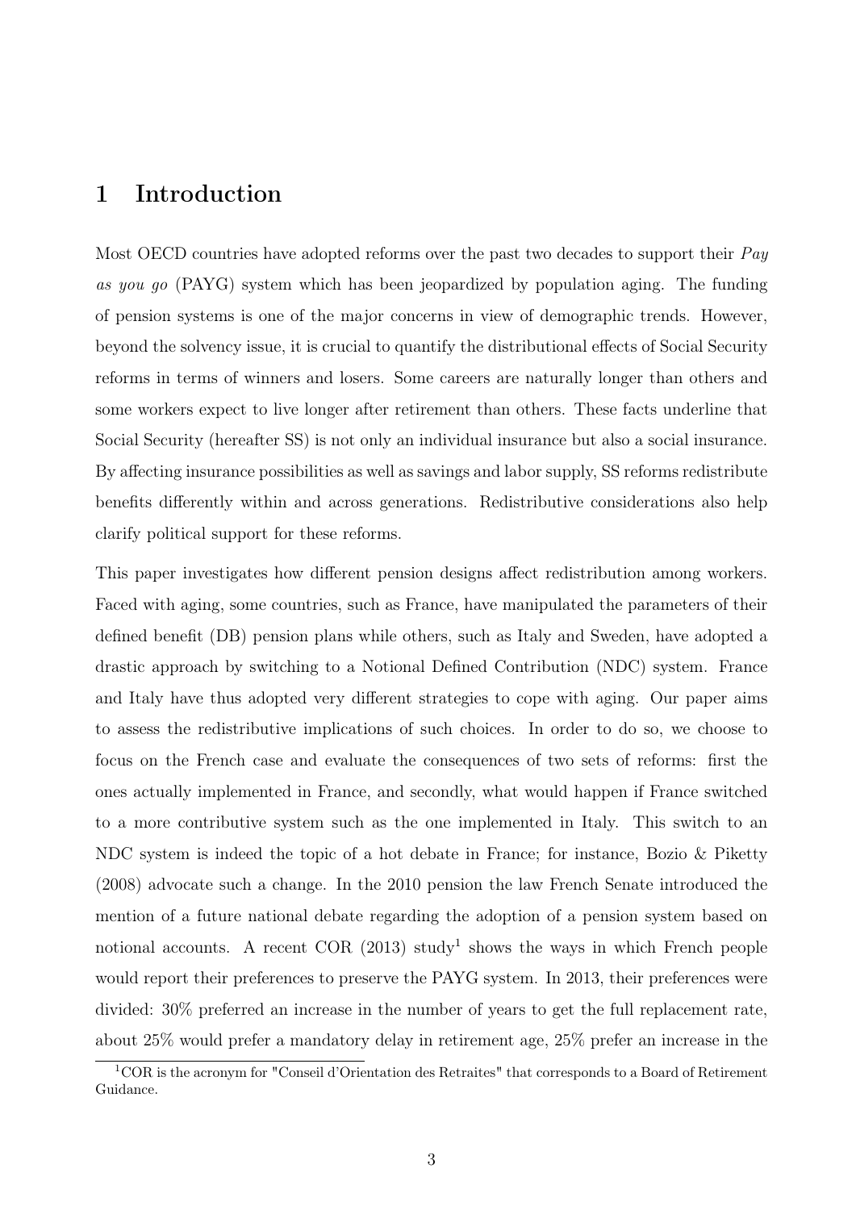# 1 Introduction

Most OECD countries have adopted reforms over the past two decades to support their *Pay as you go* (PAYG) system which has been jeopardized by population aging. The funding of pension systems is one of the major concerns in view of demographic trends. However, beyond the solvency issue, it is crucial to quantify the distributional effects of Social Security reforms in terms of winners and losers. Some careers are naturally longer than others and some workers expect to live longer after retirement than others. These facts underline that Social Security (hereafter SS) is not only an individual insurance but also a social insurance. By affecting insurance possibilities as well as savings and labor supply, SS reforms redistribute benefits differently within and across generations. Redistributive considerations also help clarify political support for these reforms.

This paper investigates how different pension designs affect redistribution among workers. Faced with aging, some countries, such as France, have manipulated the parameters of their defined benefit (DB) pension plans while others, such as Italy and Sweden, have adopted a drastic approach by switching to a Notional Defined Contribution (NDC) system. France and Italy have thus adopted very different strategies to cope with aging. Our paper aims to assess the redistributive implications of such choices. In order to do so, we choose to focus on the French case and evaluate the consequences of two sets of reforms: first the ones actually implemented in France, and secondly, what would happen if France switched to a more contributive system such as the one implemented in Italy. This switch to an NDC system is indeed the topic of a hot debate in France; for instance, Bozio & Piketty (2008) advocate such a change. In the 2010 pension the law French Senate introduced the mention of a future national debate regarding the adoption of a pension system based on notional accounts. A recent COR (2013) study[1] shows the ways in which French people would report their preferences to preserve the PAYG system. In 2013, their preferences were divided: 30% preferred an increase in the number of years to get the full replacement rate, about 25% would prefer a mandatory delay in retirement age, 25% prefer an increase in the

[1] COR is the acronym for "Conseil d'Orientation des Retraites" that corresponds to a Board of Retirement Guidance.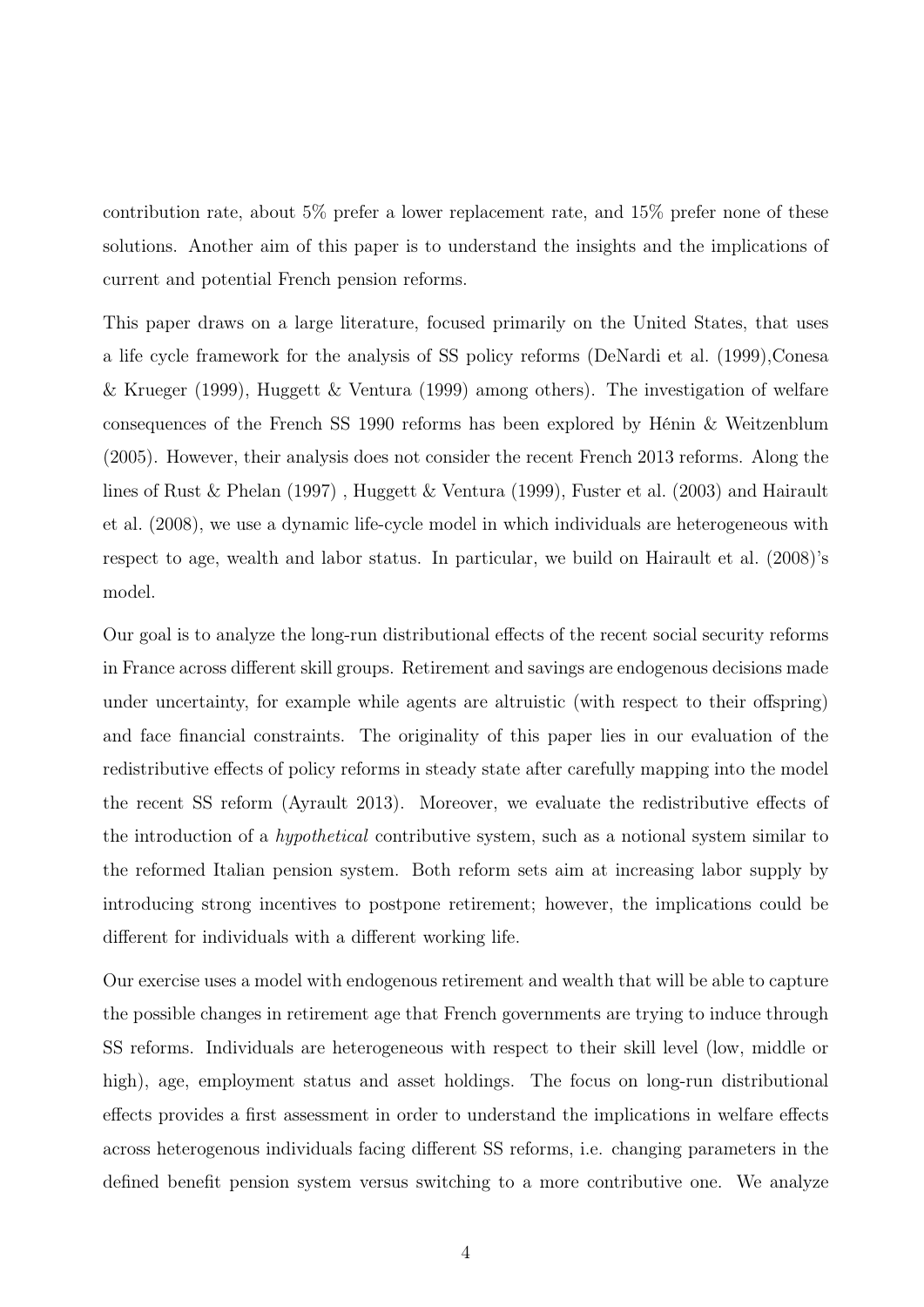contribution rate, about 5% prefer a lower replacement rate, and 15% prefer none of these solutions. Another aim of this paper is to understand the insights and the implications of current and potential French pension reforms.

This paper draws on a large literature, focused primarily on the United States, that uses a life cycle framework for the analysis of SS policy reforms (DeNardi et al. (1999),Conesa & Krueger (1999), Huggett & Ventura (1999) among others). The investigation of welfare consequences of the French SS 1990 reforms has been explored by Hénin & Weitzenblum (2005). However, their analysis does not consider the recent French 2013 reforms. Along the lines of Rust & Phelan (1997) , Huggett & Ventura (1999), Fuster et al. (2003) and Hairault et al. (2008), we use a dynamic life-cycle model in which individuals are heterogeneous with respect to age, wealth and labor status. In particular, we build on Hairault et al. (2008)'s model.

Our goal is to analyze the long-run distributional effects of the recent social security reforms in France across different skill groups. Retirement and savings are endogenous decisions made under uncertainty, for example while agents are altruistic (with respect to their offspring) and face financial constraints. The originality of this paper lies in our evaluation of the redistributive effects of policy reforms in steady state after carefully mapping into the model the recent SS reform (Ayrault 2013). Moreover, we evaluate the redistributive effects of the introduction of a *hypothetical* contributive system, such as a notional system similar to the reformed Italian pension system. Both reform sets aim at increasing labor supply by introducing strong incentives to postpone retirement; however, the implications could be different for individuals with a different working life.

Our exercise uses a model with endogenous retirement and wealth that will be able to capture the possible changes in retirement age that French governments are trying to induce through SS reforms. Individuals are heterogeneous with respect to their skill level (low, middle or high), age, employment status and asset holdings. The focus on long-run distributional effects provides a first assessment in order to understand the implications in welfare effects across heterogenous individuals facing different SS reforms, i.e. changing parameters in the defined benefit pension system versus switching to a more contributive one. We analyze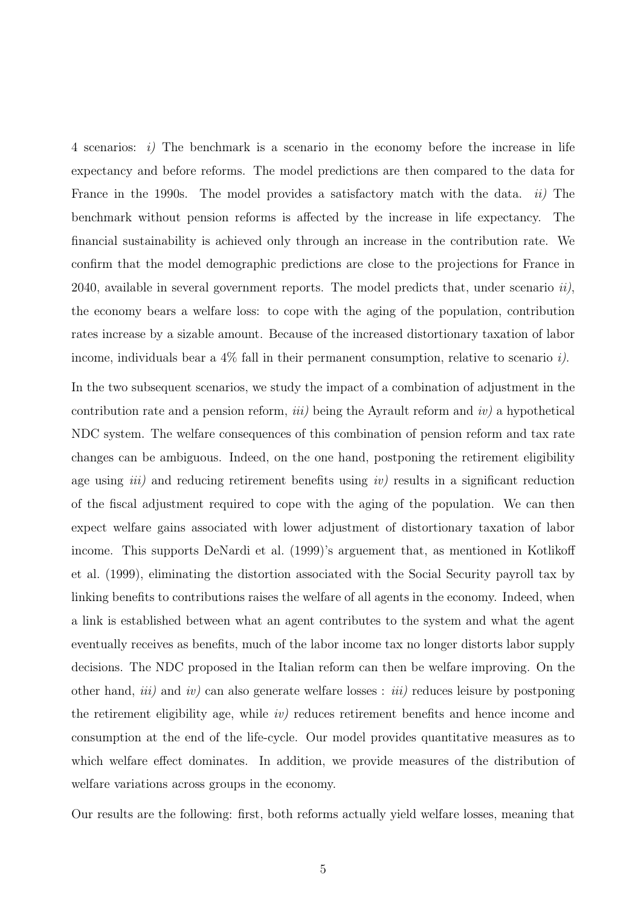4 scenarios: *i)* The benchmark is a scenario in the economy before the increase in life expectancy and before reforms. The model predictions are then compared to the data for France in the 1990s. The model provides a satisfactory match with the data. *ii)* The benchmark without pension reforms is affected by the increase in life expectancy. The financial sustainability is achieved only through an increase in the contribution rate. We confirm that the model demographic predictions are close to the projections for France in 2040, available in several government reports. The model predicts that, under scenario *ii)*, the economy bears a welfare loss: to cope with the aging of the population, contribution rates increase by a sizable amount. Because of the increased distortionary taxation of labor income, individuals bear a 4% fall in their permanent consumption, relative to scenario *i)*.

In the two subsequent scenarios, we study the impact of a combination of adjustment in the contribution rate and a pension reform, *iii)* being the Ayrault reform and *iv)* a hypothetical NDC system. The welfare consequences of this combination of pension reform and tax rate changes can be ambiguous. Indeed, on the one hand, postponing the retirement eligibility age using *iii)* and reducing retirement benefits using *iv)* results in a significant reduction of the fiscal adjustment required to cope with the aging of the population. We can then expect welfare gains associated with lower adjustment of distortionary taxation of labor income. This supports DeNardi et al. (1999)'s arguement that, as mentioned in Kotlikoff et al. (1999), eliminating the distortion associated with the Social Security payroll tax by linking benefits to contributions raises the welfare of all agents in the economy. Indeed, when a link is established between what an agent contributes to the system and what the agent eventually receives as benefits, much of the labor income tax no longer distorts labor supply decisions. The NDC proposed in the Italian reform can then be welfare improving. On the other hand, *iii)* and *iv)* can also generate welfare losses : *iii)* reduces leisure by postponing the retirement eligibility age, while *iv)* reduces retirement benefits and hence income and consumption at the end of the life-cycle. Our model provides quantitative measures as to which welfare effect dominates. In addition, we provide measures of the distribution of welfare variations across groups in the economy.

Our results are the following: first, both reforms actually yield welfare losses, meaning that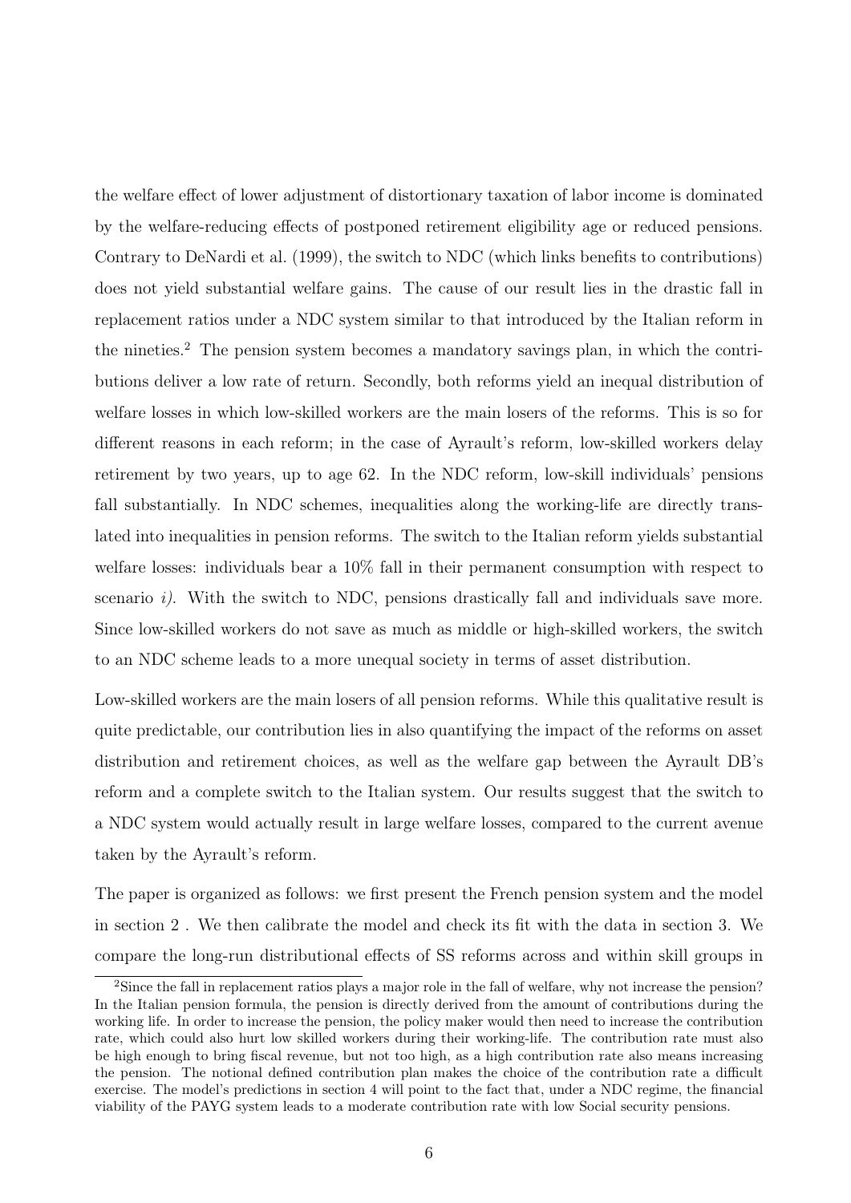the welfare effect of lower adjustment of distortionary taxation of labor income is dominated by the welfare-reducing effects of postponed retirement eligibility age or reduced pensions. Contrary to DeNardi et al. (1999), the switch to NDC (which links benefits to contributions) does not yield substantial welfare gains. The cause of our result lies in the drastic fall in replacement ratios under a NDC system similar to that introduced by the Italian reform in the nineties.[2] The pension system becomes a mandatory savings plan, in which the contributions deliver a low rate of return. Secondly, both reforms yield an inequal distribution of welfare losses in which low-skilled workers are the main losers of the reforms. This is so for different reasons in each reform; in the case of Ayrault's reform, low-skilled workers delay retirement by two years, up to age 62. In the NDC reform, low-skill individuals' pensions fall substantially. In NDC schemes, inequalities along the working-life are directly translated into inequalities in pension reforms. The switch to the Italian reform yields substantial welfare losses: individuals bear a 10% fall in their permanent consumption with respect to scenario *i)*. With the switch to NDC, pensions drastically fall and individuals save more. Since low-skilled workers do not save as much as middle or high-skilled workers, the switch to an NDC scheme leads to a more unequal society in terms of asset distribution.

Low-skilled workers are the main losers of all pension reforms. While this qualitative result is quite predictable, our contribution lies in also quantifying the impact of the reforms on asset distribution and retirement choices, as well as the welfare gap between the Ayrault DB's reform and a complete switch to the Italian system. Our results suggest that the switch to a NDC system would actually result in large welfare losses, compared to the current avenue taken by the Ayrault's reform.

The paper is organized as follows: we first present the French pension system and the model in section 2 . We then calibrate the model and check its fit with the data in section 3. We compare the long-run distributional effects of SS reforms across and within skill groups in

[2]Since the fall in replacement ratios plays a major role in the fall of welfare, why not increase the pension? In the Italian pension formula, the pension is directly derived from the amount of contributions during the working life. In order to increase the pension, the policy maker would then need to increase the contribution rate, which could also hurt low skilled workers during their working-life. The contribution rate must also be high enough to bring fiscal revenue, but not too high, as a high contribution rate also means increasing the pension. The notional defined contribution plan makes the choice of the contribution rate a difficult exercise. The model's predictions in section 4 will point to the fact that, under a NDC regime, the financial viability of the PAYG system leads to a moderate contribution rate with low Social security pensions.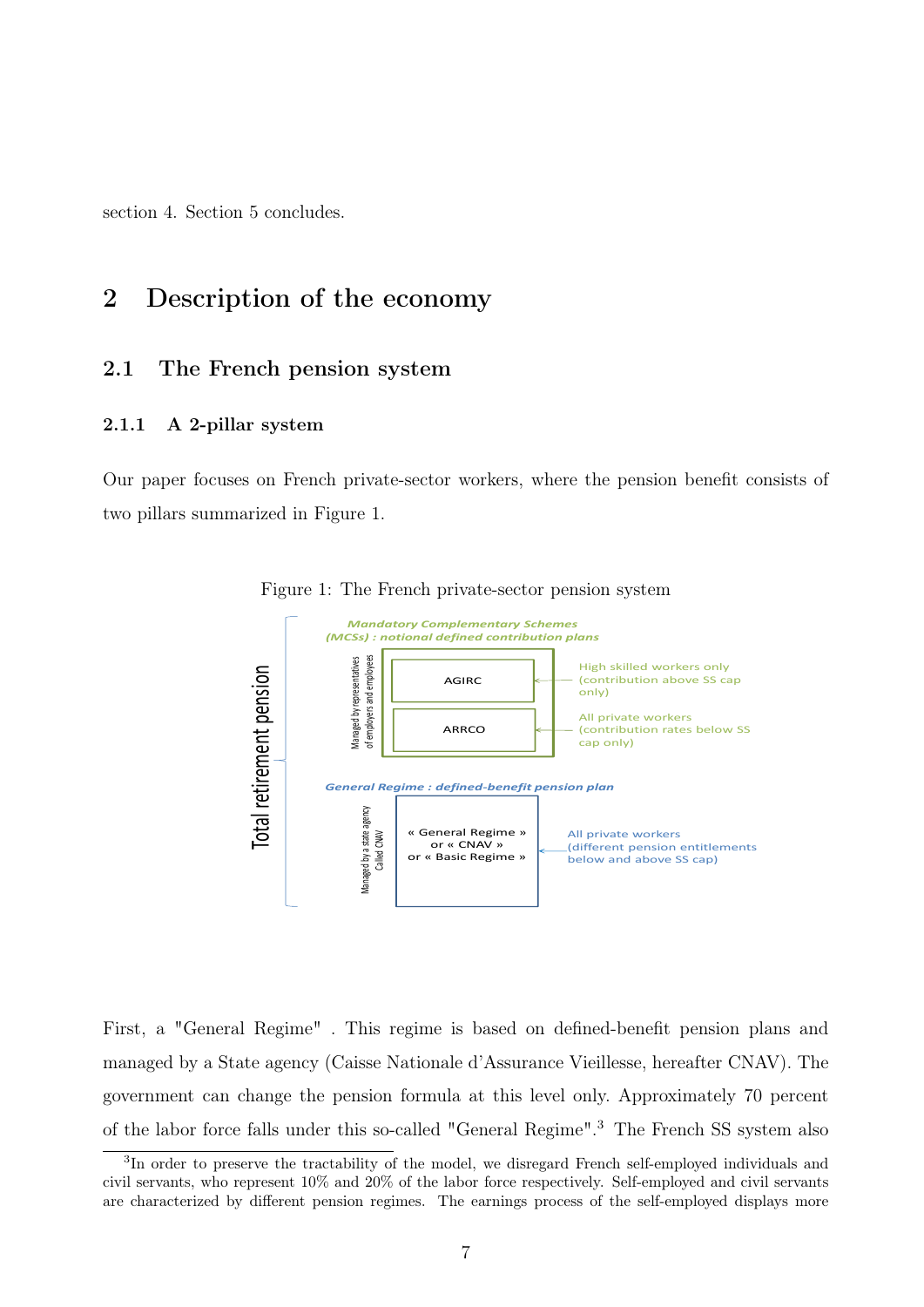section 4. Section 5 concludes.

# 2 Description of the economy

## 2.1 The French pension system

### 2.1.1 A 2-pillar system

Our paper focuses on French private-sector workers, where the pension benefit consists of two pillars summarized in Figure 1.

Figure 1: The French private-sector pension system

First, a "General Regime" . This regime is based on defined-benefit pension plans and managed by a State agency (Caisse Nationale d'Assurance Vieillesse, hereafter CNAV). The government can change the pension formula at this level only. Approximately 70 percent of the labor force falls under this so-called "General Regime".[3] The French SS system also

[3]In order to preserve the tractability of the model, we disregard French self-employed individuals and civil servants, who represent 10% and 20% of the labor force respectively. Self-employed and civil servants are characterized by different pension regimes. The earnings process of the self-employed displays more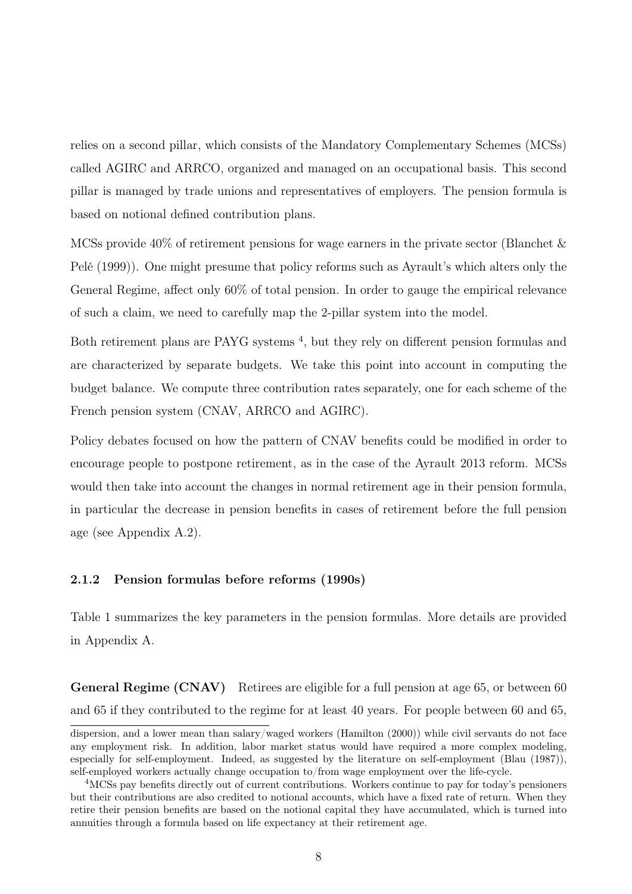relies on a second pillar, which consists of the Mandatory Complementary Schemes (MCSs) called AGIRC and ARRCO, organized and managed on an occupational basis. This second pillar is managed by trade unions and representatives of employers. The pension formula is based on notional defined contribution plans.

MCSs provide 40% of retirement pensions for wage earners in the private sector (Blanchet & Pelé (1999)). One might presume that policy reforms such as Ayrault's which alters only the General Regime, affect only 60% of total pension. In order to gauge the empirical relevance of such a claim, we need to carefully map the 2-pillar system into the model.

Both retirement plans are PAYG systems [4], but they rely on different pension formulas and are characterized by separate budgets. We take this point into account in computing the budget balance. We compute three contribution rates separately, one for each scheme of the French pension system (CNAV, ARRCO and AGIRC).

Policy debates focused on how the pattern of CNAV benefits could be modified in order to encourage people to postpone retirement, as in the case of the Ayrault 2013 reform. MCSs would then take into account the changes in normal retirement age in their pension formula, in particular the decrease in pension benefits in cases of retirement before the full pension age (see Appendix A.2).

### 2.1.2 Pension formulas before reforms (1990s)

Table 1 summarizes the key parameters in the pension formulas. More details are provided in Appendix A.

**General Regime (CNAV)** Retirees are eligible for a full pension at age 65, or between 60 and 65 if they contributed to the regime for at least 40 years. For people between 60 and 65,

---

dispersion, and a lower mean than salary/waged workers (Hamilton (2000)) while civil servants do not face any employment risk. In addition, labor market status would have required a more complex modeling, especially for self-employment. Indeed, as suggested by the literature on self-employment (Blau (1987)), self-employed workers actually change occupation to/from wage employment over the life-cycle.

[4] MCSs pay benefits directly out of current contributions. Workers continue to pay for today's pensioners but their contributions are also credited to notional accounts, which have a fixed rate of return. When they retire their pension benefits are based on the notional capital they have accumulated, which is turned into annuities through a formula based on life expectancy at their retirement age.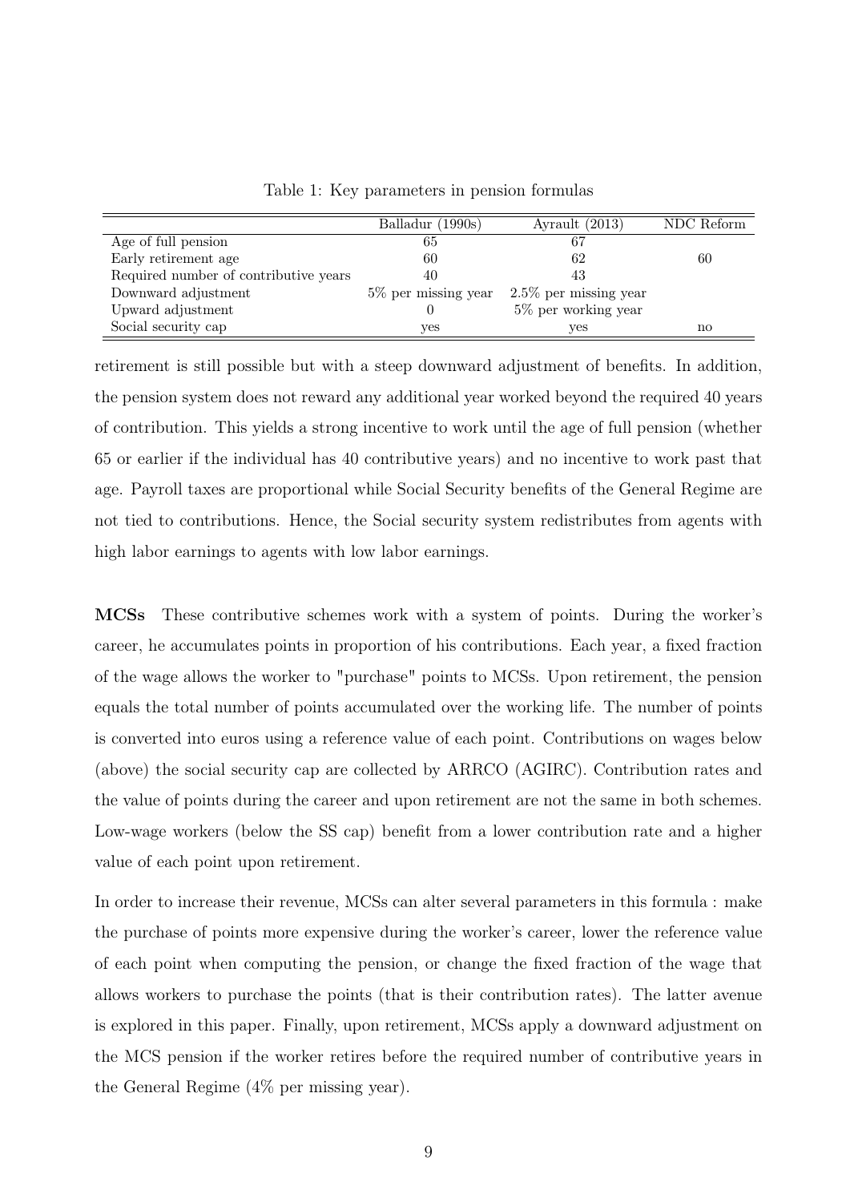Table 1: Key parameters in pension formulas

| | Balladur (1990s) | Ayrault (2013) | NDC Reform |
|---|---|---|---|
| Age of full pension | 65 | 67 | |
| Early retirement age | 60 | 62 | 60 |
| Required number of contributive years | 40 | 43 | |
| Downward adjustment | 5% per missing year | 2.5% per missing year | |
| Upward adjustment | 0 | 5% per working year | |
| Social security cap | yes | yes | no |

retirement is still possible but with a steep downward adjustment of benefits. In addition, the pension system does not reward any additional year worked beyond the required 40 years of contribution. This yields a strong incentive to work until the age of full pension (whether 65 or earlier if the individual has 40 contributive years) and no incentive to work past that age. Payroll taxes are proportional while Social Security benefits of the General Regime are not tied to contributions. Hence, the Social security system redistributes from agents with high labor earnings to agents with low labor earnings.

**MCSs** These contributive schemes work with a system of points. During the worker's career, he accumulates points in proportion of his contributions. Each year, a fixed fraction of the wage allows the worker to "purchase" points to MCSs. Upon retirement, the pension equals the total number of points accumulated over the working life. The number of points is converted into euros using a reference value of each point. Contributions on wages below (above) the social security cap are collected by ARRCO (AGIRC). Contribution rates and the value of points during the career and upon retirement are not the same in both schemes. Low-wage workers (below the SS cap) benefit from a lower contribution rate and a higher value of each point upon retirement.

In order to increase their revenue, MCSs can alter several parameters in this formula : make the purchase of points more expensive during the worker's career, lower the reference value of each point when computing the pension, or change the fixed fraction of the wage that allows workers to purchase the points (that is their contribution rates). The latter avenue is explored in this paper. Finally, upon retirement, MCSs apply a downward adjustment on the MCS pension if the worker retires before the required number of contributive years in the General Regime (4% per missing year).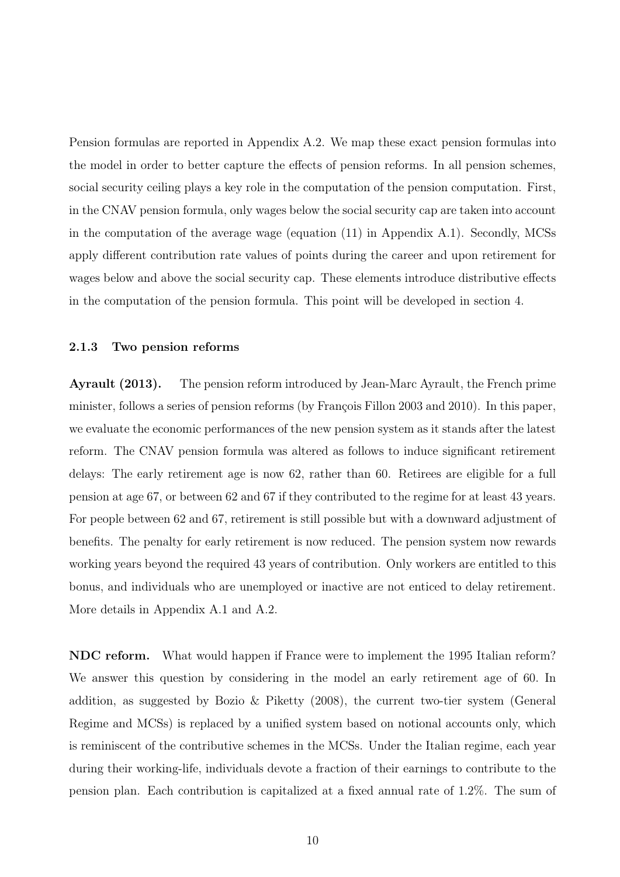Pension formulas are reported in Appendix A.2. We map these exact pension formulas into the model in order to better capture the effects of pension reforms. In all pension schemes, social security ceiling plays a key role in the computation of the pension computation. First, in the CNAV pension formula, only wages below the social security cap are taken into account in the computation of the average wage (equation (11) in Appendix A.1). Secondly, MCSs apply different contribution rate values of points during the career and upon retirement for wages below and above the social security cap. These elements introduce distributive effects in the computation of the pension formula. This point will be developed in section 4.

### 2.1.3 Two pension reforms

**Ayrault (2013).** The pension reform introduced by Jean-Marc Ayrault, the French prime minister, follows a series of pension reforms (by François Fillon 2003 and 2010). In this paper, we evaluate the economic performances of the new pension system as it stands after the latest reform. The CNAV pension formula was altered as follows to induce significant retirement delays: The early retirement age is now 62, rather than 60. Retirees are eligible for a full pension at age 67, or between 62 and 67 if they contributed to the regime for at least 43 years. For people between 62 and 67, retirement is still possible but with a downward adjustment of benefits. The penalty for early retirement is now reduced. The pension system now rewards working years beyond the required 43 years of contribution. Only workers are entitled to this bonus, and individuals who are unemployed or inactive are not enticed to delay retirement. More details in Appendix A.1 and A.2.

**NDC reform.** What would happen if France were to implement the 1995 Italian reform? We answer this question by considering in the model an early retirement age of 60. In addition, as suggested by Bozio & Piketty (2008), the current two-tier system (General Regime and MCSs) is replaced by a unified system based on notional accounts only, which is reminiscent of the contributive schemes in the MCSs. Under the Italian regime, each year during their working-life, individuals devote a fraction of their earnings to contribute to the pension plan. Each contribution is capitalized at a fixed annual rate of 1.2%. The sum of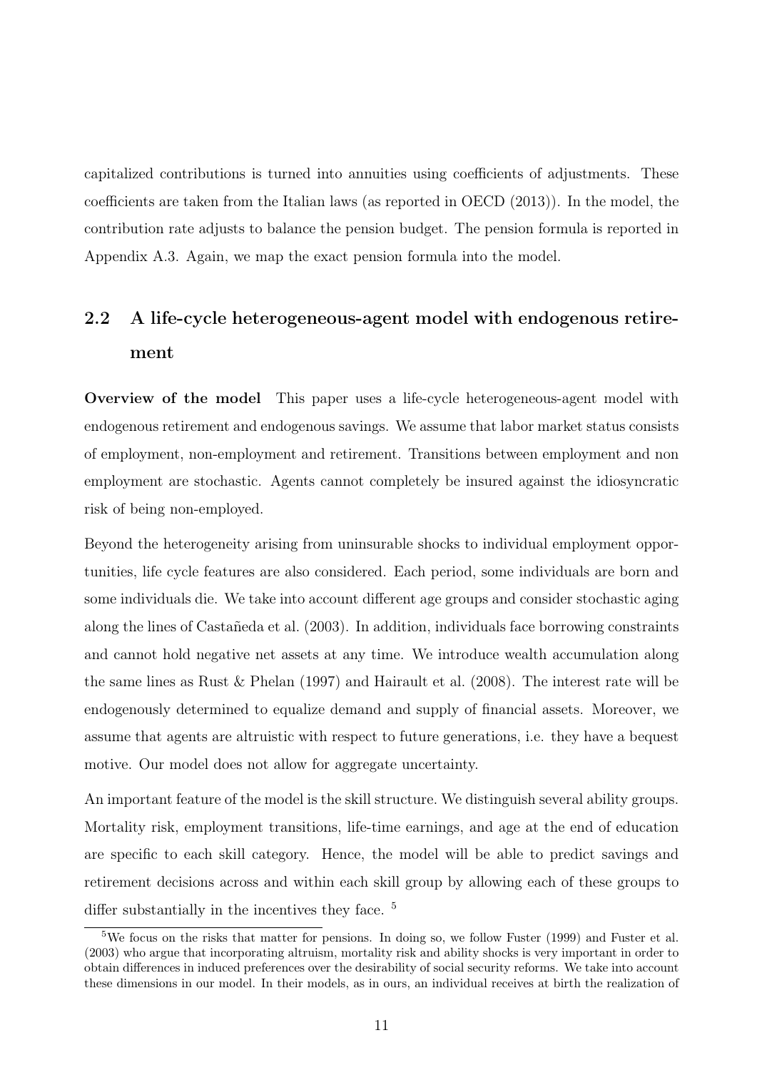capitalized contributions is turned into annuities using coefficients of adjustments. These coefficients are taken from the Italian laws (as reported in OECD (2013)). In the model, the contribution rate adjusts to balance the pension budget. The pension formula is reported in Appendix A.3. Again, we map the exact pension formula into the model.

## 2.2 A life-cycle heterogeneous-agent model with endogenous retirement

**Overview of the model** This paper uses a life-cycle heterogeneous-agent model with endogenous retirement and endogenous savings. We assume that labor market status consists of employment, non-employment and retirement. Transitions between employment and non employment are stochastic. Agents cannot completely be insured against the idiosyncratic risk of being non-employed.

Beyond the heterogeneity arising from uninsurable shocks to individual employment opportunities, life cycle features are also considered. Each period, some individuals are born and some individuals die. We take into account different age groups and consider stochastic aging along the lines of Castañeda et al. (2003). In addition, individuals face borrowing constraints and cannot hold negative net assets at any time. We introduce wealth accumulation along the same lines as Rust & Phelan (1997) and Hairault et al. (2008). The interest rate will be endogenously determined to equalize demand and supply of financial assets. Moreover, we assume that agents are altruistic with respect to future generations, i.e. they have a bequest motive. Our model does not allow for aggregate uncertainty.

An important feature of the model is the skill structure. We distinguish several ability groups. Mortality risk, employment transitions, life-time earnings, and age at the end of education are specific to each skill category. Hence, the model will be able to predict savings and retirement decisions across and within each skill group by allowing each of these groups to differ substantially in the incentives they face. [5]

[5] We focus on the risks that matter for pensions. In doing so, we follow Fuster (1999) and Fuster et al. (2003) who argue that incorporating altruism, mortality risk and ability shocks is very important in order to obtain differences in induced preferences over the desirability of social security reforms. We take into account these dimensions in our model. In their models, as in ours, an individual receives at birth the realization of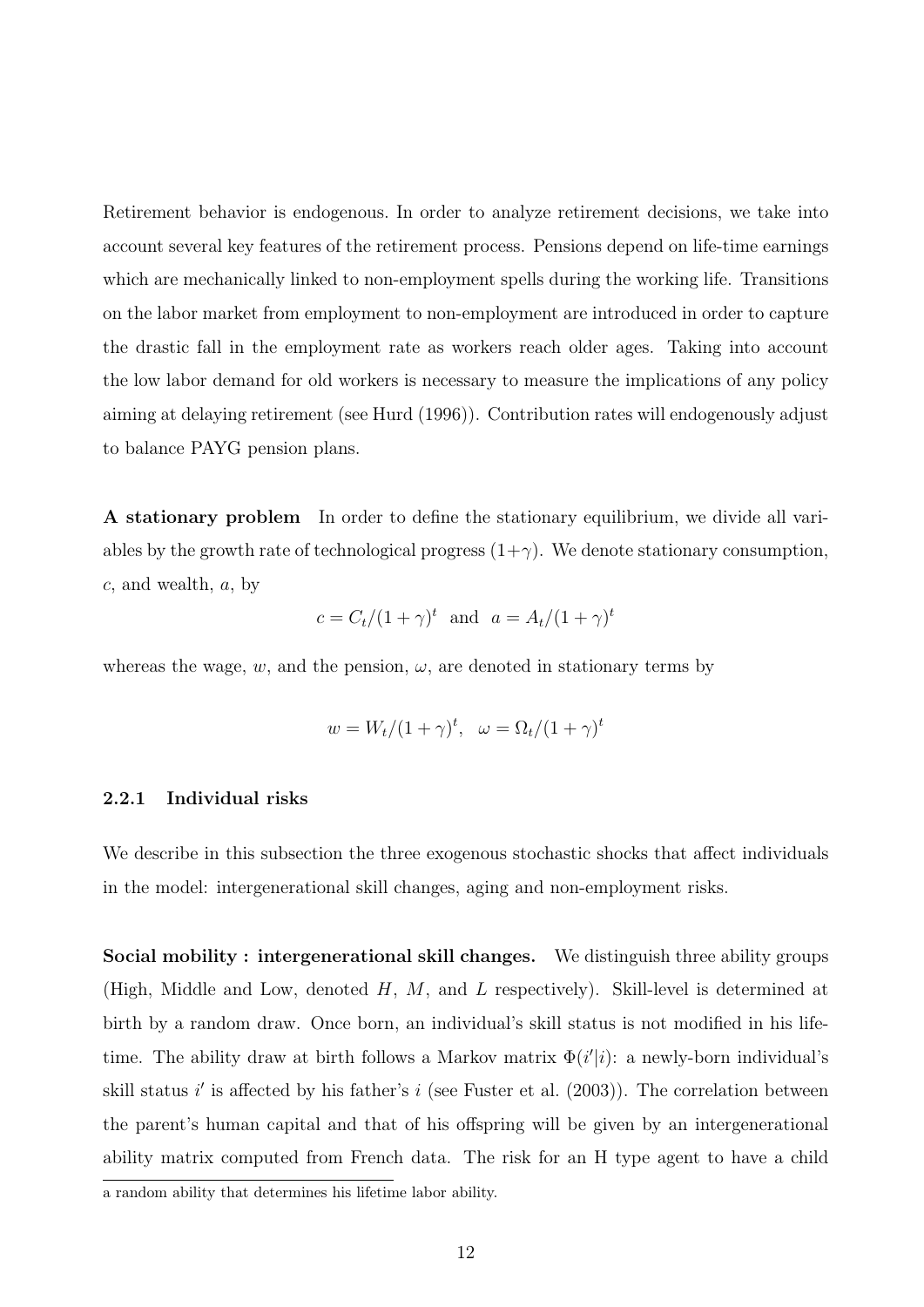Retirement behavior is endogenous. In order to analyze retirement decisions, we take into account several key features of the retirement process. Pensions depend on life-time earnings which are mechanically linked to non-employment spells during the working life. Transitions on the labor market from employment to non-employment are introduced in order to capture the drastic fall in the employment rate as workers reach older ages. Taking into account the low labor demand for old workers is necessary to measure the implications of any policy aiming at delaying retirement (see Hurd (1996)). Contribution rates will endogenously adjust to balance PAYG pension plans.

**A stationary problem** In order to define the stationary equilibrium, we divide all variables by the growth rate of technological progress $(1+\gamma)$. We denote stationary consumption, $c$, and wealth, $a$, by

$$c = C_t/(1+\gamma)^t \text{ and } a = A_t/(1+\gamma)^t$$

whereas the wage, $w$, and the pension, $\omega$, are denoted in stationary terms by

$$w = W_t/(1+\gamma)^t, \quad \omega = \Omega_t/(1+\gamma)^t$$

### 2.2.1 Individual risks

We describe in this subsection the three exogenous stochastic shocks that affect individuals in the model: intergenerational skill changes, aging and non-employment risks.

**Social mobility : intergenerational skill changes.** We distinguish three ability groups (High, Middle and Low, denoted $H$, $M$, and $L$ respectively). Skill-level is determined at birth by a random draw. Once born, an individual's skill status is not modified in his lifetime. The ability draw at birth follows a Markov matrix $\Phi(i'|i)$: a newly-born individual's skill status $i'$ is affected by his father's $i$ (see Fuster et al. (2003)). The correlation between the parent's human capital and that of his offspring will be given by an intergenerational ability matrix computed from French data. The risk for an H type agent to have a child

a random ability that determines his lifetime labor ability.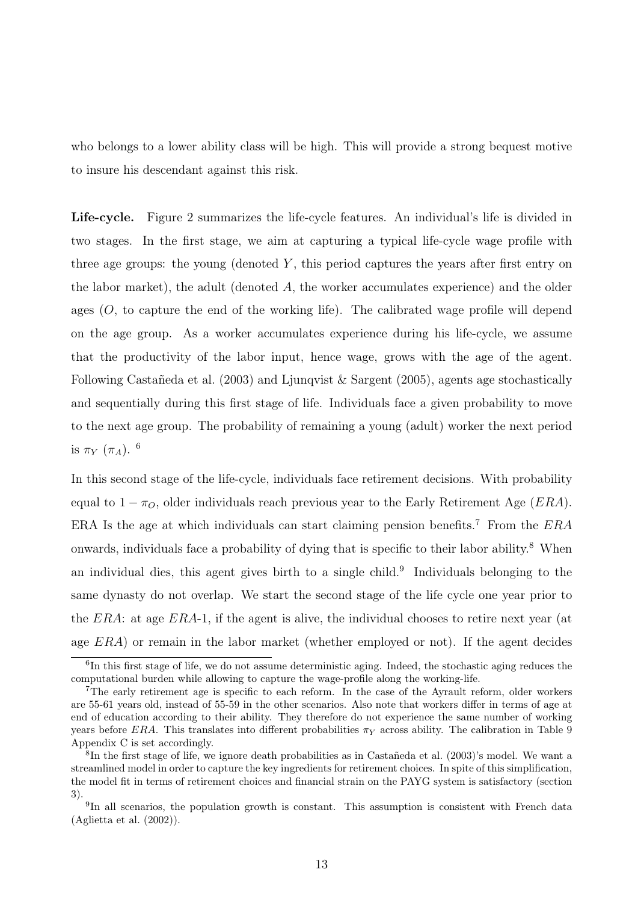who belongs to a lower ability class will be high. This will provide a strong bequest motive to insure his descendant against this risk.

**Life-cycle.** Figure 2 summarizes the life-cycle features. An individual's life is divided in two stages. In the first stage, we aim at capturing a typical life-cycle wage profile with three age groups: the young (denoted $Y$, this period captures the years after first entry on the labor market), the adult (denoted $A$, the worker accumulates experience) and the older ages ($O$, to capture the end of the working life). The calibrated wage profile will depend on the age group. As a worker accumulates experience during his life-cycle, we assume that the productivity of the labor input, hence wage, grows with the age of the agent. Following Castañeda et al. (2003) and Ljunqvist & Sargent (2005), agents age stochastically and sequentially during this first stage of life. Individuals face a given probability to move to the next age group. The probability of remaining a young (adult) worker the next period is $\pi_Y$ ($\pi_A$). [6]

In this second stage of the life-cycle, individuals face retirement decisions. With probability equal to $1 - \pi_O$, older individuals reach previous year to the Early Retirement Age ($ERA$). ERA Is the age at which individuals can start claiming pension benefits.[7] From the $ERA$ onwards, individuals face a probability of dying that is specific to their labor ability.[8] When an individual dies, this agent gives birth to a single child.[9] Individuals belonging to the same dynasty do not overlap. We start the second stage of the life cycle one year prior to the $ERA$: at age $ERA$-1, if the agent is alive, the individual chooses to retire next year (at age $ERA$) or remain in the labor market (whether employed or not). If the agent decides

[6] In this first stage of life, we do not assume deterministic aging. Indeed, the stochastic aging reduces the computational burden while allowing to capture the wage-profile along the working-life.

[7] The early retirement age is specific to each reform. In the case of the Ayrault reform, older workers are 55-61 years old, instead of 55-59 in the other scenarios. Also note that workers differ in terms of age at end of education according to their ability. They therefore do not experience the same number of working years before $ERA$. This translates into different probabilities $\pi_Y$ across ability. The calibration in Table 9 Appendix C is set accordingly.

[8] In the first stage of life, we ignore death probabilities as in Castañeda et al. (2003)'s model. We want a streamlined model in order to capture the key ingredients for retirement choices. In spite of this simplification, the model fit in terms of retirement choices and financial strain on the PAYG system is satisfactory (section 3).

[9] In all scenarios, the population growth is constant. This assumption is consistent with French data (Aglietta et al. (2002)).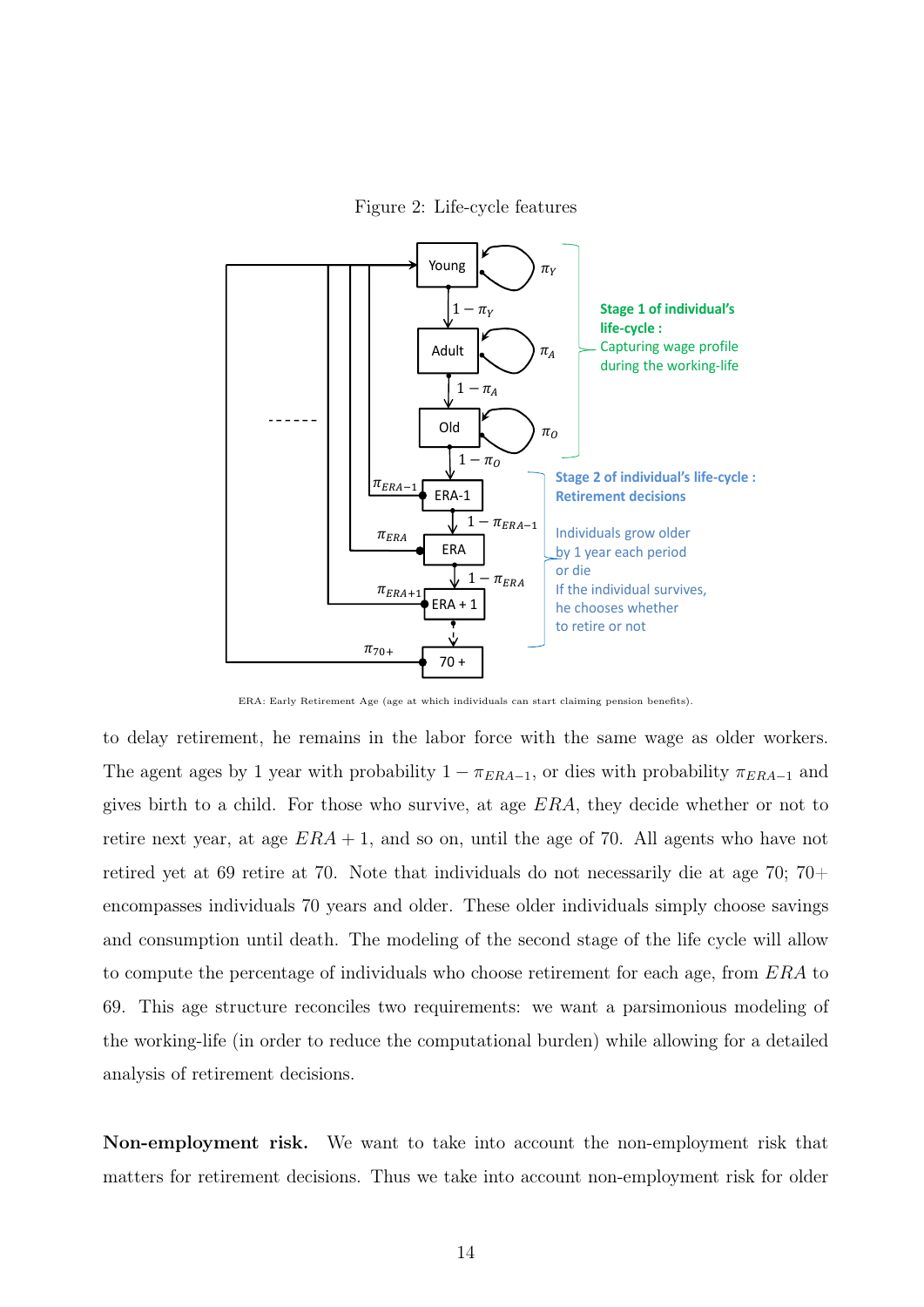Figure 2: Life-cycle features

ERA: Early Retirement Age (age at which individuals can start claiming pension benefits).

to delay retirement, he remains in the labor force with the same wage as older workers. The agent ages by 1 year with probability $1 - \pi_{ERA-1}$, or dies with probability $\pi_{ERA-1}$ and gives birth to a child. For those who survive, at age $ERA$, they decide whether or not to retire next year, at age $ERA+1$, and so on, until the age of 70. All agents who have not retired yet at 69 retire at 70. Note that individuals do not necessarily die at age 70; 70+ encompasses individuals 70 years and older. These older individuals simply choose savings and consumption until death. The modeling of the second stage of the life cycle will allow to compute the percentage of individuals who choose retirement for each age, from $ERA$ to 69. This age structure reconciles two requirements: we want a parsimonious modeling of the working-life (in order to reduce the computational burden) while allowing for a detailed analysis of retirement decisions.

**Non-employment risk.** We want to take into account the non-employment risk that matters for retirement decisions. Thus we take into account non-employment risk for older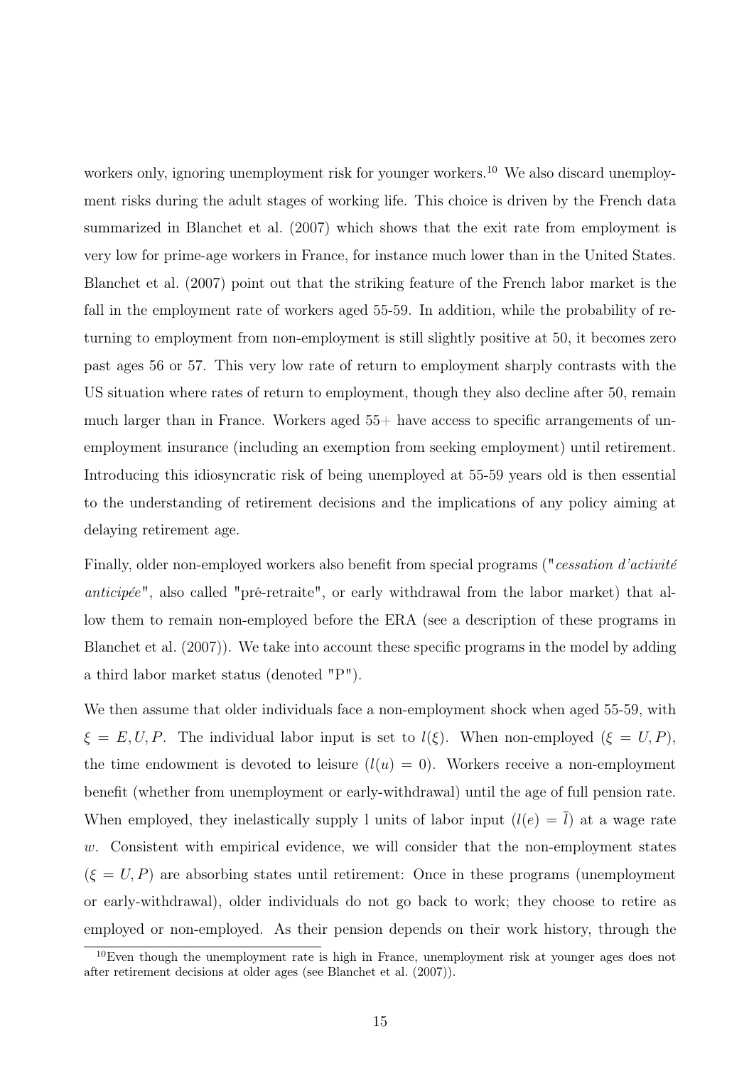workers only, ignoring unemployment risk for younger workers.[10] We also discard unemployment risks during the adult stages of working life. This choice is driven by the French data summarized in Blanchet et al. (2007) which shows that the exit rate from employment is very low for prime-age workers in France, for instance much lower than in the United States. Blanchet et al. (2007) point out that the striking feature of the French labor market is the fall in the employment rate of workers aged 55-59. In addition, while the probability of returning to employment from non-employment is still slightly positive at 50, it becomes zero past ages 56 or 57. This very low rate of return to employment sharply contrasts with the US situation where rates of return to employment, though they also decline after 50, remain much larger than in France. Workers aged 55+ have access to specific arrangements of unemployment insurance (including an exemption from seeking employment) until retirement. Introducing this idiosyncratic risk of being unemployed at 55-59 years old is then essential to the understanding of retirement decisions and the implications of any policy aiming at delaying retirement age.

Finally, older non-employed workers also benefit from special programs ("*cessation d'activité anticipée*", also called "pré-retraite", or early withdrawal from the labor market) that allow them to remain non-employed before the ERA (see a description of these programs in Blanchet et al. (2007)). We take into account these specific programs in the model by adding a third labor market status (denoted "P").

We then assume that older individuals face a non-employment shock when aged 55-59, with $\xi = E, U, P$. The individual labor input is set to $l(\xi)$. When non-employed ($\xi = U, P$), the time endowment is devoted to leisure ($l(u) = 0$). Workers receive a non-employment benefit (whether from unemployment or early-withdrawal) until the age of full pension rate. When employed, they inelastically supply l units of labor input ($l(e) = \bar{l}$) at a wage rate $w$. Consistent with empirical evidence, we will consider that the non-employment states ($\xi = U, P$) are absorbing states until retirement: Once in these programs (unemployment or early-withdrawal), older individuals do not go back to work; they choose to retire as employed or non-employed. As their pension depends on their work history, through the

[10]Even though the unemployment rate is high in France, unemployment risk at younger ages does not after retirement decisions at older ages (see Blanchet et al. (2007)).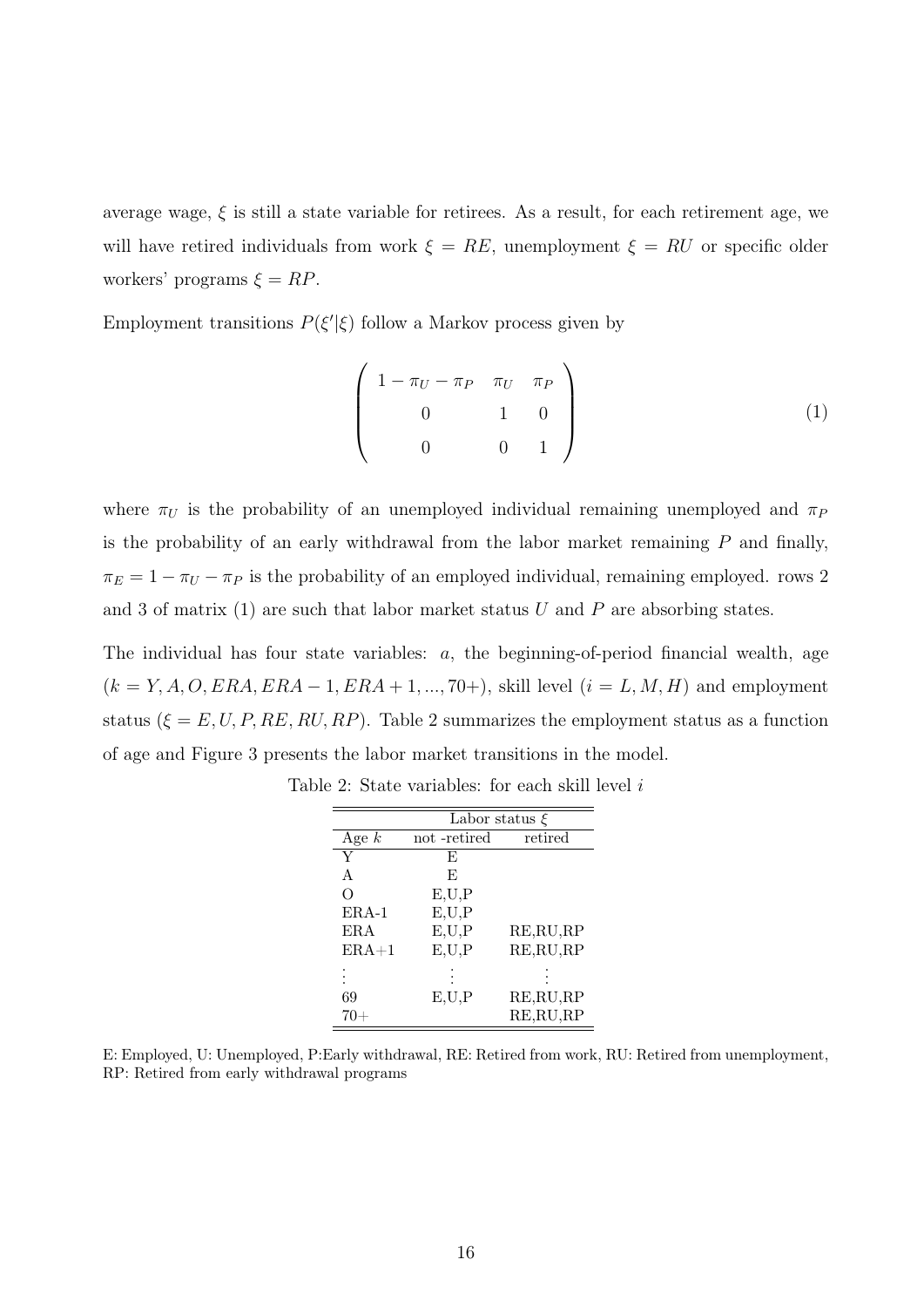average wage, $\xi$ is still a state variable for retirees. As a result, for each retirement age, we will have retired individuals from work $\xi = RE$, unemployment $\xi = RU$ or specific older workers' programs $\xi = RP$.

Employment transitions $P(\xi'|\xi)$ follow a Markov process given by

$$\begin{pmatrix} 1-\pi_U-\pi_P & \pi_U & \pi_P \\ 0 & 1 & 0 \\ 0 & 0 & 1 \end{pmatrix} \tag{1}$$

where $\pi_U$ is the probability of an unemployed individual remaining unemployed and $\pi_P$ is the probability of an early withdrawal from the labor market remaining $P$ and finally, $\pi_E = 1-\pi_U-\pi_P$ is the probability of an employed individual, remaining employed. rows 2 and 3 of matrix (1) are such that labor market status $U$ and $P$ are absorbing states.

The individual has four state variables: $a$, the beginning-of-period financial wealth, age ($k = Y, A, O, ERA, ERA-1, ERA+1, ..., 70+$), skill level ($i = L, M, H$) and employment status ($\xi = E, U, P, RE, RU, RP$). Table 2 summarizes the employment status as a function of age and Figure 3 presents the labor market transitions in the model.

Table 2: State variables: for each skill level $i$

| | Labor status $\xi$ | |
|---|---|---|
| Age $k$ | not -retired | retired |
| Y | E | |
| A | E | |
| O | E,U,P | |
| ERA-1 | E,U,P | |
| ERA | E,U,P | RE,RU,RP |
| ERA+1 | E,U,P | RE,RU,RP |
| ⋮ | ⋮ | ⋮ |
| 69 | E,U,P | RE,RU,RP |
| 70+ | | RE,RU,RP |

E: Employed, U: Unemployed, P:Early withdrawal, RE: Retired from work, RU: Retired from unemployment, RP: Retired from early withdrawal programs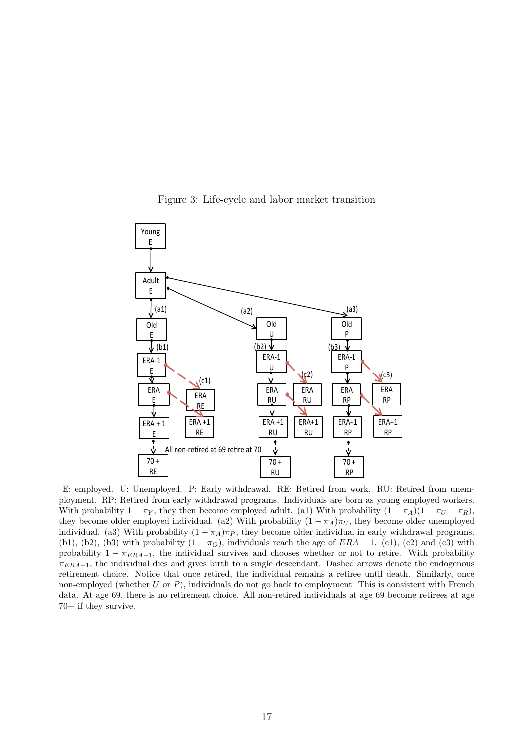Figure 3: Life-cycle and labor market transition

E: employed. U: Unemployed. P: Early withdrawal. RE: Retired from work. RU: Retired from unemployment. RP: Retired from early withdrawal programs. Individuals are born as young employed workers. With probability $1 - \pi_Y$, they then become employed adult. (a1) With probability $(1 - \pi_A)(1 - \pi_U - \pi_R)$, they become older employed individual. (a2) With probability $(1 - \pi_A)\pi_U$, they become older unemployed individual. (a3) With probability $(1 - \pi_A)\pi_P$, they become older individual in early withdrawal programs. (b1), (b2), (b3) with probability $(1 - \pi_O)$, individuals reach the age of $ERA - 1$. (c1), (c2) and (c3) with probability $1 - \pi_{ERA-1}$, the individual survives and chooses whether or not to retire. With probability $\pi_{ERA-1}$, the individual dies and gives birth to a single descendant. Dashed arrows denote the endogenous retirement choice. Notice that once retired, the individual remains a retiree until death. Similarly, once non-employed (whether $U$ or $P$), individuals do not go back to employment. This is consistent with French data. At age 69, there is no retirement choice. All non-retired individuals at age 69 become retirees at age 70+ if they survive.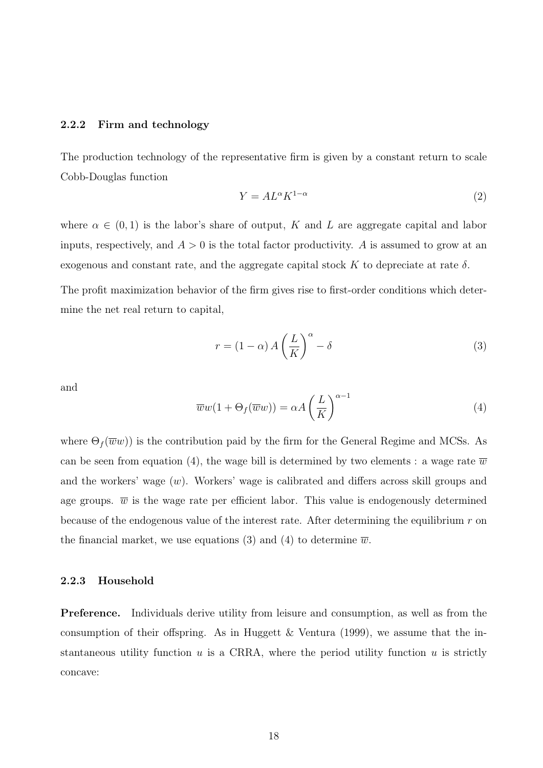### 2.2.2 Firm and technology

The production technology of the representative firm is given by a constant return to scale Cobb-Douglas function

$$Y = AL^{\alpha}K^{1-\alpha} \tag{2}$$

where $\alpha \in (0,1)$ is the labor's share of output, $K$ and $L$ are aggregate capital and labor inputs, respectively, and $A > 0$ is the total factor productivity. $A$ is assumed to grow at an exogenous and constant rate, and the aggregate capital stock $K$ to depreciate at rate $\delta$.

The profit maximization behavior of the firm gives rise to first-order conditions which determine the net real return to capital,

$$r = (1-\alpha)\, A \left(\frac{L}{K}\right)^{\alpha} - \delta \tag{3}$$

and

$$\overline{w}w(1 + \Theta_f(\overline{w}w)) = \alpha A \left(\frac{L}{K}\right)^{\alpha-1} \tag{4}$$

where $\Theta_f(\overline{w}w))$ is the contribution paid by the firm for the General Regime and MCSs. As can be seen from equation (4), the wage bill is determined by two elements : a wage rate $\overline{w}$ and the workers' wage ($w$). Workers' wage is calibrated and differs across skill groups and age groups. $\overline{w}$ is the wage rate per efficient labor. This value is endogenously determined because of the endogenous value of the interest rate. After determining the equilibrium $r$ on the financial market, we use equations (3) and (4) to determine $\overline{w}$.

### 2.2.3 Household

**Preference.** Individuals derive utility from leisure and consumption, as well as from the consumption of their offspring. As in Huggett & Ventura (1999), we assume that the instantaneous utility function $u$ is a CRRA, where the period utility function $u$ is strictly concave: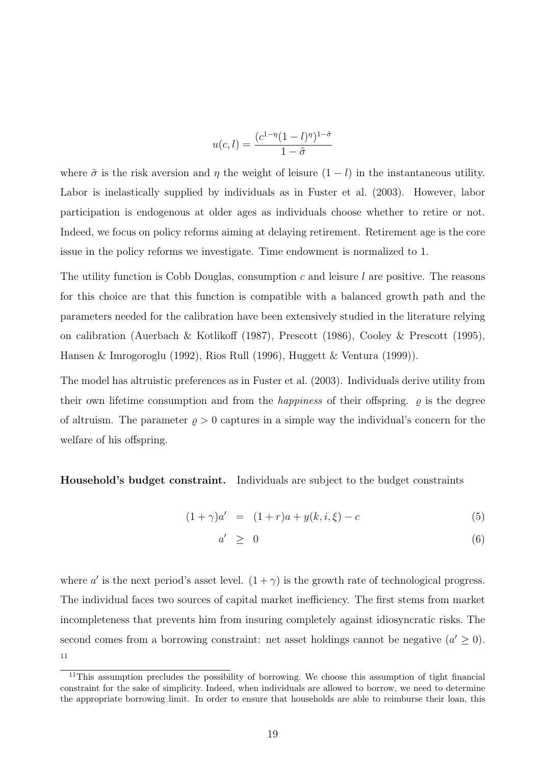$$u(c,l) = \frac{(c^{1-\eta}(1-l)^{\eta})^{1-\tilde{\sigma}}}{1-\tilde{\sigma}}$$

where $\tilde{\sigma}$ is the risk aversion and $\eta$ the weight of leisure $(1-l)$ in the instantaneous utility. Labor is inelastically supplied by individuals as in Fuster et al. (2003). However, labor participation is endogenous at older ages as individuals choose whether to retire or not. Indeed, we focus on policy reforms aiming at delaying retirement. Retirement age is the core issue in the policy reforms we investigate. Time endowment is normalized to 1.

The utility function is Cobb Douglas, consumption $c$ and leisure $l$ are positive. The reasons for this choice are that this function is compatible with a balanced growth path and the parameters needed for the calibration have been extensively studied in the literature relying on calibration (Auerbach & Kotlikoff (1987), Prescott (1986), Cooley & Prescott (1995), Hansen & Imrogoroglu (1992), Rios Rull (1996), Huggett & Ventura (1999)).

The model has altruistic preferences as in Fuster et al. (2003). Individuals derive utility from their own lifetime consumption and from the *happiness* of their offspring. $\varrho$ is the degree of altruism. The parameter $\varrho > 0$ captures in a simple way the individual's concern for the welfare of his offspring.

**Household's budget constraint.** Individuals are subject to the budget constraints

$$(1+\gamma)a' = (1+r)a + y(k,i,\xi) - c \tag{5}$$

$$a' \geq 0 \tag{6}$$

where $a'$ is the next period's asset level. $(1+\gamma)$ is the growth rate of technological progress. The individual faces two sources of capital market inefficiency. The first stems from market incompleteness that prevents him from insuring completely against idiosyncratic risks. The second comes from a borrowing constraint: net asset holdings cannot be negative ($a' \geq 0$). [11]

[11] This assumption precludes the possibility of borrowing. We choose this assumption of tight financial constraint for the sake of simplicity. Indeed, when individuals are allowed to borrow, we need to determine the appropriate borrowing limit. In order to ensure that households are able to reimburse their loan, this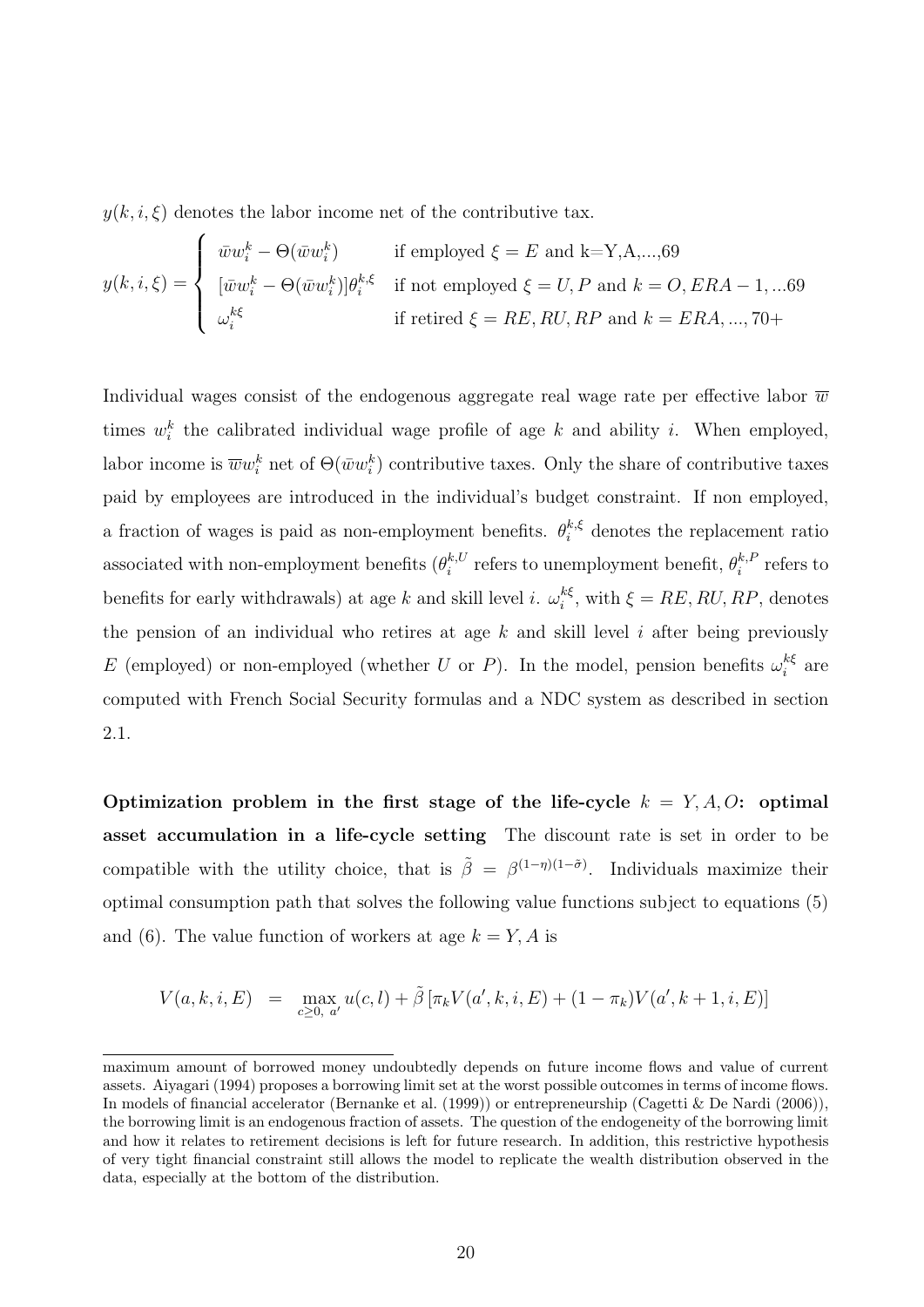$y(k, i, \xi)$ denotes the labor income net of the contributive tax.

$$y(k,i,\xi) = \begin{cases} \bar{w}w_i^k - \Theta(\bar{w}w_i^k) & \text{if employed } \xi = E \text{ and k=Y,A,...,69} \\ [\bar{w}w_i^k - \Theta(\bar{w}w_i^k)]\theta_i^{k,\xi} & \text{if not employed } \xi = U, P \text{ and } k = O, ERA-1, ...69 \\ \omega_i^{k\xi} & \text{if retired } \xi = RE, RU, RP \text{ and } k = ERA, ..., 70+ \end{cases}$$

Individual wages consist of the endogenous aggregate real wage rate per effective labor $\overline{w}$ times $w_i^k$ the calibrated individual wage profile of age $k$ and ability $i$. When employed, labor income is $\overline{w}w_i^k$ net of $\Theta(\bar{w}w_i^k)$ contributive taxes. Only the share of contributive taxes paid by employees are introduced in the individual's budget constraint. If non employed, a fraction of wages is paid as non-employment benefits. $\theta_i^{k,\xi}$ denotes the replacement ratio associated with non-employment benefits ($\theta_i^{k,U}$ refers to unemployment benefit, $\theta_i^{k,P}$ refers to benefits for early withdrawals) at age $k$ and skill level $i$. $\omega_i^{k\xi}$, with $\xi = RE, RU, RP$, denotes the pension of an individual who retires at age $k$ and skill level $i$ after being previously $E$ (employed) or non-employed (whether $U$ or $P$). In the model, pension benefits $\omega_i^{k\xi}$ are computed with French Social Security formulas and a NDC system as described in section 2.1.

**Optimization problem in the first stage of the life-cycle $k = Y, A, O$: optimal asset accumulation in a life-cycle setting** The discount rate is set in order to be compatible with the utility choice, that is $\tilde{\beta} = \beta^{(1-\eta)(1-\tilde{\sigma})}$. Individuals maximize their optimal consumption path that solves the following value functions subject to equations (5) and (6). The value function of workers at age $k = Y, A$ is

$$V(a,k,i,E) = \max_{c \geq 0,\ a'} u(c,l) + \tilde{\beta}\left[\pi_k V(a',k,i,E) + (1-\pi_k)V(a',k+1,i,E)\right]$$

maximum amount of borrowed money undoubtedly depends on future income flows and value of current assets. Aiyagari (1994) proposes a borrowing limit set at the worst possible outcomes in terms of income flows. In models of financial accelerator (Bernanke et al. (1999)) or entrepreneurship (Cagetti & De Nardi (2006)), the borrowing limit is an endogenous fraction of assets. The question of the endogeneity of the borrowing limit and how it relates to retirement decisions is left for future research. In addition, this restrictive hypothesis of very tight financial constraint still allows the model to replicate the wealth distribution observed in the data, especially at the bottom of the distribution.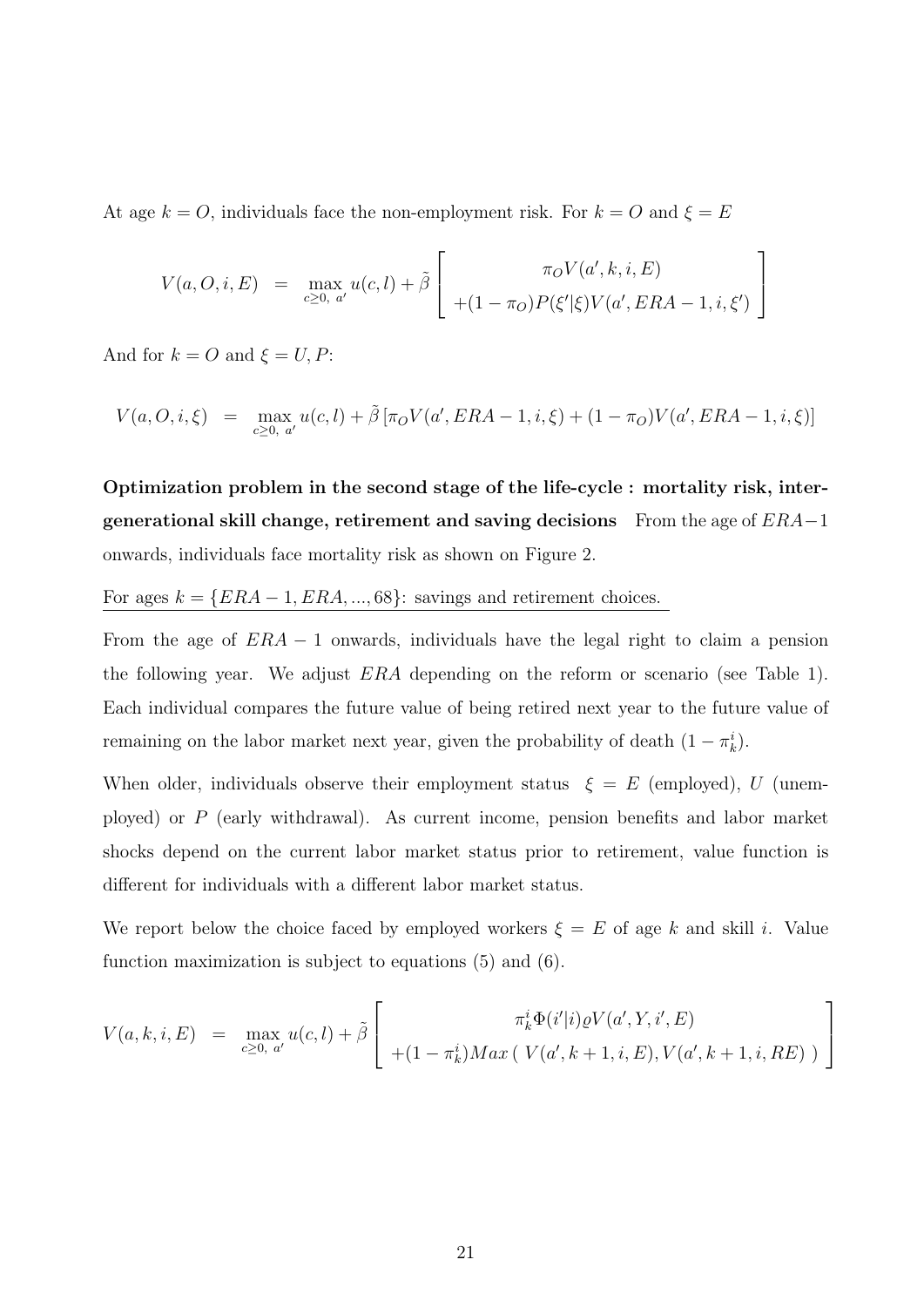At age $k = O$, individuals face the non-employment risk. For $k = O$ and $\xi = E$

$$
V(a, O, i, E) \quad = \quad \max_{c \geq 0,\ a'} u(c, l) + \tilde{\beta} \left[ \begin{array}{c} \pi_O V(a', k, i, E) \\ +(1 - \pi_O) P(\xi'|\xi) V(a', ERA - 1, i, \xi') \end{array} \right]
$$

And for $k = O$ and $\xi = U, P$:

$$
V(a, O, i, \xi) \quad = \quad \max_{c \geq 0,\ a'} u(c, l) + \tilde{\beta} \left[ \pi_O V(a', ERA - 1, i, \xi) + (1 - \pi_O) V(a', ERA - 1, i, \xi) \right]
$$

**Optimization problem in the second stage of the life-cycle : mortality risk, intergenerational skill change, retirement and saving decisions** From the age of $ERA-1$ onwards, individuals face mortality risk as shown on Figure 2.

For ages $k = \{ERA - 1, ERA, ..., 68\}$: savings and retirement choices.

From the age of $ERA - 1$ onwards, individuals have the legal right to claim a pension the following year. We adjust $ERA$ depending on the reform or scenario (see Table 1). Each individual compares the future value of being retired next year to the future value of remaining on the labor market next year, given the probability of death $(1 - \pi_k^i)$.

When older, individuals observe their employment status $\xi = E$ (employed), $U$ (unemployed) or $P$ (early withdrawal). As current income, pension benefits and labor market shocks depend on the current labor market status prior to retirement, value function is different for individuals with a different labor market status.

We report below the choice faced by employed workers $\xi = E$ of age $k$ and skill $i$. Value function maximization is subject to equations (5) and (6).

$$
V(a, k, i, E) \quad = \quad \max_{c \geq 0,\ a'} u(c, l) + \tilde{\beta} \left[ \begin{array}{c} \pi_k^i \Phi(i'|i) \varrho V(a', Y, i', E) \\ +(1 - \pi_k^i) Max \left( \ V(a', k + 1, i, E), V(a', k + 1, i, RE) \ \right) \end{array} \right]
$$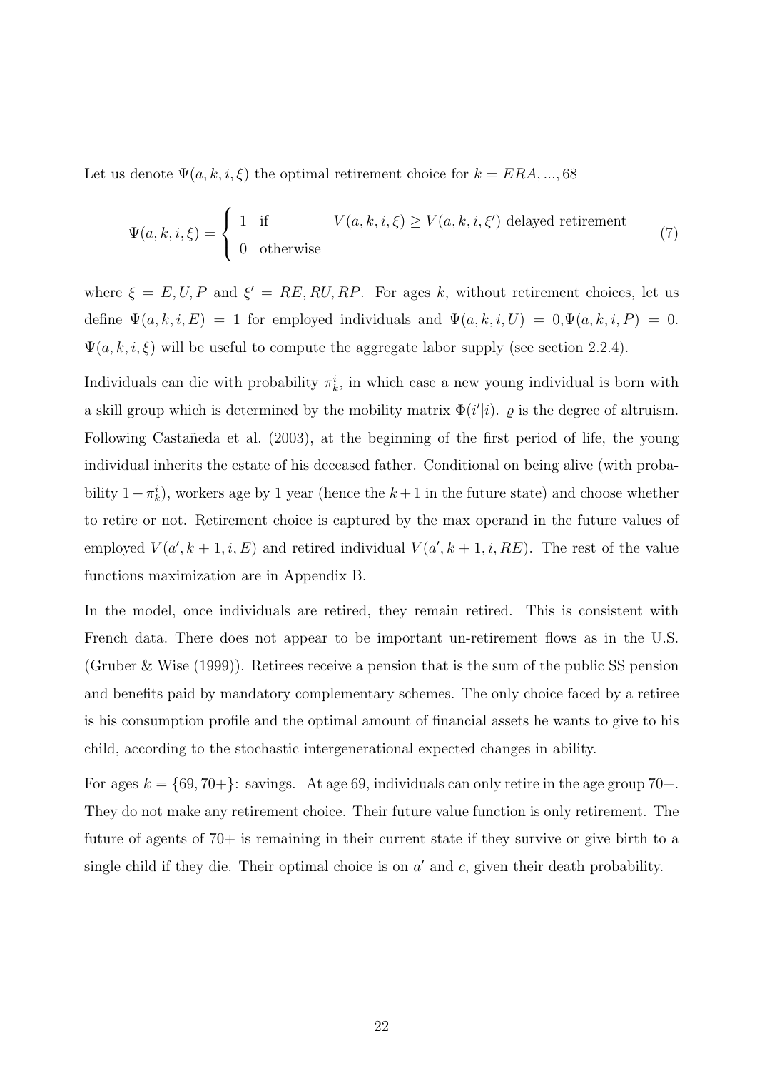Let us denote $\Psi(a, k, i, \xi)$ the optimal retirement choice for $k = ERA, ..., 68$

$$\Psi(a, k, i, \xi) = \begin{cases} 1 & \text{if} \qquad V(a, k, i, \xi) \geq V(a, k, i, \xi') \text{ delayed retirement} \\ 0 & \text{otherwise} \end{cases} \tag{7}$$

where $\xi = E, U, P$ and $\xi' = RE, RU, RP$. For ages $k$, without retirement choices, let us define $\Psi(a, k, i, E) = 1$ for employed individuals and $\Psi(a, k, i, U) = 0, \Psi(a, k, i, P) = 0$. $\Psi(a, k, i, \xi)$ will be useful to compute the aggregate labor supply (see section 2.2.4).

Individuals can die with probability $\pi_k^i$, in which case a new young individual is born with a skill group which is determined by the mobility matrix $\Phi(i'|i)$. $\varrho$ is the degree of altruism. Following Castañeda et al. (2003), at the beginning of the first period of life, the young individual inherits the estate of his deceased father. Conditional on being alive (with probability $1 - \pi_k^i$), workers age by 1 year (hence the $k+1$ in the future state) and choose whether to retire or not. Retirement choice is captured by the max operand in the future values of employed $V(a', k+1, i, E)$ and retired individual $V(a', k+1, i, RE)$. The rest of the value functions maximization are in Appendix B.

In the model, once individuals are retired, they remain retired. This is consistent with French data. There does not appear to be important un-retirement flows as in the U.S. (Gruber & Wise (1999)). Retirees receive a pension that is the sum of the public SS pension and benefits paid by mandatory complementary schemes. The only choice faced by a retiree is his consumption profile and the optimal amount of financial assets he wants to give to his child, according to the stochastic intergenerational expected changes in ability.

For ages $k = \{69, 70+\}$: savings. At age 69, individuals can only retire in the age group 70+. They do not make any retirement choice. Their future value function is only retirement. The future of agents of 70+ is remaining in their current state if they survive or give birth to a single child if they die. Their optimal choice is on $a'$ and $c$, given their death probability.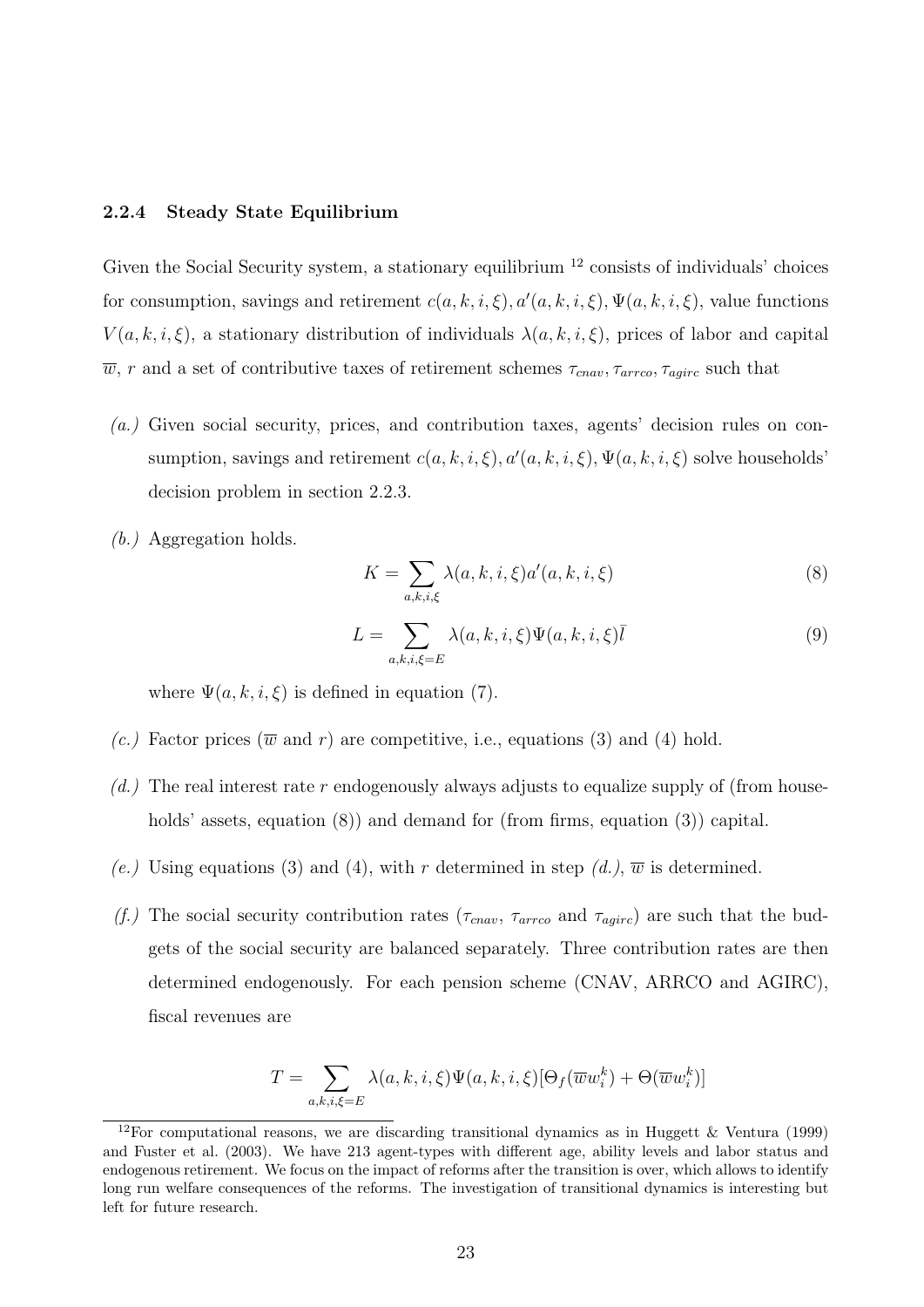#### 2.2.4 Steady State Equilibrium

Given the Social Security system, a stationary equilibrium [12] consists of individuals' choices for consumption, savings and retirement $c(a,k,i,\xi), a'(a,k,i,\xi), \Psi(a,k,i,\xi)$, value functions $V(a,k,i,\xi)$, a stationary distribution of individuals $\lambda(a,k,i,\xi)$, prices of labor and capital $\overline{w}$, $r$ and a set of contributive taxes of retirement schemes $\tau_{cnav}, \tau_{arrco}, \tau_{agirc}$ such that

*(a.)* Given social security, prices, and contribution taxes, agents' decision rules on consumption, savings and retirement $c(a,k,i,\xi), a'(a,k,i,\xi), \Psi(a,k,i,\xi)$ solve households' decision problem in section 2.2.3.

*(b.)* Aggregation holds.

$$K = \sum_{a,k,i,\xi} \lambda(a,k,i,\xi) a'(a,k,i,\xi) \tag{8}$$

$$L = \sum_{a,k,i,\xi=E} \lambda(a,k,i,\xi) \Psi(a,k,i,\xi) \bar{l} \tag{9}$$

where $\Psi(a,k,i,\xi)$ is defined in equation (7).

*(c.)* Factor prices ($\overline{w}$ and $r$) are competitive, i.e., equations (3) and (4) hold.

*(d.)* The real interest rate $r$ endogenously always adjusts to equalize supply of (from households' assets, equation (8)) and demand for (from firms, equation (3)) capital.

*(e.)* Using equations (3) and (4), with $r$ determined in step *(d.)*, $\overline{w}$ is determined.

*(f.)* The social security contribution rates ($\tau_{cnav}$, $\tau_{arrco}$ and $\tau_{agirc}$) are such that the budgets of the social security are balanced separately. Three contribution rates are then determined endogenously. For each pension scheme (CNAV, ARRCO and AGIRC), fiscal revenues are

$$T = \sum_{a,k,i,\xi=E} \lambda(a,k,i,\xi) \Psi(a,k,i,\xi) [\Theta_f(\overline{w} w_i^k) + \Theta(\overline{w} w_i^k)]$$

[12] For computational reasons, we are discarding transitional dynamics as in Huggett & Ventura (1999) and Fuster et al. (2003). We have 213 agent-types with different age, ability levels and labor status and endogenous retirement. We focus on the impact of reforms after the transition is over, which allows to identify long run welfare consequences of the reforms. The investigation of transitional dynamics is interesting but left for future research.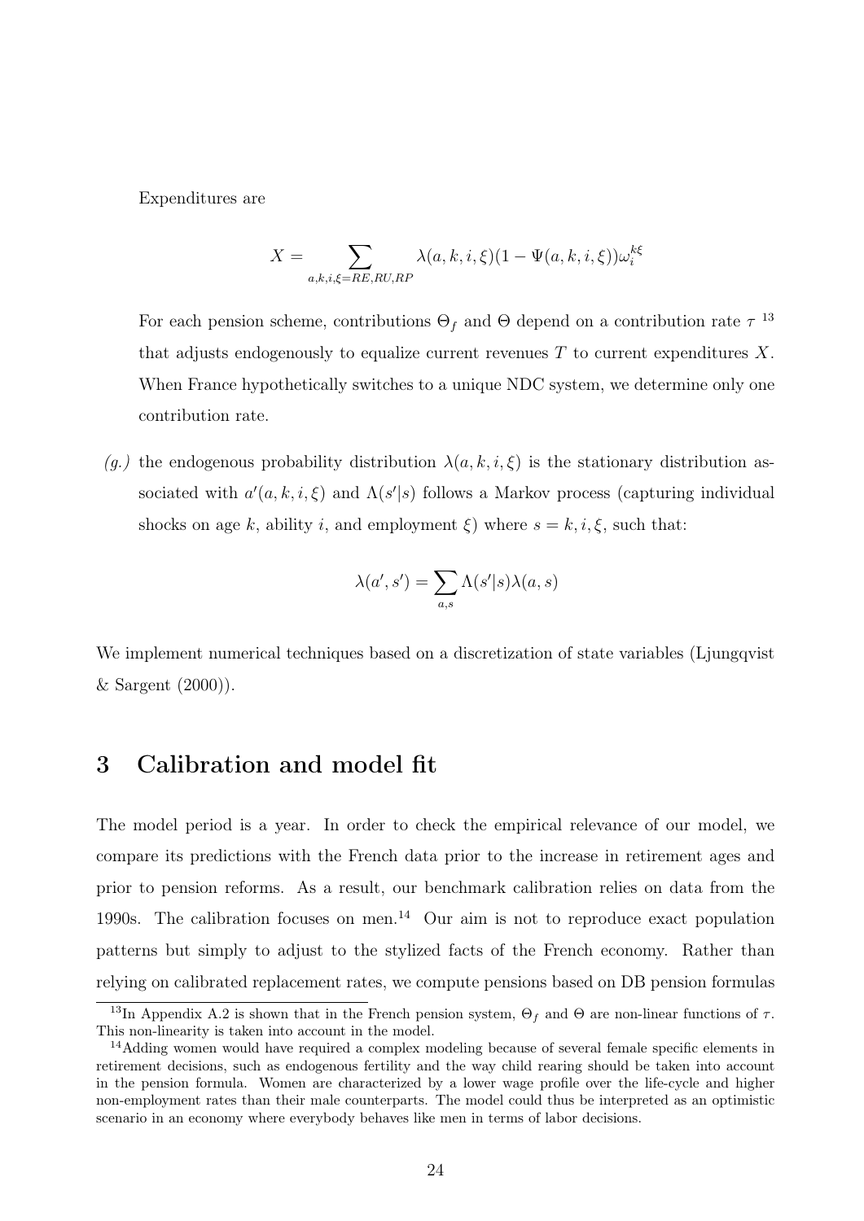Expenditures are

$$X = \sum_{a,k,i,\xi=RE,RU,RP} \lambda(a,k,i,\xi)(1-\Psi(a,k,i,\xi))\omega_i^{k\xi}$$

For each pension scheme, contributions $\Theta_f$ and $\Theta$ depend on a contribution rate $\tau$ [13] that adjusts endogenously to equalize current revenues $T$ to current expenditures $X$. When France hypothetically switches to a unique NDC system, we determine only one contribution rate.

*(g.)* the endogenous probability distribution $\lambda(a,k,i,\xi)$ is the stationary distribution associated with $a'(a,k,i,\xi)$ and $\Lambda(s'|s)$ follows a Markov process (capturing individual shocks on age $k$, ability $i$, and employment $\xi$) where $s = k, i, \xi$, such that:

$$\lambda(a', s') = \sum_{a,s} \Lambda(s'|s)\lambda(a,s)$$

We implement numerical techniques based on a discretization of state variables (Ljungqvist & Sargent (2000)).

# 3 Calibration and model fit

The model period is a year. In order to check the empirical relevance of our model, we compare its predictions with the French data prior to the increase in retirement ages and prior to pension reforms. As a result, our benchmark calibration relies on data from the 1990s. The calibration focuses on men.[14] Our aim is not to reproduce exact population patterns but simply to adjust to the stylized facts of the French economy. Rather than relying on calibrated replacement rates, we compute pensions based on DB pension formulas

---

[13] In Appendix A.2 is shown that in the French pension system, $\Theta_f$ and $\Theta$ are non-linear functions of $\tau$. This non-linearity is taken into account in the model.

[14] Adding women would have required a complex modeling because of several female specific elements in retirement decisions, such as endogenous fertility and the way child rearing should be taken into account in the pension formula. Women are characterized by a lower wage profile over the life-cycle and higher non-employment rates than their male counterparts. The model could thus be interpreted as an optimistic scenario in an economy where everybody behaves like men in terms of labor decisions.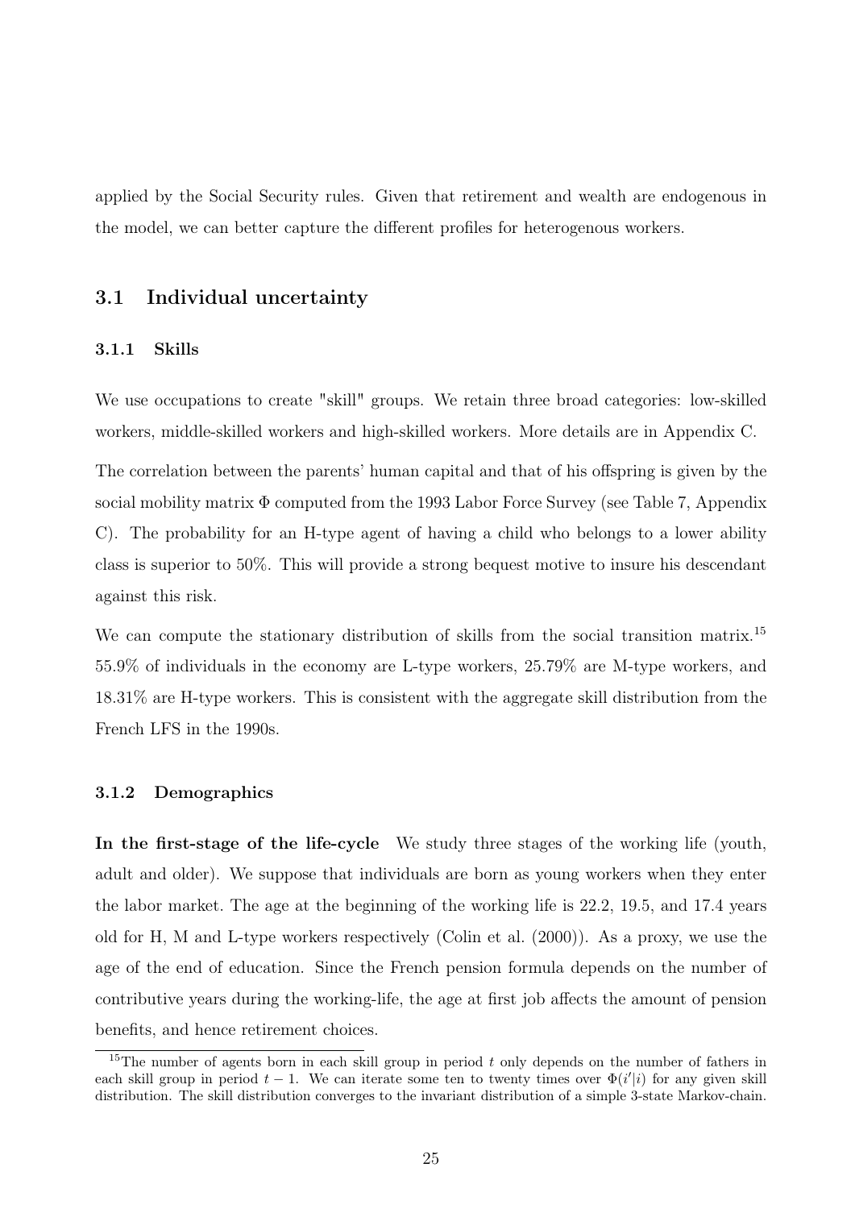applied by the Social Security rules. Given that retirement and wealth are endogenous in the model, we can better capture the different profiles for heterogenous workers.

## 3.1 Individual uncertainty

### 3.1.1 Skills

We use occupations to create "skill" groups. We retain three broad categories: low-skilled workers, middle-skilled workers and high-skilled workers. More details are in Appendix C.

The correlation between the parents' human capital and that of his offspring is given by the social mobility matrix $\Phi$ computed from the 1993 Labor Force Survey (see Table 7, Appendix C). The probability for an H-type agent of having a child who belongs to a lower ability class is superior to 50%. This will provide a strong bequest motive to insure his descendant against this risk.

We can compute the stationary distribution of skills from the social transition matrix.[15] 55.9% of individuals in the economy are L-type workers, 25.79% are M-type workers, and 18.31% are H-type workers. This is consistent with the aggregate skill distribution from the French LFS in the 1990s.

### 3.1.2 Demographics

**In the first-stage of the life-cycle** We study three stages of the working life (youth, adult and older). We suppose that individuals are born as young workers when they enter the labor market. The age at the beginning of the working life is 22.2, 19.5, and 17.4 years old for H, M and L-type workers respectively (Colin et al. (2000)). As a proxy, we use the age of the end of education. Since the French pension formula depends on the number of contributive years during the working-life, the age at first job affects the amount of pension benefits, and hence retirement choices.

[15] The number of agents born in each skill group in period $t$ only depends on the number of fathers in each skill group in period $t-1$. We can iterate some ten to twenty times over $\Phi(i'|i)$ for any given skill distribution. The skill distribution converges to the invariant distribution of a simple 3-state Markov-chain.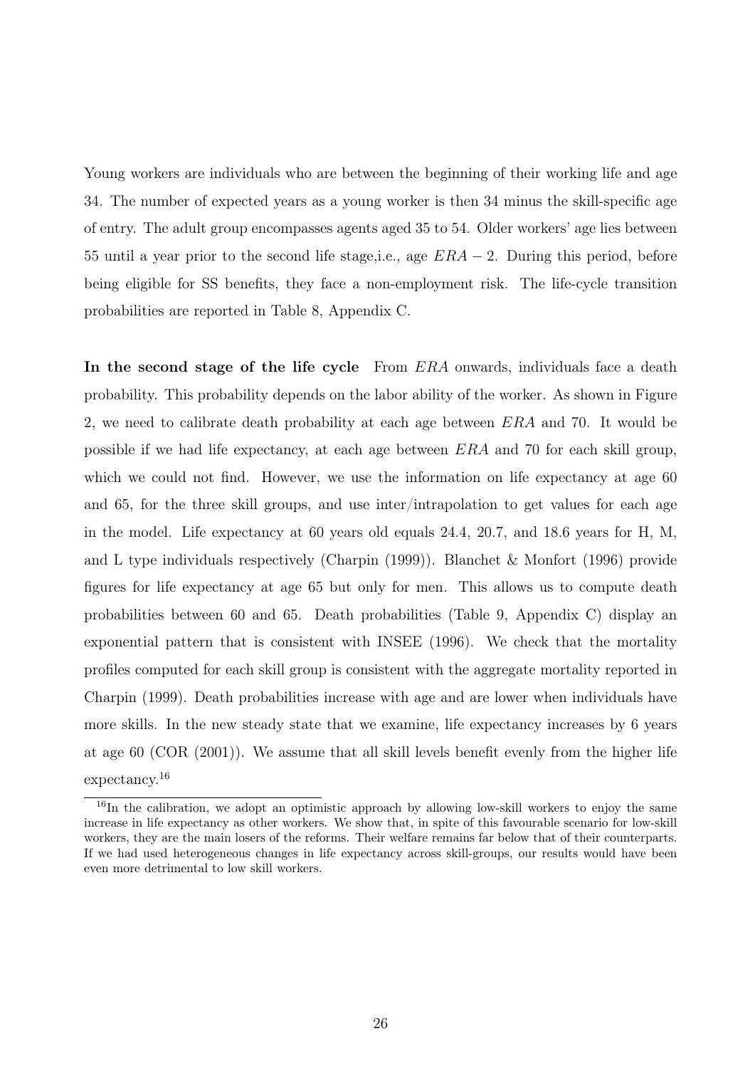Young workers are individuals who are between the beginning of their working life and age 34. The number of expected years as a young worker is then 34 minus the skill-specific age of entry. The adult group encompasses agents aged 35 to 54. Older workers' age lies between 55 until a year prior to the second life stage,i.e., age $ERA - 2$. During this period, before being eligible for SS benefits, they face a non-employment risk. The life-cycle transition probabilities are reported in Table 8, Appendix C.

**In the second stage of the life cycle** From $ERA$ onwards, individuals face a death probability. This probability depends on the labor ability of the worker. As shown in Figure 2, we need to calibrate death probability at each age between $ERA$ and 70. It would be possible if we had life expectancy, at each age between $ERA$ and 70 for each skill group, which we could not find. However, we use the information on life expectancy at age 60 and 65, for the three skill groups, and use inter/intrapolation to get values for each age in the model. Life expectancy at 60 years old equals 24.4, 20.7, and 18.6 years for H, M, and L type individuals respectively (Charpin (1999)). Blanchet & Monfort (1996) provide figures for life expectancy at age 65 but only for men. This allows us to compute death probabilities between 60 and 65. Death probabilities (Table 9, Appendix C) display an exponential pattern that is consistent with INSEE (1996). We check that the mortality profiles computed for each skill group is consistent with the aggregate mortality reported in Charpin (1999). Death probabilities increase with age and are lower when individuals have more skills. In the new steady state that we examine, life expectancy increases by 6 years at age 60 (COR (2001)). We assume that all skill levels benefit evenly from the higher life expectancy.[16]

[16]In the calibration, we adopt an optimistic approach by allowing low-skill workers to enjoy the same increase in life expectancy as other workers. We show that, in spite of this favourable scenario for low-skill workers, they are the main losers of the reforms. Their welfare remains far below that of their counterparts. If we had used heterogeneous changes in life expectancy across skill-groups, our results would have been even more detrimental to low skill workers.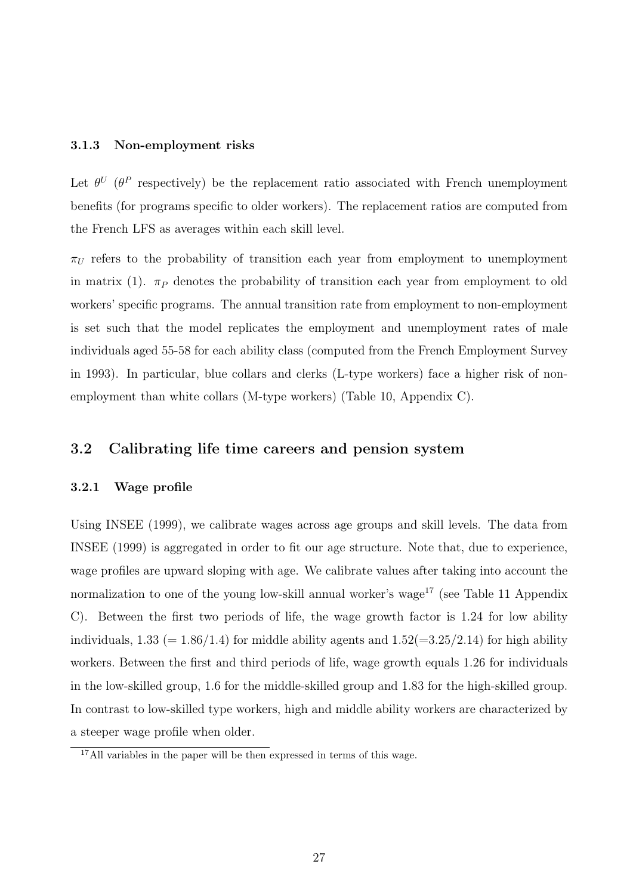### 3.1.3 Non-employment risks

Let $\theta^U$ ($\theta^P$ respectively) be the replacement ratio associated with French unemployment benefits (for programs specific to older workers). The replacement ratios are computed from the French LFS as averages within each skill level.

$\pi_U$ refers to the probability of transition each year from employment to unemployment in matrix (1). $\pi_P$ denotes the probability of transition each year from employment to old workers' specific programs. The annual transition rate from employment to non-employment is set such that the model replicates the employment and unemployment rates of male individuals aged 55-58 for each ability class (computed from the French Employment Survey in 1993). In particular, blue collars and clerks (L-type workers) face a higher risk of non-employment than white collars (M-type workers) (Table 10, Appendix C).

## 3.2 Calibrating life time careers and pension system

### 3.2.1 Wage profile

Using INSEE (1999), we calibrate wages across age groups and skill levels. The data from INSEE (1999) is aggregated in order to fit our age structure. Note that, due to experience, wage profiles are upward sloping with age. We calibrate values after taking into account the normalization to one of the young low-skill annual worker's wage[17] (see Table 11 Appendix C). Between the first two periods of life, the wage growth factor is 1.24 for low ability individuals, 1.33 ($=1.86/1.4$) for middle ability agents and 1.52($=3.25/2.14$) for high ability workers. Between the first and third periods of life, wage growth equals 1.26 for individuals in the low-skilled group, 1.6 for the middle-skilled group and 1.83 for the high-skilled group. In contrast to low-skilled type workers, high and middle ability workers are characterized by a steeper wage profile when older.

[17] All variables in the paper will be then expressed in terms of this wage.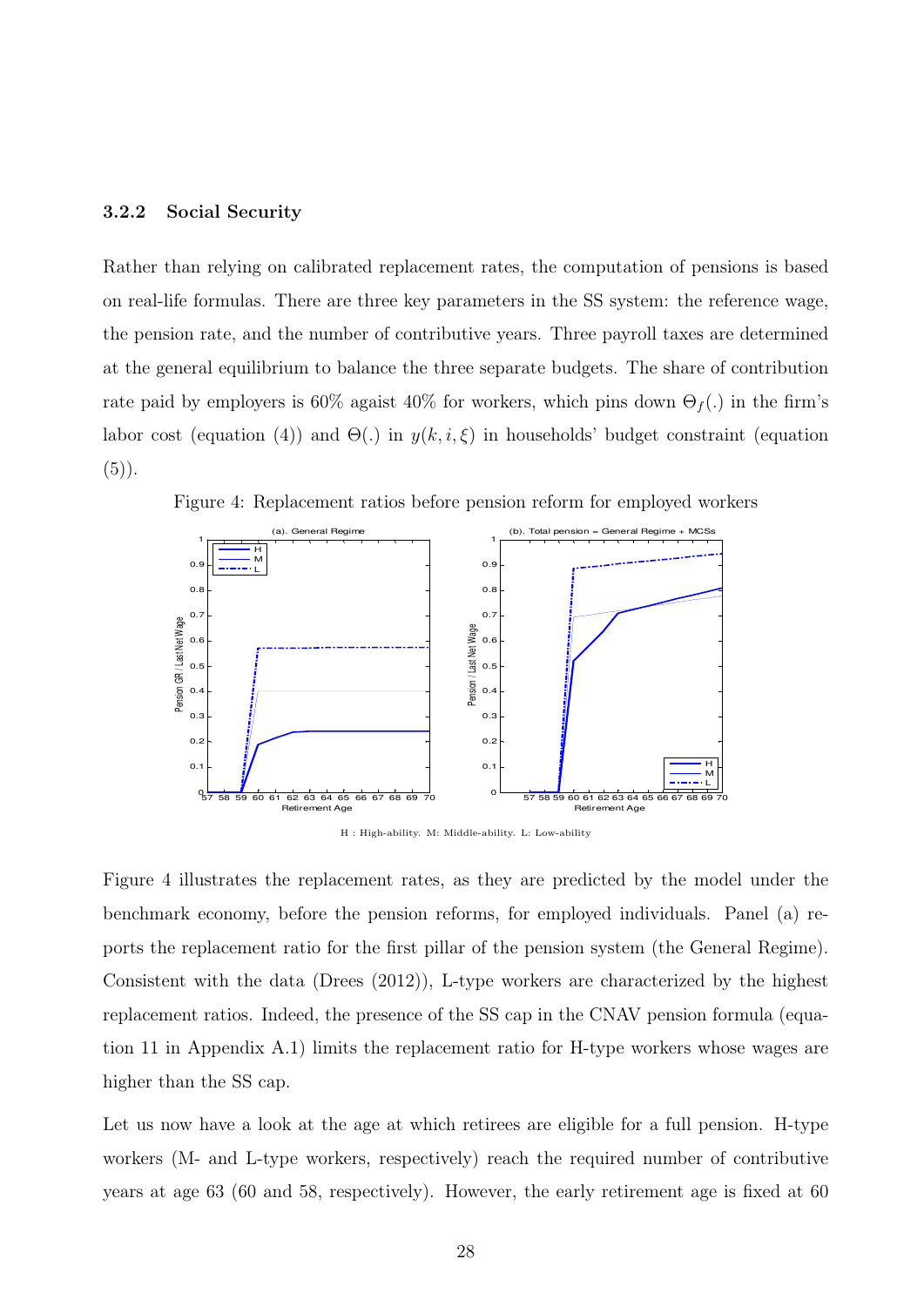### 3.2.2 Social Security

Rather than relying on calibrated replacement rates, the computation of pensions is based on real-life formulas. There are three key parameters in the SS system: the reference wage, the pension rate, and the number of contributive years. Three payroll taxes are determined at the general equilibrium to balance the three separate budgets. The share of contribution rate paid by employers is 60% agaist 40% for workers, which pins down $\Theta_f(.)$ in the firm's labor cost (equation (4)) and $\Theta(.)$ in $y(k, i, \xi)$ in households' budget constraint (equation (5)).

Figure 4: Replacement ratios before pension reform for employed workers

H : High-ability. M: Middle-ability. L: Low-ability

Figure 4 illustrates the replacement rates, as they are predicted by the model under the benchmark economy, before the pension reforms, for employed individuals. Panel (a) reports the replacement ratio for the first pillar of the pension system (the General Regime). Consistent with the data (Drees (2012)), L-type workers are characterized by the highest replacement ratios. Indeed, the presence of the SS cap in the CNAV pension formula (equation 11 in Appendix A.1) limits the replacement ratio for H-type workers whose wages are higher than the SS cap.

Let us now have a look at the age at which retirees are eligible for a full pension. H-type workers (M- and L-type workers, respectively) reach the required number of contributive years at age 63 (60 and 58, respectively). However, the early retirement age is fixed at 60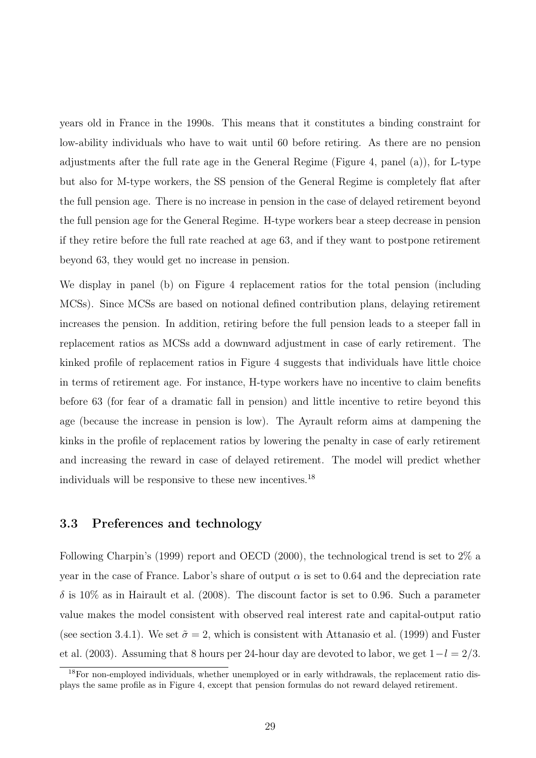years old in France in the 1990s. This means that it constitutes a binding constraint for low-ability individuals who have to wait until 60 before retiring. As there are no pension adjustments after the full rate age in the General Regime (Figure 4, panel (a)), for L-type but also for M-type workers, the SS pension of the General Regime is completely flat after the full pension age. There is no increase in pension in the case of delayed retirement beyond the full pension age for the General Regime. H-type workers bear a steep decrease in pension if they retire before the full rate reached at age 63, and if they want to postpone retirement beyond 63, they would get no increase in pension.

We display in panel (b) on Figure 4 replacement ratios for the total pension (including MCSs). Since MCSs are based on notional defined contribution plans, delaying retirement increases the pension. In addition, retiring before the full pension leads to a steeper fall in replacement ratios as MCSs add a downward adjustment in case of early retirement. The kinked profile of replacement ratios in Figure 4 suggests that individuals have little choice in terms of retirement age. For instance, H-type workers have no incentive to claim benefits before 63 (for fear of a dramatic fall in pension) and little incentive to retire beyond this age (because the increase in pension is low). The Ayrault reform aims at dampening the kinks in the profile of replacement ratios by lowering the penalty in case of early retirement and increasing the reward in case of delayed retirement. The model will predict whether individuals will be responsive to these new incentives.[18]

### 3.3 Preferences and technology

Following Charpin's (1999) report and OECD (2000), the technological trend is set to 2% a year in the case of France. Labor's share of output $\alpha$ is set to 0.64 and the depreciation rate $\delta$ is 10% as in Hairault et al. (2008). The discount factor is set to 0.96. Such a parameter value makes the model consistent with observed real interest rate and capital-output ratio (see section 3.4.1). We set $\tilde{\sigma} = 2$, which is consistent with Attanasio et al. (1999) and Fuster et al. (2003). Assuming that 8 hours per 24-hour day are devoted to labor, we get $1 - l = 2/3$.

[18] For non-employed individuals, whether unemployed or in early withdrawals, the replacement ratio displays the same profile as in Figure 4, except that pension formulas do not reward delayed retirement.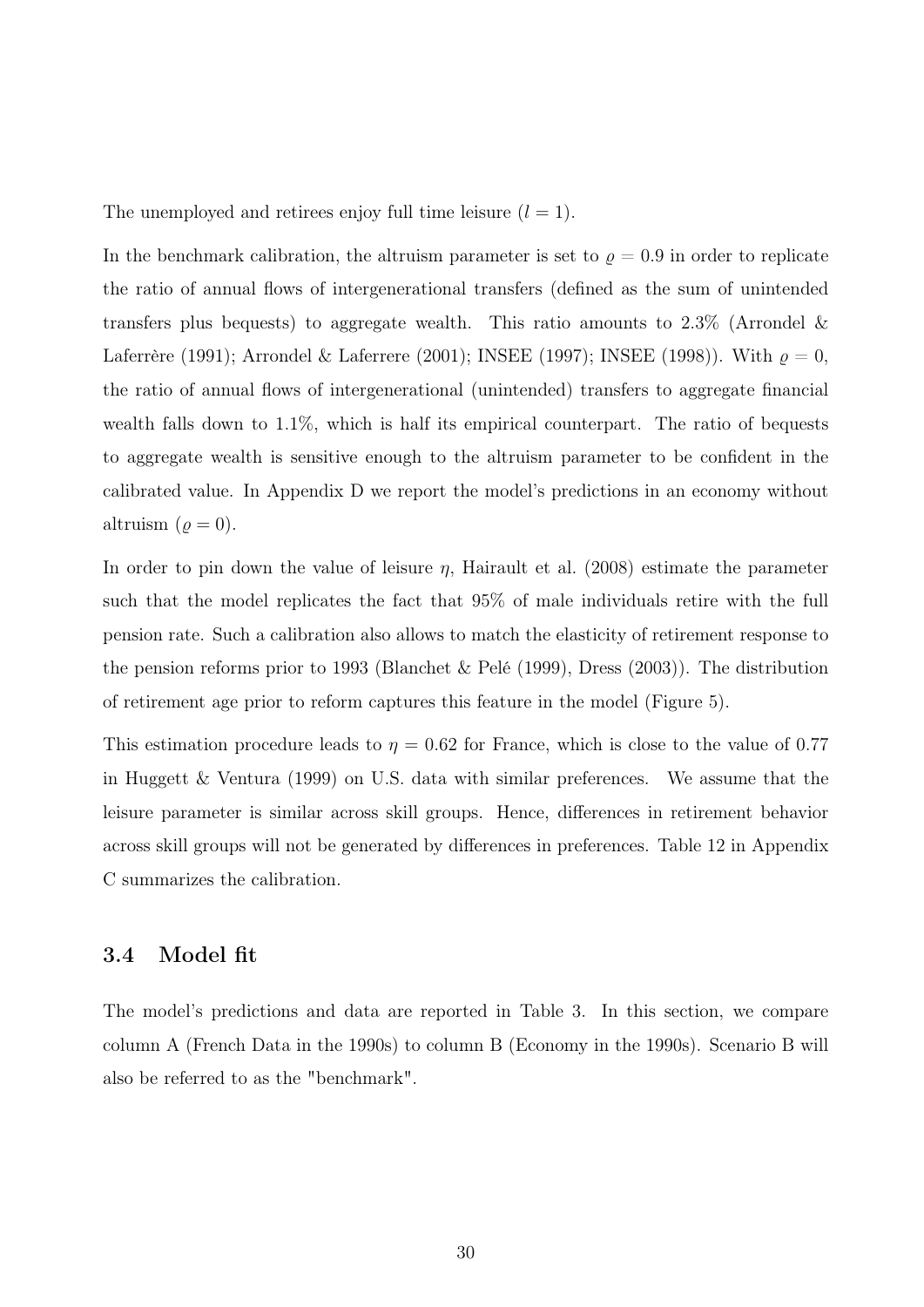The unemployed and retirees enjoy full time leisure ($l = 1$).

In the benchmark calibration, the altruism parameter is set to $\varrho = 0.9$ in order to replicate the ratio of annual flows of intergenerational transfers (defined as the sum of unintended transfers plus bequests) to aggregate wealth. This ratio amounts to 2.3% (Arrondel & Laferrère (1991); Arrondel & Laferrere (2001); INSEE (1997); INSEE (1998)). With $\varrho = 0$, the ratio of annual flows of intergenerational (unintended) transfers to aggregate financial wealth falls down to 1.1%, which is half its empirical counterpart. The ratio of bequests to aggregate wealth is sensitive enough to the altruism parameter to be confident in the calibrated value. In Appendix D we report the model's predictions in an economy without altruism ($\varrho = 0$).

In order to pin down the value of leisure $\eta$, Hairault et al. (2008) estimate the parameter such that the model replicates the fact that 95% of male individuals retire with the full pension rate. Such a calibration also allows to match the elasticity of retirement response to the pension reforms prior to 1993 (Blanchet & Pelé (1999), Dress (2003)). The distribution of retirement age prior to reform captures this feature in the model (Figure 5).

This estimation procedure leads to $\eta = 0.62$ for France, which is close to the value of 0.77 in Huggett & Ventura (1999) on U.S. data with similar preferences. We assume that the leisure parameter is similar across skill groups. Hence, differences in retirement behavior across skill groups will not be generated by differences in preferences. Table 12 in Appendix C summarizes the calibration.

### 3.4 Model fit

The model's predictions and data are reported in Table 3. In this section, we compare column A (French Data in the 1990s) to column B (Economy in the 1990s). Scenario B will also be referred to as the "benchmark".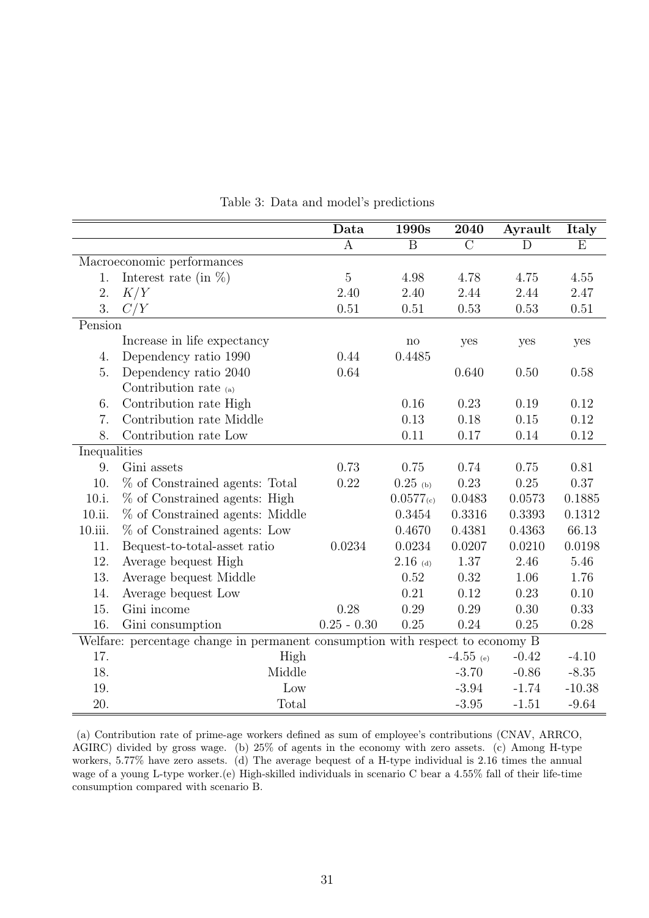Table 3: Data and model's predictions

| | | Data | 1990s | 2040 | Ayrault | Italy |
|---|---|---|---|---|---|---|
| | | A | B | C | D | E |
| Macroeconomic performances | | | | | | |
| 1. | Interest rate (in %) | 5 | 4.98 | 4.78 | 4.75 | 4.55 |
| 2. | $K/Y$ | 2.40 | 2.40 | 2.44 | 2.44 | 2.47 |
| 3. | $C/Y$ | 0.51 | 0.51 | 0.53 | 0.53 | 0.51 |
| Pension | | | | | | |
| | Increase in life expectancy | | no | yes | yes | yes |
| 4. | Dependency ratio 1990 | 0.44 | 0.4485 | | | |
| 5. | Dependency ratio 2040 | 0.64 | | 0.640 | 0.50 | 0.58 |
| | Contribution rate (a) | | | | | |
| 6. | Contribution rate High | | 0.16 | 0.23 | 0.19 | 0.12 |
| 7. | Contribution rate Middle | | 0.13 | 0.18 | 0.15 | 0.12 |
| 8. | Contribution rate Low | | 0.11 | 0.17 | 0.14 | 0.12 |
| Inequalities | | | | | | |
| 9. | Gini assets | 0.73 | 0.75 | 0.74 | 0.75 | 0.81 |
| 10. | % of Constrained agents: Total | 0.22 | 0.25 (b) | 0.23 | 0.25 | 0.37 |
| 10.i. | % of Constrained agents: High | | 0.0577(c) | 0.0483 | 0.0573 | 0.1885 |
| 10.ii. | % of Constrained agents: Middle | | 0.3454 | 0.3316 | 0.3393 | 0.1312 |
| 10.iii. | % of Constrained agents: Low | | 0.4670 | 0.4381 | 0.4363 | 66.13 |
| 11. | Bequest-to-total-asset ratio | 0.0234 | 0.0234 | 0.0207 | 0.0210 | 0.0198 |
| 12. | Average bequest High | | 2.16 (d) | 1.37 | 2.46 | 5.46 |
| 13. | Average bequest Middle | | 0.52 | 0.32 | 1.06 | 1.76 |
| 14. | Average bequest Low | | 0.21 | 0.12 | 0.23 | 0.10 |
| 15. | Gini income | 0.28 | 0.29 | 0.29 | 0.30 | 0.33 |
| 16. | Gini consumption | 0.25 - 0.30 | 0.25 | 0.24 | 0.25 | 0.28 |
| Welfare: percentage change in permanent consumption with respect to economy B | | | | | | |
| 17. | High | | | -4.55 (e) | -0.42 | -4.10 |
| 18. | Middle | | | -3.70 | -0.86 | -8.35 |
| 19. | Low | | | -3.94 | -1.74 | -10.38 |
| 20. | Total | | | -3.95 | -1.51 | -9.64 |

(a) Contribution rate of prime-age workers defined as sum of employee's contributions (CNAV, ARRCO, AGIRC) divided by gross wage. (b) 25% of agents in the economy with zero assets. (c) Among H-type workers, 5.77% have zero assets. (d) The average bequest of a H-type individual is 2.16 times the annual wage of a young L-type worker.(e) High-skilled individuals in scenario C bear a 4.55% fall of their life-time consumption compared with scenario B.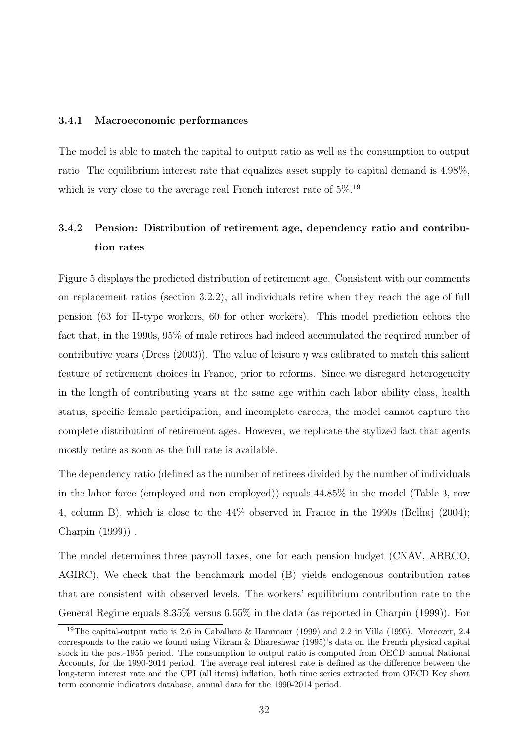#### 3.4.1 Macroeconomic performances

The model is able to match the capital to output ratio as well as the consumption to output ratio. The equilibrium interest rate that equalizes asset supply to capital demand is 4.98%, which is very close to the average real French interest rate of 5%.[19]

#### 3.4.2 Pension: Distribution of retirement age, dependency ratio and contribution rates

Figure 5 displays the predicted distribution of retirement age. Consistent with our comments on replacement ratios (section 3.2.2), all individuals retire when they reach the age of full pension (63 for H-type workers, 60 for other workers). This model prediction echoes the fact that, in the 1990s, 95% of male retirees had indeed accumulated the required number of contributive years (Dress (2003)). The value of leisure $\eta$ was calibrated to match this salient feature of retirement choices in France, prior to reforms. Since we disregard heterogeneity in the length of contributing years at the same age within each labor ability class, health status, specific female participation, and incomplete careers, the model cannot capture the complete distribution of retirement ages. However, we replicate the stylized fact that agents mostly retire as soon as the full rate is available.

The dependency ratio (defined as the number of retirees divided by the number of individuals in the labor force (employed and non employed)) equals 44.85% in the model (Table 3, row 4, column B), which is close to the 44% observed in France in the 1990s (Belhaj (2004); Charpin (1999)) .

The model determines three payroll taxes, one for each pension budget (CNAV, ARRCO, AGIRC). We check that the benchmark model (B) yields endogenous contribution rates that are consistent with observed levels. The workers' equilibrium contribution rate to the General Regime equals 8.35% versus 6.55% in the data (as reported in Charpin (1999)). For

[19] The capital-output ratio is 2.6 in Caballaro & Hammour (1999) and 2.2 in Villa (1995). Moreover, 2.4 corresponds to the ratio we found using Vikram & Dhareshwar (1995)'s data on the French physical capital stock in the post-1955 period. The consumption to output ratio is computed from OECD annual National Accounts, for the 1990-2014 period. The average real interest rate is defined as the difference between the long-term interest rate and the CPI (all items) inflation, both time series extracted from OECD Key short term economic indicators database, annual data for the 1990-2014 period.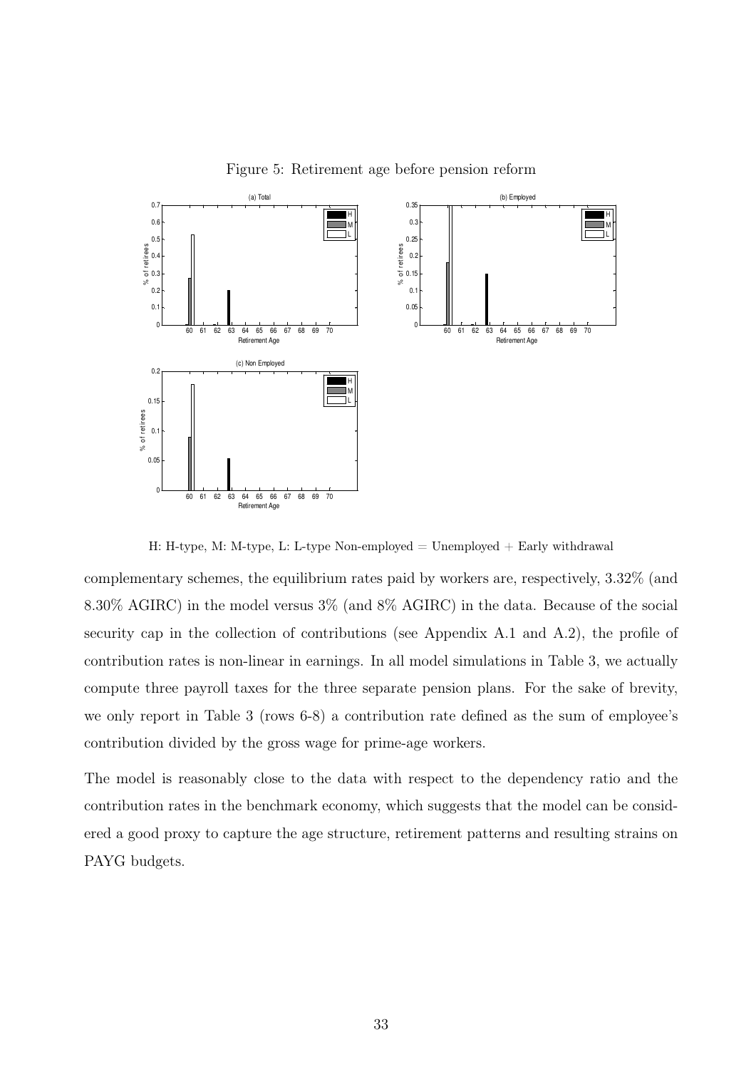Figure 5: Retirement age before pension reform

H: H-type, M: M-type, L: L-type Non-employed = Unemployed + Early withdrawal

complementary schemes, the equilibrium rates paid by workers are, respectively, 3.32% (and 8.30% AGIRC) in the model versus 3% (and 8% AGIRC) in the data. Because of the social security cap in the collection of contributions (see Appendix A.1 and A.2), the profile of contribution rates is non-linear in earnings. In all model simulations in Table 3, we actually compute three payroll taxes for the three separate pension plans. For the sake of brevity, we only report in Table 3 (rows 6-8) a contribution rate defined as the sum of employee's contribution divided by the gross wage for prime-age workers.

The model is reasonably close to the data with respect to the dependency ratio and the contribution rates in the benchmark economy, which suggests that the model can be considered a good proxy to capture the age structure, retirement patterns and resulting strains on PAYG budgets.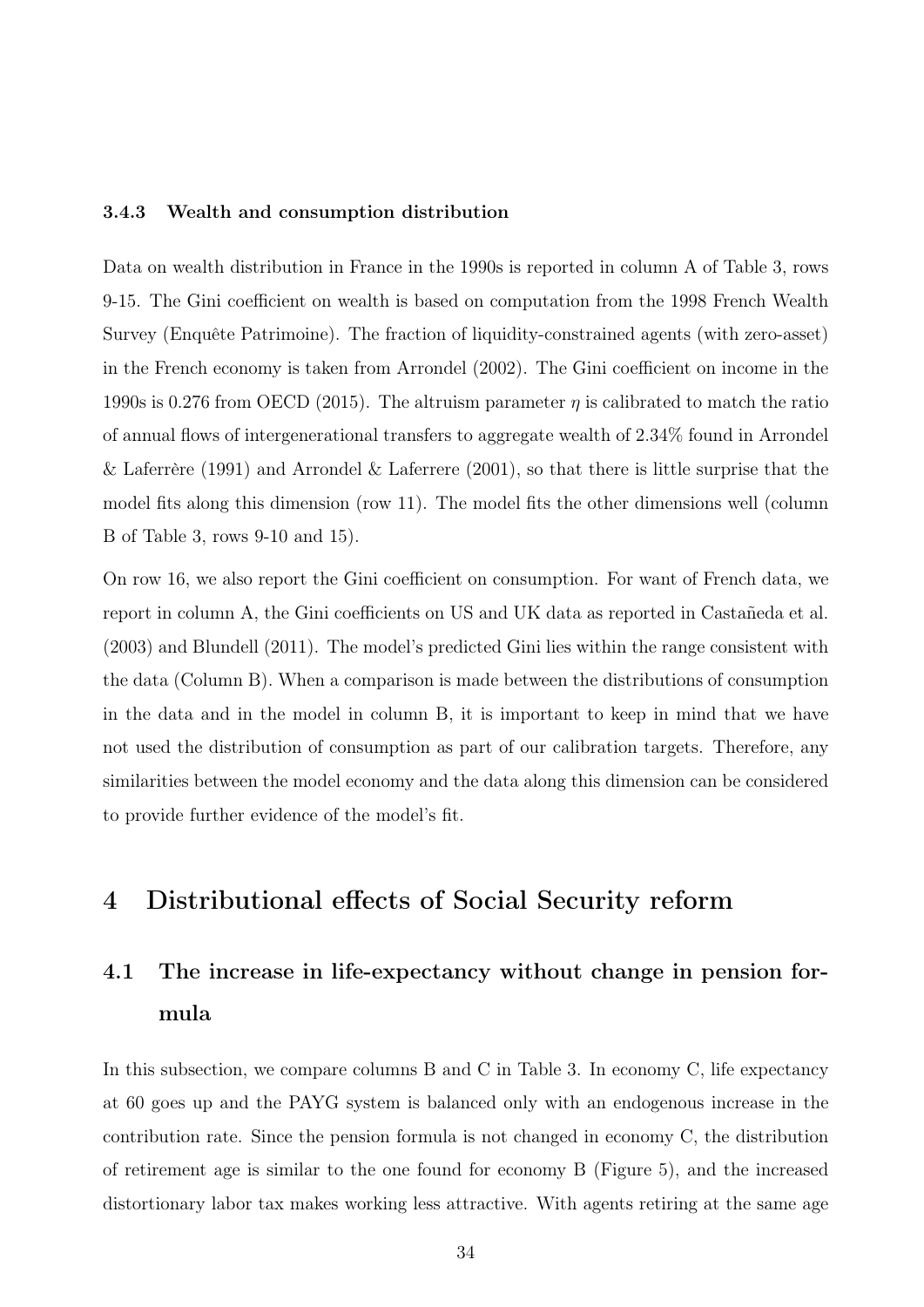#### 3.4.3 Wealth and consumption distribution

Data on wealth distribution in France in the 1990s is reported in column A of Table 3, rows 9-15. The Gini coefficient on wealth is based on computation from the 1998 French Wealth Survey (Enquête Patrimoine). The fraction of liquidity-constrained agents (with zero-asset) in the French economy is taken from Arrondel (2002). The Gini coefficient on income in the 1990s is 0.276 from OECD (2015). The altruism parameter $\eta$ is calibrated to match the ratio of annual flows of intergenerational transfers to aggregate wealth of 2.34% found in Arrondel & Laferrère (1991) and Arrondel & Laferrere (2001), so that there is little surprise that the model fits along this dimension (row 11). The model fits the other dimensions well (column B of Table 3, rows 9-10 and 15).

On row 16, we also report the Gini coefficient on consumption. For want of French data, we report in column A, the Gini coefficients on US and UK data as reported in Castañeda et al. (2003) and Blundell (2011). The model's predicted Gini lies within the range consistent with the data (Column B). When a comparison is made between the distributions of consumption in the data and in the model in column B, it is important to keep in mind that we have not used the distribution of consumption as part of our calibration targets. Therefore, any similarities between the model economy and the data along this dimension can be considered to provide further evidence of the model's fit.

# 4 Distributional effects of Social Security reform

## 4.1 The increase in life-expectancy without change in pension formula

In this subsection, we compare columns B and C in Table 3. In economy C, life expectancy at 60 goes up and the PAYG system is balanced only with an endogenous increase in the contribution rate. Since the pension formula is not changed in economy C, the distribution of retirement age is similar to the one found for economy B (Figure 5), and the increased distortionary labor tax makes working less attractive. With agents retiring at the same age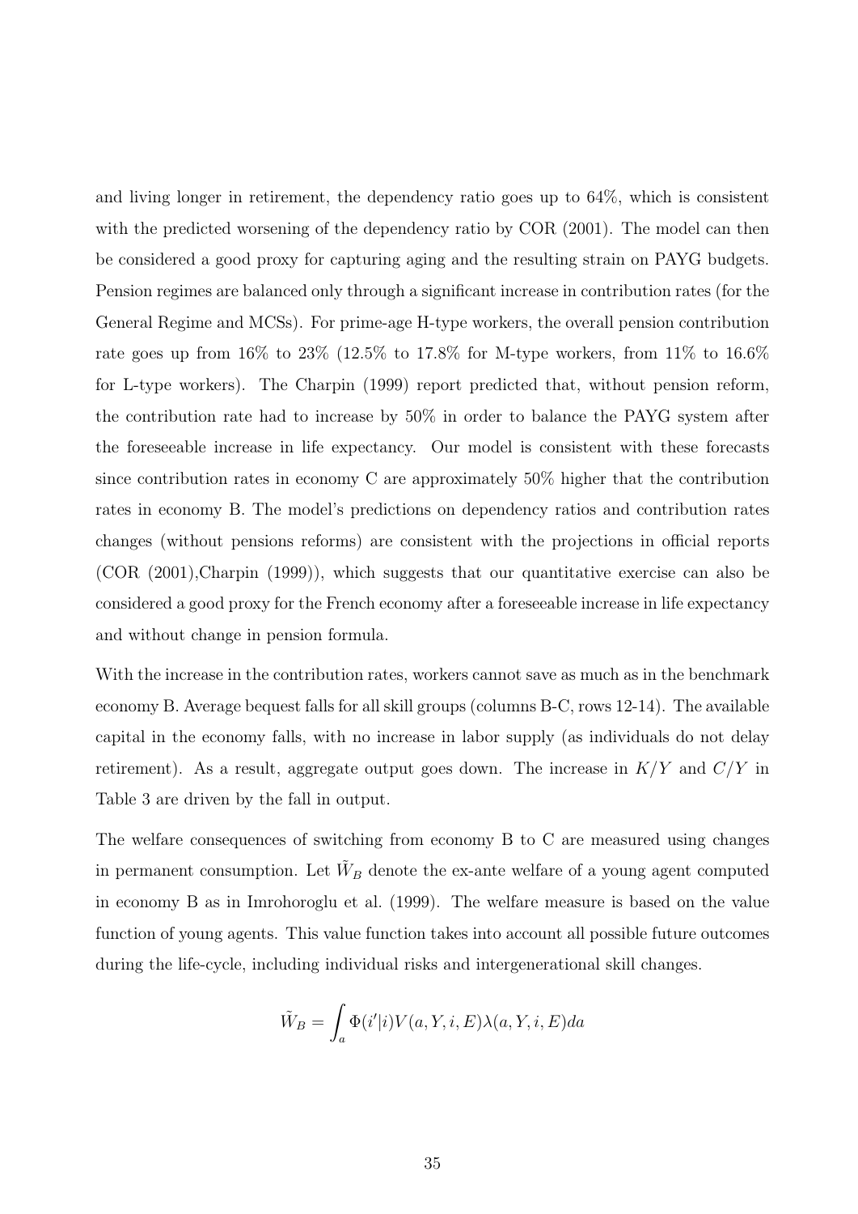and living longer in retirement, the dependency ratio goes up to 64%, which is consistent with the predicted worsening of the dependency ratio by COR (2001). The model can then be considered a good proxy for capturing aging and the resulting strain on PAYG budgets. Pension regimes are balanced only through a significant increase in contribution rates (for the General Regime and MCSs). For prime-age H-type workers, the overall pension contribution rate goes up from 16% to 23% (12.5% to 17.8% for M-type workers, from 11% to 16.6% for L-type workers). The Charpin (1999) report predicted that, without pension reform, the contribution rate had to increase by 50% in order to balance the PAYG system after the foreseeable increase in life expectancy. Our model is consistent with these forecasts since contribution rates in economy C are approximately 50% higher that the contribution rates in economy B. The model's predictions on dependency ratios and contribution rates changes (without pensions reforms) are consistent with the projections in official reports (COR (2001),Charpin (1999)), which suggests that our quantitative exercise can also be considered a good proxy for the French economy after a foreseeable increase in life expectancy and without change in pension formula.

With the increase in the contribution rates, workers cannot save as much as in the benchmark economy B. Average bequest falls for all skill groups (columns B-C, rows 12-14). The available capital in the economy falls, with no increase in labor supply (as individuals do not delay retirement). As a result, aggregate output goes down. The increase in $K/Y$ and $C/Y$ in Table 3 are driven by the fall in output.

The welfare consequences of switching from economy B to C are measured using changes in permanent consumption. Let $\tilde{W}_B$ denote the ex-ante welfare of a young agent computed in economy B as in Imrohoroglu et al. (1999). The welfare measure is based on the value function of young agents. This value function takes into account all possible future outcomes during the life-cycle, including individual risks and intergenerational skill changes.

$$\tilde{W}_B = \int_a \Phi(i'|i)V(a, Y, i, E)\lambda(a, Y, i, E)da$$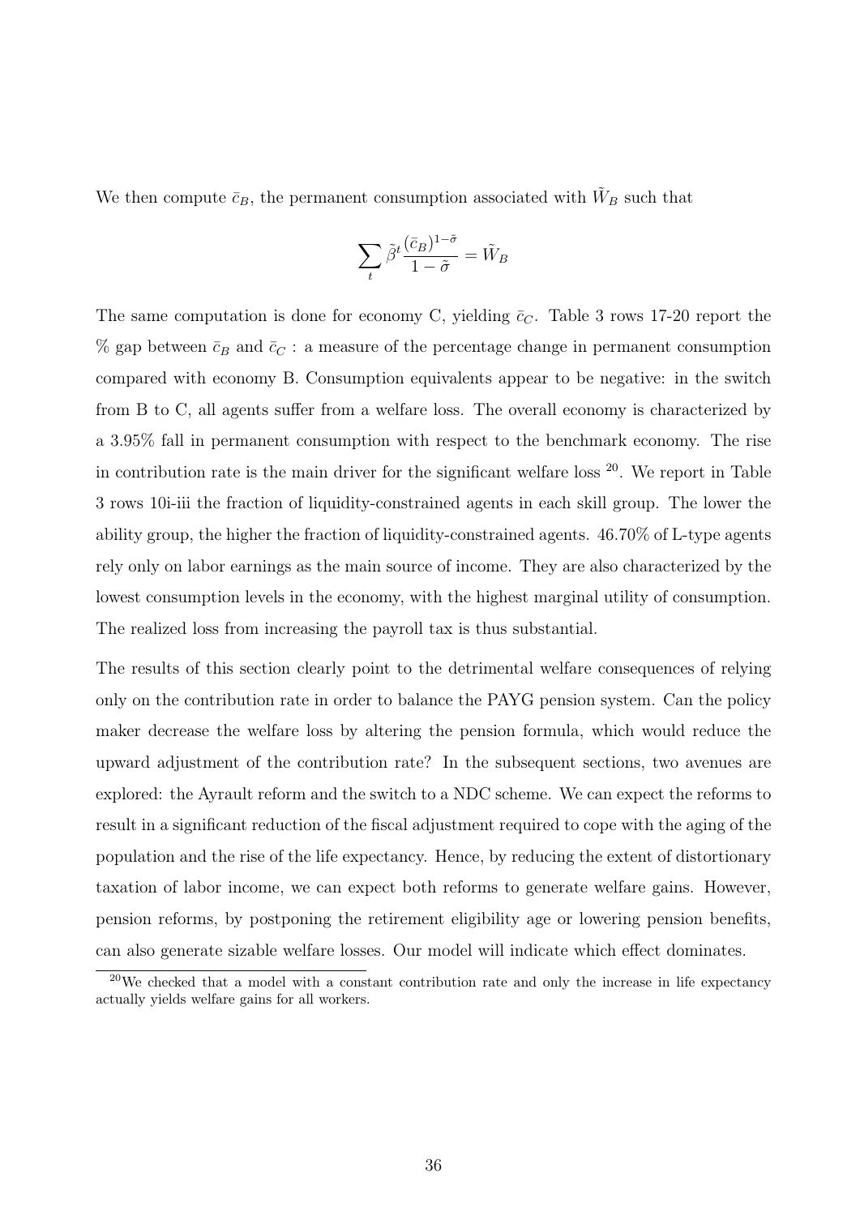We then compute $\bar{c}_B$, the permanent consumption associated with $\tilde{W}_B$ such that

$$\sum_t \tilde{\beta}^t \frac{(\bar{c}_B)^{1-\tilde{\sigma}}}{1-\tilde{\sigma}} = \tilde{W}_B$$

The same computation is done for economy C, yielding $\bar{c}_C$. Table 3 rows 17-20 report the % gap between $\bar{c}_B$ and $\bar{c}_C$ : a measure of the percentage change in permanent consumption compared with economy B. Consumption equivalents appear to be negative: in the switch from B to C, all agents suffer from a welfare loss. The overall economy is characterized by a 3.95% fall in permanent consumption with respect to the benchmark economy. The rise in contribution rate is the main driver for the significant welfare loss [20]. We report in Table 3 rows 10i-iii the fraction of liquidity-constrained agents in each skill group. The lower the ability group, the higher the fraction of liquidity-constrained agents. 46.70% of L-type agents rely only on labor earnings as the main source of income. They are also characterized by the lowest consumption levels in the economy, with the highest marginal utility of consumption. The realized loss from increasing the payroll tax is thus substantial.

The results of this section clearly point to the detrimental welfare consequences of relying only on the contribution rate in order to balance the PAYG pension system. Can the policy maker decrease the welfare loss by altering the pension formula, which would reduce the upward adjustment of the contribution rate? In the subsequent sections, two avenues are explored: the Ayrault reform and the switch to a NDC scheme. We can expect the reforms to result in a significant reduction of the fiscal adjustment required to cope with the aging of the population and the rise of the life expectancy. Hence, by reducing the extent of distortionary taxation of labor income, we can expect both reforms to generate welfare gains. However, pension reforms, by postponing the retirement eligibility age or lowering pension benefits, can also generate sizable welfare losses. Our model will indicate which effect dominates.

[20] We checked that a model with a constant contribution rate and only the increase in life expectancy actually yields welfare gains for all workers.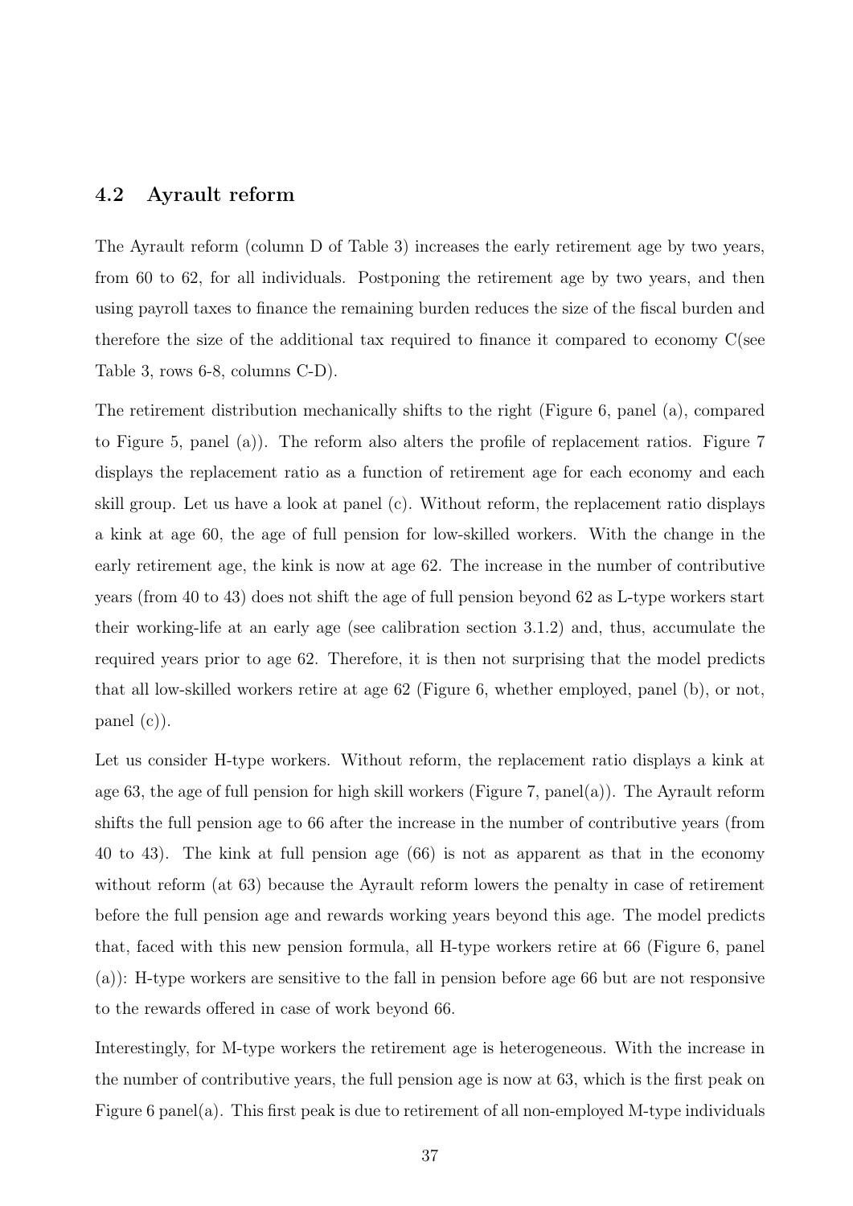## 4.2 Ayrault reform

The Ayrault reform (column D of Table 3) increases the early retirement age by two years, from 60 to 62, for all individuals. Postponing the retirement age by two years, and then using payroll taxes to finance the remaining burden reduces the size of the fiscal burden and therefore the size of the additional tax required to finance it compared to economy C(see Table 3, rows 6-8, columns C-D).

The retirement distribution mechanically shifts to the right (Figure 6, panel (a), compared to Figure 5, panel (a)). The reform also alters the profile of replacement ratios. Figure 7 displays the replacement ratio as a function of retirement age for each economy and each skill group. Let us have a look at panel (c). Without reform, the replacement ratio displays a kink at age 60, the age of full pension for low-skilled workers. With the change in the early retirement age, the kink is now at age 62. The increase in the number of contributive years (from 40 to 43) does not shift the age of full pension beyond 62 as L-type workers start their working-life at an early age (see calibration section 3.1.2) and, thus, accumulate the required years prior to age 62. Therefore, it is then not surprising that the model predicts that all low-skilled workers retire at age 62 (Figure 6, whether employed, panel (b), or not, panel (c)).

Let us consider H-type workers. Without reform, the replacement ratio displays a kink at age 63, the age of full pension for high skill workers (Figure 7, panel(a)). The Ayrault reform shifts the full pension age to 66 after the increase in the number of contributive years (from 40 to 43). The kink at full pension age (66) is not as apparent as that in the economy without reform (at 63) because the Ayrault reform lowers the penalty in case of retirement before the full pension age and rewards working years beyond this age. The model predicts that, faced with this new pension formula, all H-type workers retire at 66 (Figure 6, panel (a)): H-type workers are sensitive to the fall in pension before age 66 but are not responsive to the rewards offered in case of work beyond 66.

Interestingly, for M-type workers the retirement age is heterogeneous. With the increase in the number of contributive years, the full pension age is now at 63, which is the first peak on Figure 6 panel(a). This first peak is due to retirement of all non-employed M-type individuals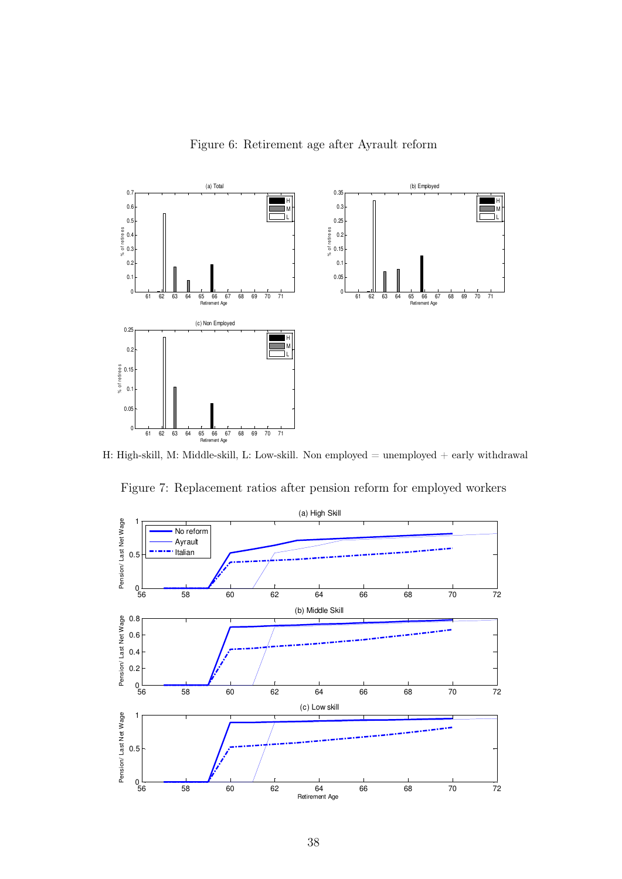Figure 6: Retirement age after Ayrault reform

H: High-skill, M: Middle-skill, L: Low-skill. Non employed = unemployed + early withdrawal

Figure 7: Replacement ratios after pension reform for employed workers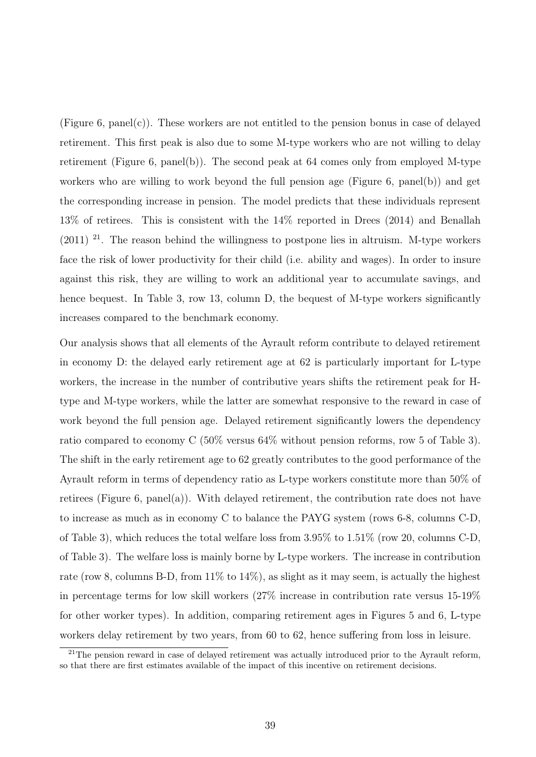(Figure 6, panel(c)). These workers are not entitled to the pension bonus in case of delayed retirement. This first peak is also due to some M-type workers who are not willing to delay retirement (Figure 6, panel(b)). The second peak at 64 comes only from employed M-type workers who are willing to work beyond the full pension age (Figure 6, panel(b)) and get the corresponding increase in pension. The model predicts that these individuals represent 13% of retirees. This is consistent with the 14% reported in Drees (2014) and Benallah (2011) [21]. The reason behind the willingness to postpone lies in altruism. M-type workers face the risk of lower productivity for their child (i.e. ability and wages). In order to insure against this risk, they are willing to work an additional year to accumulate savings, and hence bequest. In Table 3, row 13, column D, the bequest of M-type workers significantly increases compared to the benchmark economy.

Our analysis shows that all elements of the Ayrault reform contribute to delayed retirement in economy D: the delayed early retirement age at 62 is particularly important for L-type workers, the increase in the number of contributive years shifts the retirement peak for H-type and M-type workers, while the latter are somewhat responsive to the reward in case of work beyond the full pension age. Delayed retirement significantly lowers the dependency ratio compared to economy C (50% versus 64% without pension reforms, row 5 of Table 3). The shift in the early retirement age to 62 greatly contributes to the good performance of the Ayrault reform in terms of dependency ratio as L-type workers constitute more than 50% of retirees (Figure 6, panel(a)). With delayed retirement, the contribution rate does not have to increase as much as in economy C to balance the PAYG system (rows 6-8, columns C-D, of Table 3), which reduces the total welfare loss from 3.95% to 1.51% (row 20, columns C-D, of Table 3). The welfare loss is mainly borne by L-type workers. The increase in contribution rate (row 8, columns B-D, from 11% to 14%), as slight as it may seem, is actually the highest in percentage terms for low skill workers (27% increase in contribution rate versus 15-19% for other worker types). In addition, comparing retirement ages in Figures 5 and 6, L-type workers delay retirement by two years, from 60 to 62, hence suffering from loss in leisure.

[21] The pension reward in case of delayed retirement was actually introduced prior to the Ayrault reform, so that there are first estimates available of the impact of this incentive on retirement decisions.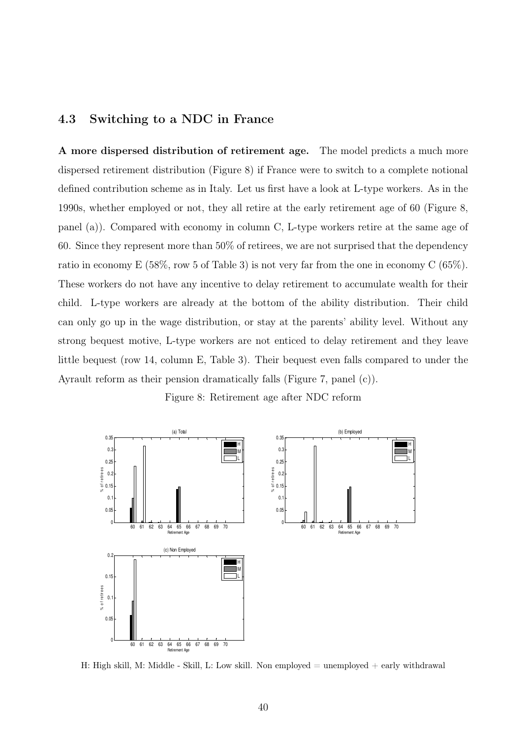## 4.3 Switching to a NDC in France

**A more dispersed distribution of retirement age.** The model predicts a much more dispersed retirement distribution (Figure 8) if France were to switch to a complete notional defined contribution scheme as in Italy. Let us first have a look at L-type workers. As in the 1990s, whether employed or not, they all retire at the early retirement age of 60 (Figure 8, panel (a)). Compared with economy in column C, L-type workers retire at the same age of 60. Since they represent more than 50% of retirees, we are not surprised that the dependency ratio in economy E (58%, row 5 of Table 3) is not very far from the one in economy C (65%). These workers do not have any incentive to delay retirement to accumulate wealth for their child. L-type workers are already at the bottom of the ability distribution. Their child can only go up in the wage distribution, or stay at the parents' ability level. Without any strong bequest motive, L-type workers are not enticed to delay retirement and they leave little bequest (row 14, column E, Table 3). Their bequest even falls compared to under the Ayrault reform as their pension dramatically falls (Figure 7, panel (c)).

Figure 8: Retirement age after NDC reform

H: High skill, M: Middle - Skill, L: Low skill. Non employed = unemployed + early withdrawal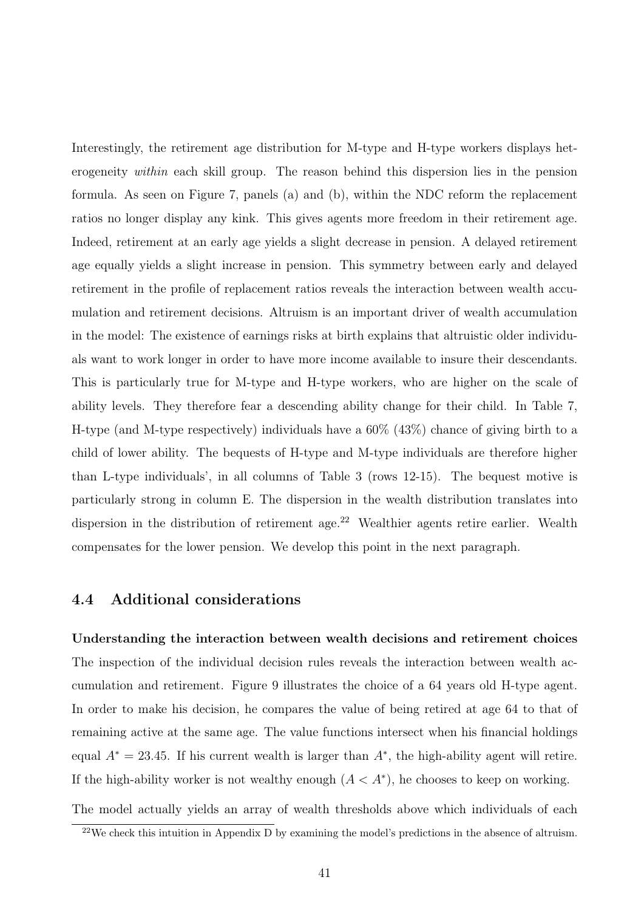Interestingly, the retirement age distribution for M-type and H-type workers displays heterogeneity *within* each skill group. The reason behind this dispersion lies in the pension formula. As seen on Figure 7, panels (a) and (b), within the NDC reform the replacement ratios no longer display any kink. This gives agents more freedom in their retirement age. Indeed, retirement at an early age yields a slight decrease in pension. A delayed retirement age equally yields a slight increase in pension. This symmetry between early and delayed retirement in the profile of replacement ratios reveals the interaction between wealth accumulation and retirement decisions. Altruism is an important driver of wealth accumulation in the model: The existence of earnings risks at birth explains that altruistic older individuals want to work longer in order to have more income available to insure their descendants. This is particularly true for M-type and H-type workers, who are higher on the scale of ability levels. They therefore fear a descending ability change for their child. In Table 7, H-type (and M-type respectively) individuals have a 60% (43%) chance of giving birth to a child of lower ability. The bequests of H-type and M-type individuals are therefore higher than L-type individuals', in all columns of Table 3 (rows 12-15). The bequest motive is particularly strong in column E. The dispersion in the wealth distribution translates into dispersion in the distribution of retirement age.[22] Wealthier agents retire earlier. Wealth compensates for the lower pension. We develop this point in the next paragraph.

## 4.4 Additional considerations

**Understanding the interaction between wealth decisions and retirement choices** The inspection of the individual decision rules reveals the interaction between wealth accumulation and retirement. Figure 9 illustrates the choice of a 64 years old H-type agent. In order to make his decision, he compares the value of being retired at age 64 to that of remaining active at the same age. The value functions intersect when his financial holdings equal $A^* = 23.45$. If his current wealth is larger than $A^*$, the high-ability agent will retire. If the high-ability worker is not wealthy enough ($A < A^*$), he chooses to keep on working.

The model actually yields an array of wealth thresholds above which individuals of each

[22] We check this intuition in Appendix D by examining the model's predictions in the absence of altruism.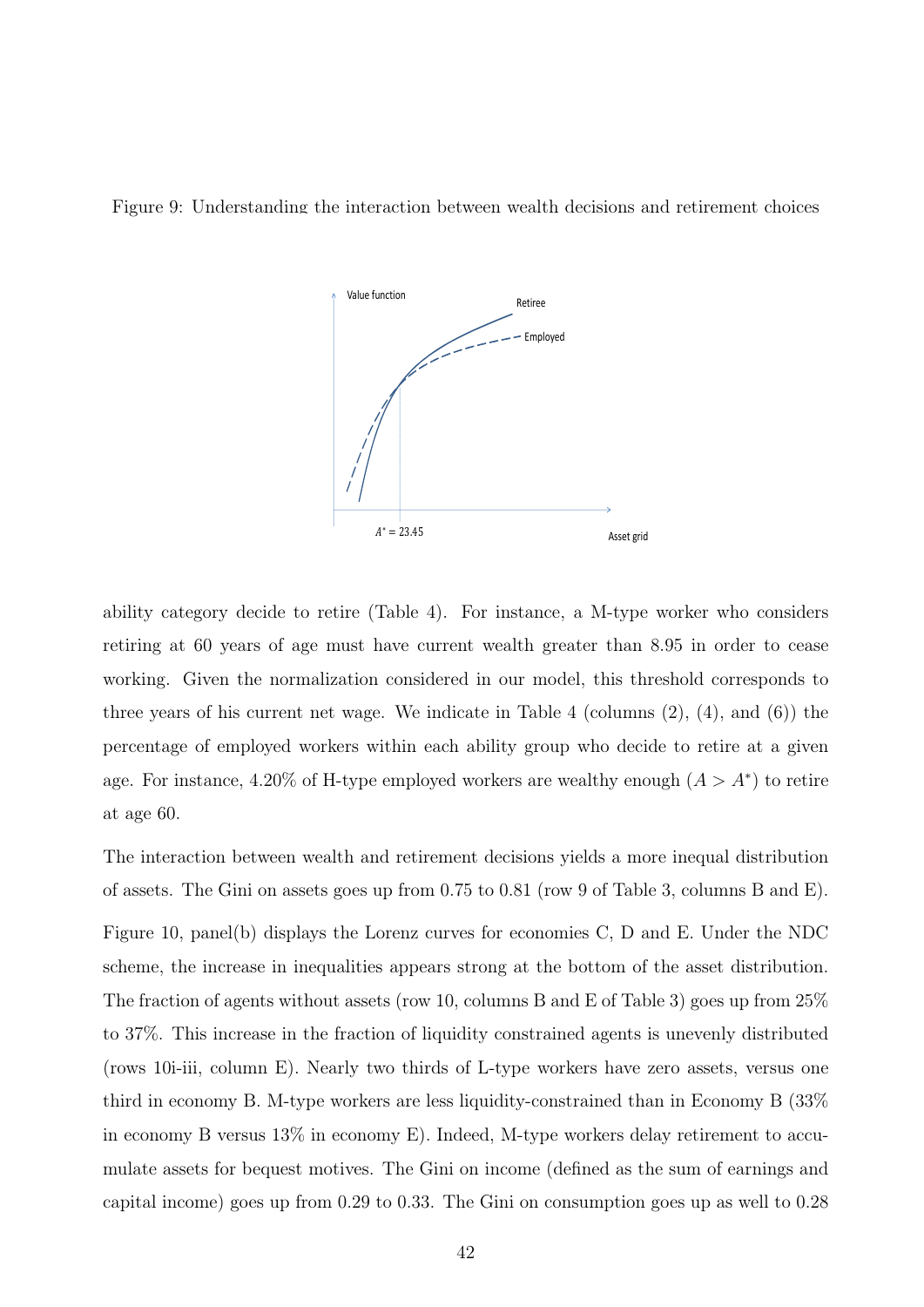Figure 9: Understanding the interaction between wealth decisions and retirement choices

ability category decide to retire (Table 4). For instance, a M-type worker who considers retiring at 60 years of age must have current wealth greater than 8.95 in order to cease working. Given the normalization considered in our model, this threshold corresponds to three years of his current net wage. We indicate in Table 4 (columns (2), (4), and (6)) the percentage of employed workers within each ability group who decide to retire at a given age. For instance, 4.20% of H-type employed workers are wealthy enough ($A > A^*$) to retire at age 60.

The interaction between wealth and retirement decisions yields a more inequal distribution of assets. The Gini on assets goes up from 0.75 to 0.81 (row 9 of Table 3, columns B and E). Figure 10, panel(b) displays the Lorenz curves for economies C, D and E. Under the NDC scheme, the increase in inequalities appears strong at the bottom of the asset distribution. The fraction of agents without assets (row 10, columns B and E of Table 3) goes up from 25% to 37%. This increase in the fraction of liquidity constrained agents is unevenly distributed (rows 10i-iii, column E). Nearly two thirds of L-type workers have zero assets, versus one third in economy B. M-type workers are less liquidity-constrained than in Economy B (33% in economy B versus 13% in economy E). Indeed, M-type workers delay retirement to accumulate assets for bequest motives. The Gini on income (defined as the sum of earnings and capital income) goes up from 0.29 to 0.33. The Gini on consumption goes up as well to 0.28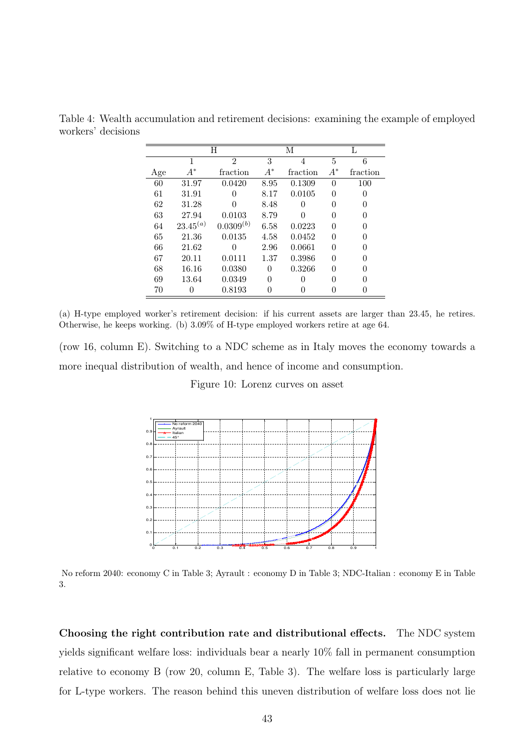Table 4: Wealth accumulation and retirement decisions: examining the example of employed workers' decisions

| | H | | M | | L | |
|---|---|---|---|---|---|---|
| | 1 | 2 | 3 | 4 | 5 | 6 |
| Age | $A^*$ | fraction | $A^*$ | fraction | $A^*$ | fraction |
| 60 | 31.97 | 0.0420 | 8.95 | 0.1309 | 0 | 100 |
| 61 | 31.91 | 0 | 8.17 | 0.0105 | 0 | 0 |
| 62 | 31.28 | 0 | 8.48 | 0 | 0 | 0 |
| 63 | 27.94 | 0.0103 | 8.79 | 0 | 0 | 0 |
| 64 | $23.45^{(a)}$ | $0.0309^{(b)}$ | 6.58 | 0.0223 | 0 | 0 |
| 65 | 21.36 | 0.0135 | 4.58 | 0.0452 | 0 | 0 |
| 66 | 21.62 | 0 | 2.96 | 0.0661 | 0 | 0 |
| 67 | 20.11 | 0.0111 | 1.37 | 0.3986 | 0 | 0 |
| 68 | 16.16 | 0.0380 | 0 | 0.3266 | 0 | 0 |
| 69 | 13.64 | 0.0349 | 0 | 0 | 0 | 0 |
| 70 | 0 | 0.8193 | 0 | 0 | 0 | 0 |

(a) H-type employed worker's retirement decision: if his current assets are larger than 23.45, he retires. Otherwise, he keeps working. (b) 3.09% of H-type employed workers retire at age 64.

(row 16, column E). Switching to a NDC scheme as in Italy moves the economy towards a more inequal distribution of wealth, and hence of income and consumption.

Figure 10: Lorenz curves on asset

No reform 2040: economy C in Table 3; Ayrault : economy D in Table 3; NDC-Italian : economy E in Table 3.

**Choosing the right contribution rate and distributional effects.** The NDC system yields significant welfare loss: individuals bear a nearly 10% fall in permanent consumption relative to economy B (row 20, column E, Table 3). The welfare loss is particularly large for L-type workers. The reason behind this uneven distribution of welfare loss does not lie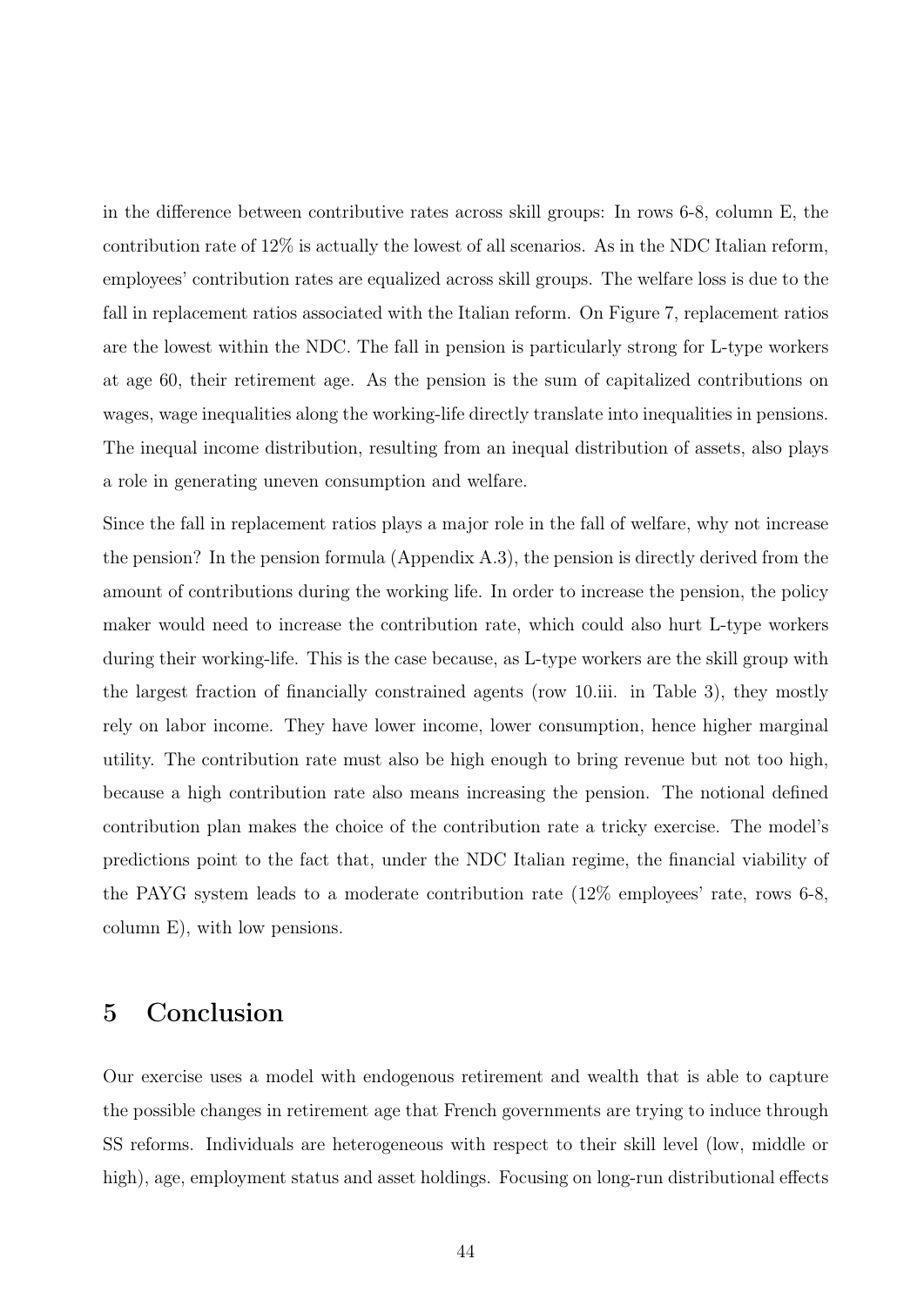in the difference between contributive rates across skill groups: In rows 6-8, column E, the contribution rate of 12% is actually the lowest of all scenarios. As in the NDC Italian reform, employees' contribution rates are equalized across skill groups. The welfare loss is due to the fall in replacement ratios associated with the Italian reform. On Figure 7, replacement ratios are the lowest within the NDC. The fall in pension is particularly strong for L-type workers at age 60, their retirement age. As the pension is the sum of capitalized contributions on wages, wage inequalities along the working-life directly translate into inequalities in pensions. The inequal income distribution, resulting from an inequal distribution of assets, also plays a role in generating uneven consumption and welfare.

Since the fall in replacement ratios plays a major role in the fall of welfare, why not increase the pension? In the pension formula (Appendix A.3), the pension is directly derived from the amount of contributions during the working life. In order to increase the pension, the policy maker would need to increase the contribution rate, which could also hurt L-type workers during their working-life. This is the case because, as L-type workers are the skill group with the largest fraction of financially constrained agents (row 10.iii. in Table 3), they mostly rely on labor income. They have lower income, lower consumption, hence higher marginal utility. The contribution rate must also be high enough to bring revenue but not too high, because a high contribution rate also means increasing the pension. The notional defined contribution plan makes the choice of the contribution rate a tricky exercise. The model's predictions point to the fact that, under the NDC Italian regime, the financial viability of the PAYG system leads to a moderate contribution rate (12% employees' rate, rows 6-8, column E), with low pensions.

# 5 Conclusion

Our exercise uses a model with endogenous retirement and wealth that is able to capture the possible changes in retirement age that French governments are trying to induce through SS reforms. Individuals are heterogeneous with respect to their skill level (low, middle or high), age, employment status and asset holdings. Focusing on long-run distributional effects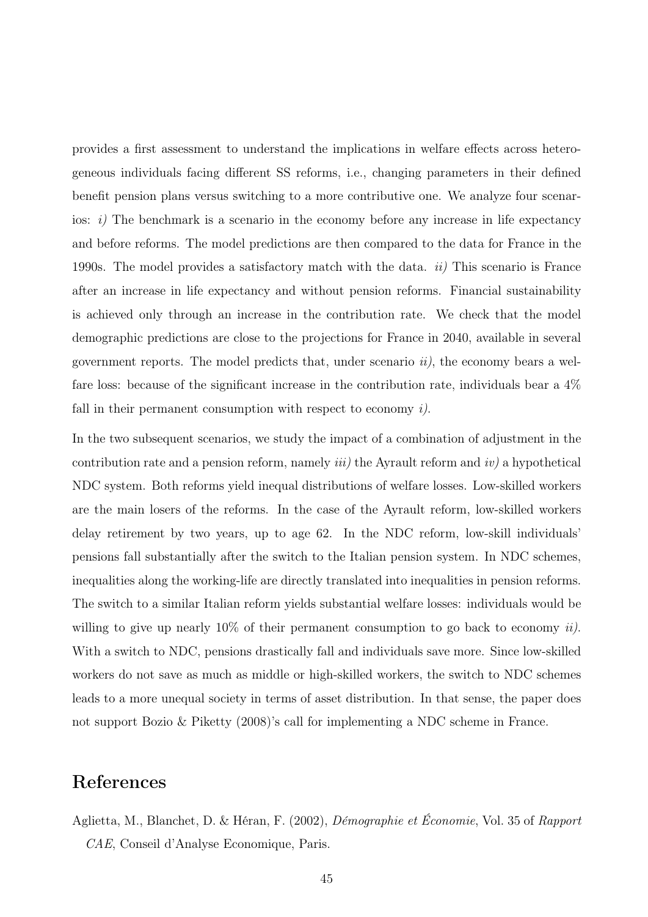provides a first assessment to understand the implications in welfare effects across heterogeneous individuals facing different SS reforms, i.e., changing parameters in their defined benefit pension plans versus switching to a more contributive one. We analyze four scenarios: *i)* The benchmark is a scenario in the economy before any increase in life expectancy and before reforms. The model predictions are then compared to the data for France in the 1990s. The model provides a satisfactory match with the data. *ii)* This scenario is France after an increase in life expectancy and without pension reforms. Financial sustainability is achieved only through an increase in the contribution rate. We check that the model demographic predictions are close to the projections for France in 2040, available in several government reports. The model predicts that, under scenario *ii)*, the economy bears a welfare loss: because of the significant increase in the contribution rate, individuals bear a 4% fall in their permanent consumption with respect to economy *i)*.

In the two subsequent scenarios, we study the impact of a combination of adjustment in the contribution rate and a pension reform, namely *iii)* the Ayrault reform and *iv)* a hypothetical NDC system. Both reforms yield inequal distributions of welfare losses. Low-skilled workers are the main losers of the reforms. In the case of the Ayrault reform, low-skilled workers delay retirement by two years, up to age 62. In the NDC reform, low-skill individuals' pensions fall substantially after the switch to the Italian pension system. In NDC schemes, inequalities along the working-life are directly translated into inequalities in pension reforms. The switch to a similar Italian reform yields substantial welfare losses: individuals would be willing to give up nearly 10% of their permanent consumption to go back to economy *ii)*. With a switch to NDC, pensions drastically fall and individuals save more. Since low-skilled workers do not save as much as middle or high-skilled workers, the switch to NDC schemes leads to a more unequal society in terms of asset distribution. In that sense, the paper does not support Bozio & Piketty (2008)'s call for implementing a NDC scheme in France.

# References

Aglietta, M., Blanchet, D. & Héran, F. (2002), *Démographie et Économie*, Vol. 35 of *Rapport CAE*, Conseil d'Analyse Economique, Paris.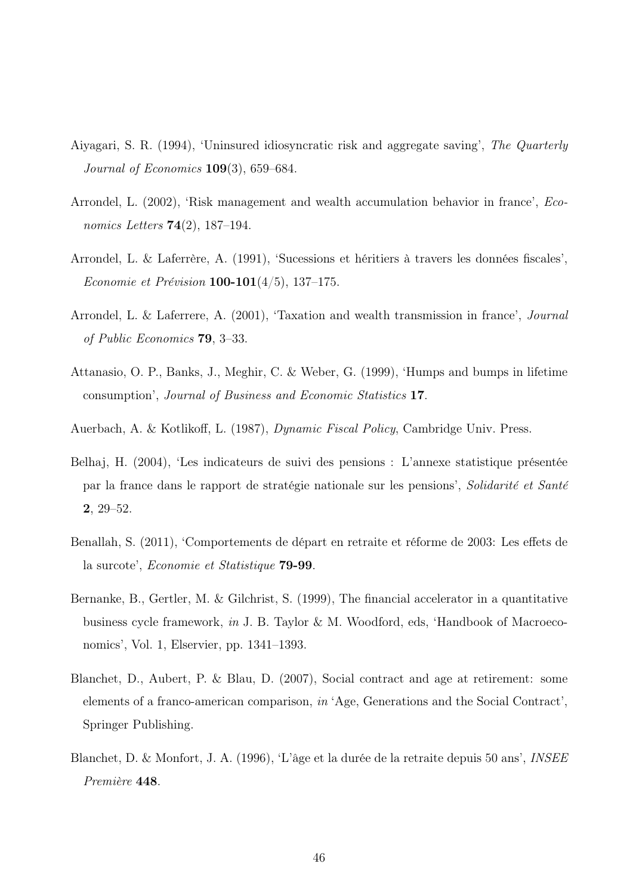Aiyagari, S. R. (1994), 'Uninsured idiosyncratic risk and aggregate saving', *The Quarterly Journal of Economics* **109**(3), 659–684.

Arrondel, L. (2002), 'Risk management and wealth accumulation behavior in france', *Economics Letters* **74**(2), 187–194.

Arrondel, L. & Laferrère, A. (1991), 'Sucessions et héritiers à travers les données fiscales', *Economie et Prévision* **100-101**(4/5), 137–175.

Arrondel, L. & Laferrere, A. (2001), 'Taxation and wealth transmission in france', *Journal of Public Economics* **79**, 3–33.

Attanasio, O. P., Banks, J., Meghir, C. & Weber, G. (1999), 'Humps and bumps in lifetime consumption', *Journal of Business and Economic Statistics* **17**.

Auerbach, A. & Kotlikoff, L. (1987), *Dynamic Fiscal Policy*, Cambridge Univ. Press.

Belhaj, H. (2004), 'Les indicateurs de suivi des pensions : L'annexe statistique présentée par la france dans le rapport de stratégie nationale sur les pensions', *Solidarité et Santé* **2**, 29–52.

Benallah, S. (2011), 'Comportements de départ en retraite et réforme de 2003: Les effets de la surcote', *Economie et Statistique* **79-99**.

Bernanke, B., Gertler, M. & Gilchrist, S. (1999), The financial accelerator in a quantitative business cycle framework, *in* J. B. Taylor & M. Woodford, eds, 'Handbook of Macroeconomics', Vol. 1, Elservier, pp. 1341–1393.

Blanchet, D., Aubert, P. & Blau, D. (2007), Social contract and age at retirement: some elements of a franco-american comparison, *in* 'Age, Generations and the Social Contract', Springer Publishing.

Blanchet, D. & Monfort, J. A. (1996), 'L'âge et la durée de la retraite depuis 50 ans', *INSEE Première* **448**.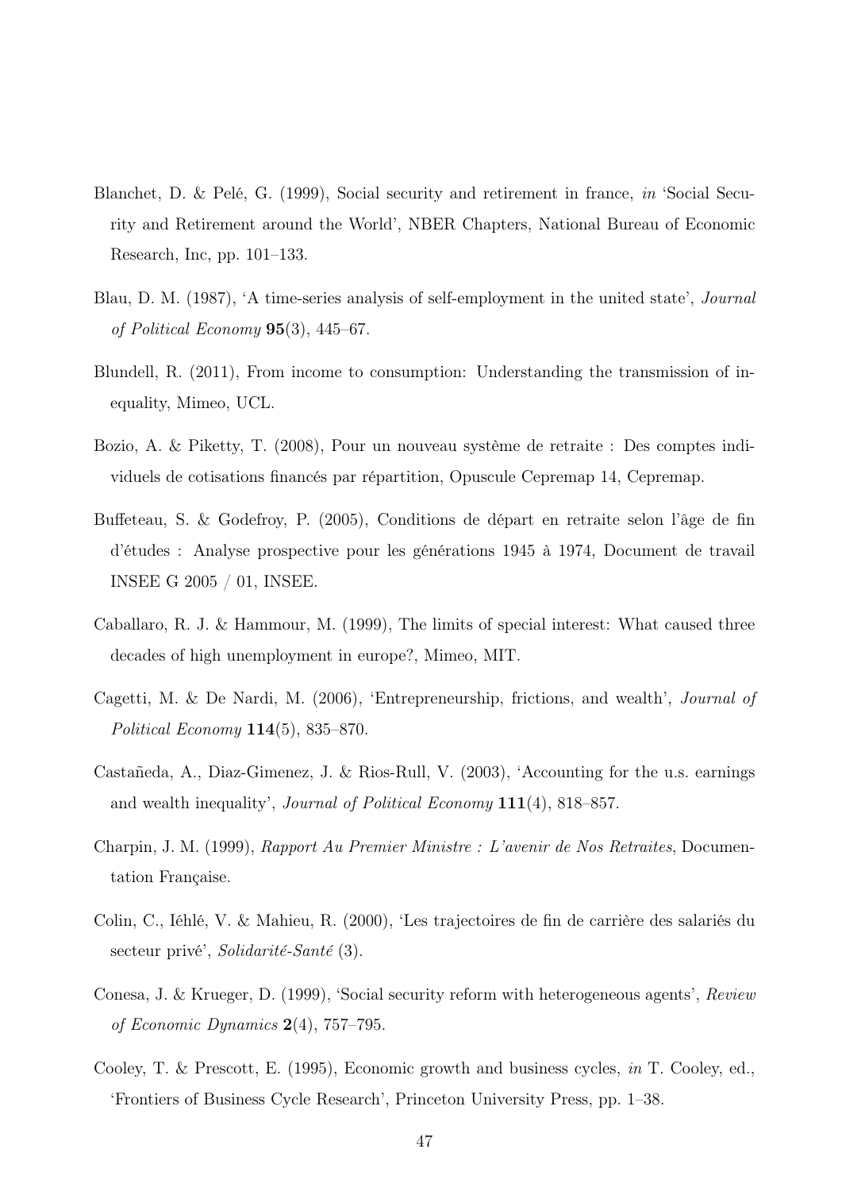Blanchet, D. & Pelé, G. (1999), Social security and retirement in france, *in* 'Social Security and Retirement around the World', NBER Chapters, National Bureau of Economic Research, Inc, pp. 101–133.

Blau, D. M. (1987), 'A time-series analysis of self-employment in the united state', *Journal of Political Economy* **95**(3), 445–67.

Blundell, R. (2011), From income to consumption: Understanding the transmission of inequality, Mimeo, UCL.

Bozio, A. & Piketty, T. (2008), Pour un nouveau système de retraite : Des comptes individuels de cotisations financés par répartition, Opuscule Cepremap 14, Cepremap.

Buffeteau, S. & Godefroy, P. (2005), Conditions de départ en retraite selon l'âge de fin d'études : Analyse prospective pour les générations 1945 à 1974, Document de travail INSEE G 2005 / 01, INSEE.

Caballaro, R. J. & Hammour, M. (1999), The limits of special interest: What caused three decades of high unemployment in europe?, Mimeo, MIT.

Cagetti, M. & De Nardi, M. (2006), 'Entrepreneurship, frictions, and wealth', *Journal of Political Economy* **114**(5), 835–870.

Castañeda, A., Diaz-Gimenez, J. & Rios-Rull, V. (2003), 'Accounting for the u.s. earnings and wealth inequality', *Journal of Political Economy* **111**(4), 818–857.

Charpin, J. M. (1999), *Rapport Au Premier Ministre : L'avenir de Nos Retraites*, Documentation Française.

Colin, C., Iéhlé, V. & Mahieu, R. (2000), 'Les trajectoires de fin de carrière des salariés du secteur privé', *Solidarité-Santé* (3).

Conesa, J. & Krueger, D. (1999), 'Social security reform with heterogeneous agents', *Review of Economic Dynamics* **2**(4), 757–795.

Cooley, T. & Prescott, E. (1995), Economic growth and business cycles, *in* T. Cooley, ed., 'Frontiers of Business Cycle Research', Princeton University Press, pp. 1–38.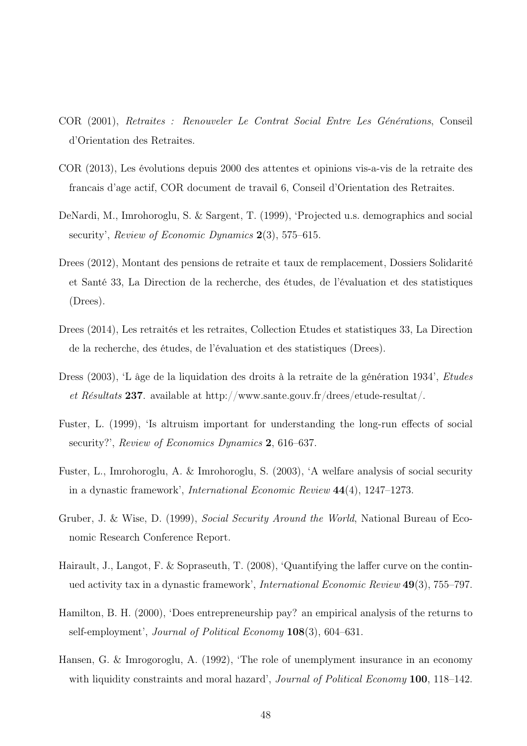COR (2001), *Retraites : Renouveler Le Contrat Social Entre Les Générations*, Conseil d'Orientation des Retraites.

COR (2013), Les évolutions depuis 2000 des attentes et opinions vis-a-vis de la retraite des francais d'age actif, COR document de travail 6, Conseil d'Orientation des Retraites.

DeNardi, M., Imrohoroglu, S. & Sargent, T. (1999), 'Projected u.s. demographics and social security', *Review of Economic Dynamics* **2**(3), 575–615.

Drees (2012), Montant des pensions de retraite et taux de remplacement, Dossiers Solidarité et Santé 33, La Direction de la recherche, des études, de l'évaluation et des statistiques (Drees).

Drees (2014), Les retraités et les retraites, Collection Etudes et statistiques 33, La Direction de la recherche, des études, de l'évaluation et des statistiques (Drees).

Dress (2003), 'L âge de la liquidation des droits à la retraite de la génération 1934', *Etudes et Résultats* **237**. available at http://www.sante.gouv.fr/drees/etude-resultat/.

Fuster, L. (1999), 'Is altruism important for understanding the long-run effects of social security?', *Review of Economics Dynamics* **2**, 616–637.

Fuster, L., Imrohoroglu, A. & Imrohoroglu, S. (2003), 'A welfare analysis of social security in a dynastic framework', *International Economic Review* **44**(4), 1247–1273.

Gruber, J. & Wise, D. (1999), *Social Security Around the World*, National Bureau of Economic Research Conference Report.

Hairault, J., Langot, F. & Sopraseuth, T. (2008), 'Quantifying the laffer curve on the continued activity tax in a dynastic framework', *International Economic Review* **49**(3), 755–797.

Hamilton, B. H. (2000), 'Does entrepreneurship pay? an empirical analysis of the returns to self-employment', *Journal of Political Economy* **108**(3), 604–631.

Hansen, G. & Imrogoroglu, A. (1992), 'The role of unemplyment insurance in an economy with liquidity constraints and moral hazard', *Journal of Political Economy* **100**, 118–142.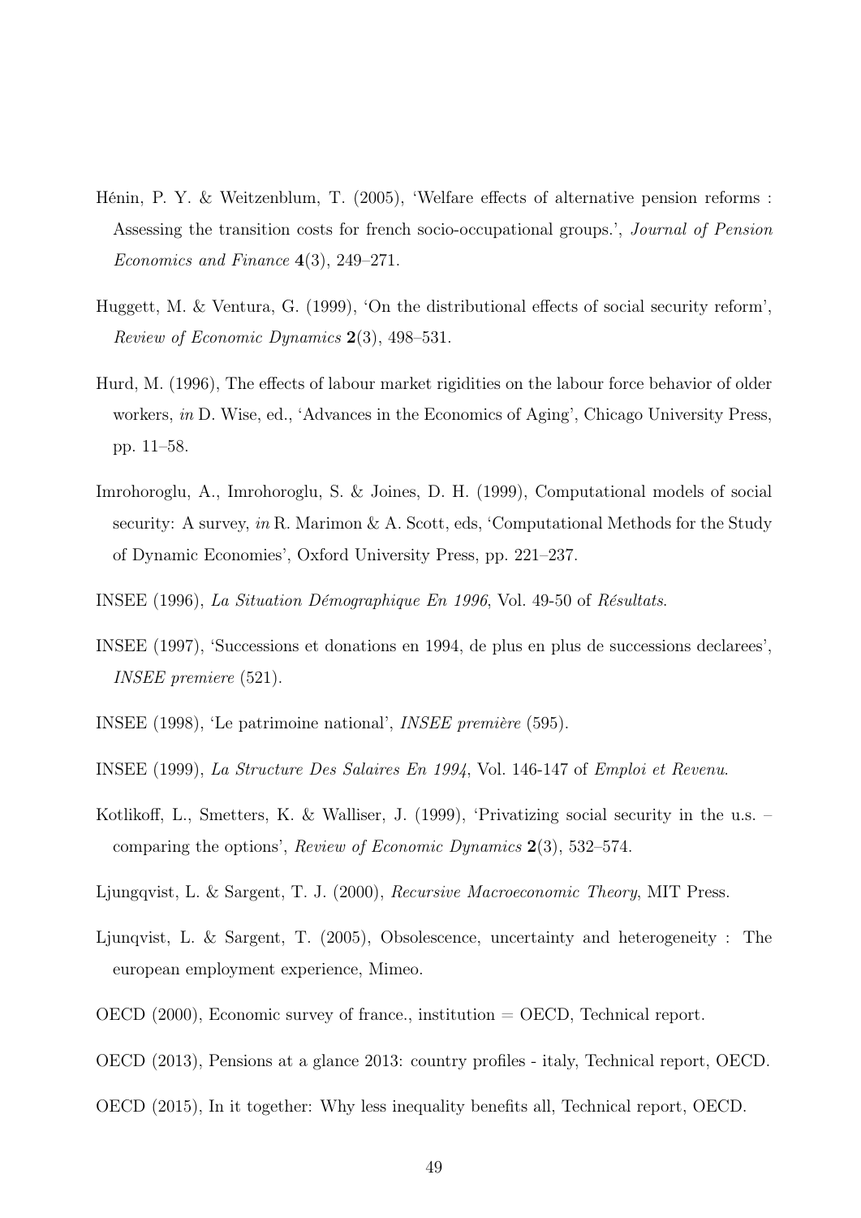Hénin, P. Y. & Weitzenblum, T. (2005), 'Welfare effects of alternative pension reforms : Assessing the transition costs for french socio-occupational groups.', *Journal of Pension Economics and Finance* **4**(3), 249–271.

Huggett, M. & Ventura, G. (1999), 'On the distributional effects of social security reform', *Review of Economic Dynamics* **2**(3), 498–531.

Hurd, M. (1996), The effects of labour market rigidities on the labour force behavior of older workers, *in* D. Wise, ed., 'Advances in the Economics of Aging', Chicago University Press, pp. 11–58.

Imrohoroglu, A., Imrohoroglu, S. & Joines, D. H. (1999), Computational models of social security: A survey, *in* R. Marimon & A. Scott, eds, 'Computational Methods for the Study of Dynamic Economies', Oxford University Press, pp. 221–237.

INSEE (1996), *La Situation Démographique En 1996*, Vol. 49-50 of *Résultats*.

INSEE (1997), 'Successions et donations en 1994, de plus en plus de successions declarees', *INSEE premiere* (521).

INSEE (1998), 'Le patrimoine national', *INSEE première* (595).

INSEE (1999), *La Structure Des Salaires En 1994*, Vol. 146-147 of *Emploi et Revenu*.

Kotlikoff, L., Smetters, K. & Walliser, J. (1999), 'Privatizing social security in the u.s. – comparing the options', *Review of Economic Dynamics* **2**(3), 532–574.

Ljungqvist, L. & Sargent, T. J. (2000), *Recursive Macroeconomic Theory*, MIT Press.

Ljunqvist, L. & Sargent, T. (2005), Obsolescence, uncertainty and heterogeneity : The european employment experience, Mimeo.

OECD (2000), Economic survey of france., institution = OECD, Technical report.

OECD (2013), Pensions at a glance 2013: country profiles - italy, Technical report, OECD.

OECD (2015), In it together: Why less inequality benefits all, Technical report, OECD.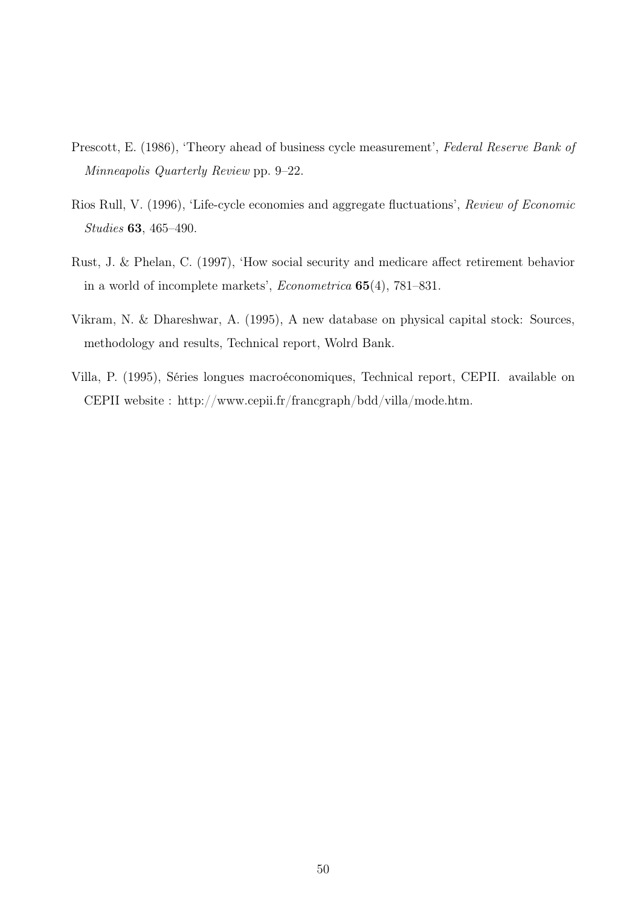Prescott, E. (1986), 'Theory ahead of business cycle measurement', *Federal Reserve Bank of Minneapolis Quarterly Review* pp. 9–22.

Rios Rull, V. (1996), 'Life-cycle economies and aggregate fluctuations', *Review of Economic Studies* **63**, 465–490.

Rust, J. & Phelan, C. (1997), 'How social security and medicare affect retirement behavior in a world of incomplete markets', *Econometrica* **65**(4), 781–831.

Vikram, N. & Dhareshwar, A. (1995), A new database on physical capital stock: Sources, methodology and results, Technical report, Wolrd Bank.

Villa, P. (1995), Séries longues macroéconomiques, Technical report, CEPII. available on CEPII website : http://www.cepii.fr/francgraph/bdd/villa/mode.htm.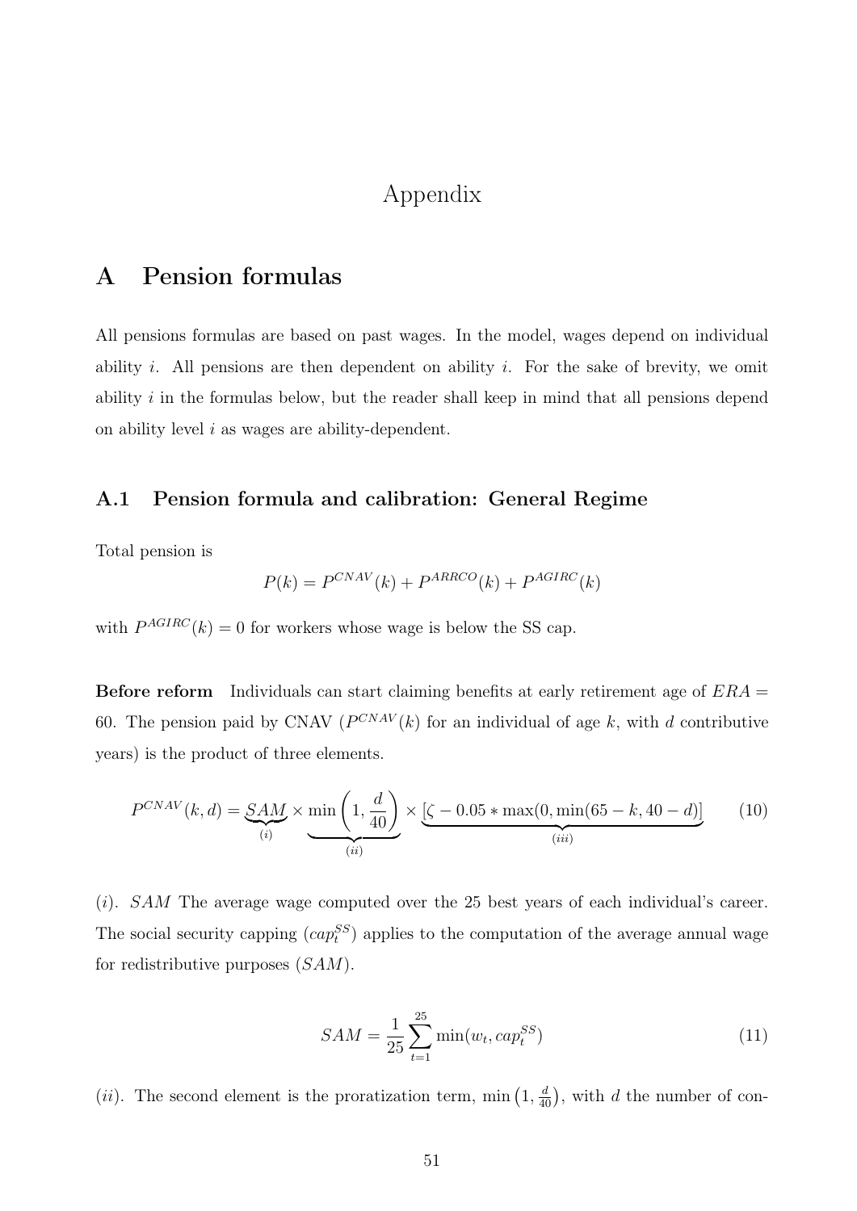# Appendix

## A Pension formulas

All pensions formulas are based on past wages. In the model, wages depend on individual ability $i$. All pensions are then dependent on ability $i$. For the sake of brevity, we omit ability $i$ in the formulas below, but the reader shall keep in mind that all pensions depend on ability level $i$ as wages are ability-dependent.

### A.1 Pension formula and calibration: General Regime

Total pension is

$$P(k) = P^{CNAV}(k) + P^{ARRCO}(k) + P^{AGIRC}(k)$$

with $P^{AGIRC}(k) = 0$ for workers whose wage is below the SS cap.

**Before reform** Individuals can start claiming benefits at early retirement age of $ERA = 60$. The pension paid by CNAV ($P^{CNAV}(k)$ for an individual of age $k$, with $d$ contributive years) is the product of three elements.

$$P^{CNAV}(k,d) = \underbrace{SAM}_{(i)} \times \underbrace{\min\left(1, \frac{d}{40}\right)}_{(ii)} \times \underbrace{[\zeta - 0.05 * \max(0, \min(65-k, 40-d)]}_{(iii)} \tag{10}$$

$(i)$. $SAM$ The average wage computed over the 25 best years of each individual's career. The social security capping ($cap_t^{SS}$) applies to the computation of the average annual wage for redistributive purposes ($SAM$).

$$SAM = \frac{1}{25} \sum_{t=1}^{25} \min(w_t, cap_t^{SS}) \tag{11}$$

$(ii)$. The second element is the proratization term, $\min\left(1, \frac{d}{40}\right)$, with $d$ the number of con-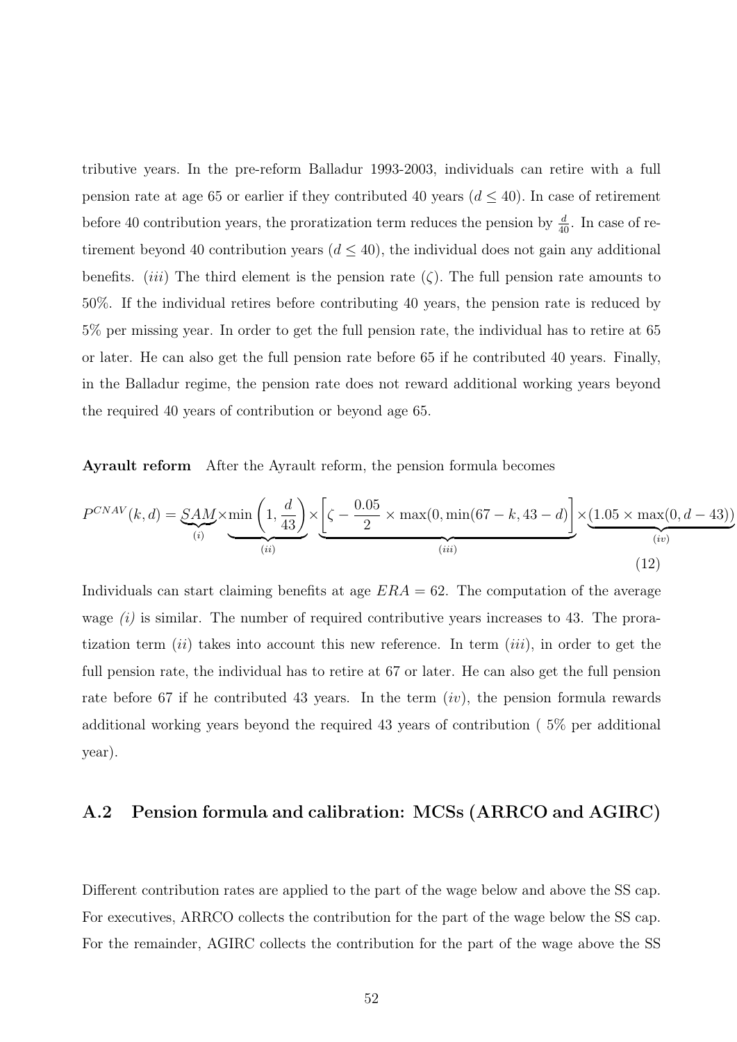tributive years. In the pre-reform Balladur 1993-2003, individuals can retire with a full pension rate at age 65 or earlier if they contributed 40 years ($d \leq 40$). In case of retirement before 40 contribution years, the proratization term reduces the pension by $\frac{d}{40}$. In case of retirement beyond 40 contribution years ($d \leq 40$), the individual does not gain any additional benefits. (*iii*) The third element is the pension rate ($\zeta$). The full pension rate amounts to 50%. If the individual retires before contributing 40 years, the pension rate is reduced by 5% per missing year. In order to get the full pension rate, the individual has to retire at 65 or later. He can also get the full pension rate before 65 if he contributed 40 years. Finally, in the Balladur regime, the pension rate does not reward additional working years beyond the required 40 years of contribution or beyond age 65.

**Ayrault reform** After the Ayrault reform, the pension formula becomes

$$P^{CNAV}(k,d) = \underbrace{SAM}_{(i)} \times \underbrace{\min\left(1, \frac{d}{43}\right)}_{(ii)} \times \underbrace{\left[\zeta - \frac{0.05}{2} \times \max(0, \min(67-k, 43-d)\right]}_{(iii)} \times \underbrace{(1.05 \times \max(0, d-43))}_{(iv)} \tag{12}$$

Individuals can start claiming benefits at age $ERA = 62$. The computation of the average wage *(i)* is similar. The number of required contributive years increases to 43. The proratization term (*ii*) takes into account this new reference. In term (*iii*), in order to get the full pension rate, the individual has to retire at 67 or later. He can also get the full pension rate before 67 if he contributed 43 years. In the term (*iv*), the pension formula rewards additional working years beyond the required 43 years of contribution ( 5% per additional year).

## A.2 Pension formula and calibration: MCSs (ARRCO and AGIRC)

Different contribution rates are applied to the part of the wage below and above the SS cap. For executives, ARRCO collects the contribution for the part of the wage below the SS cap. For the remainder, AGIRC collects the contribution for the part of the wage above the SS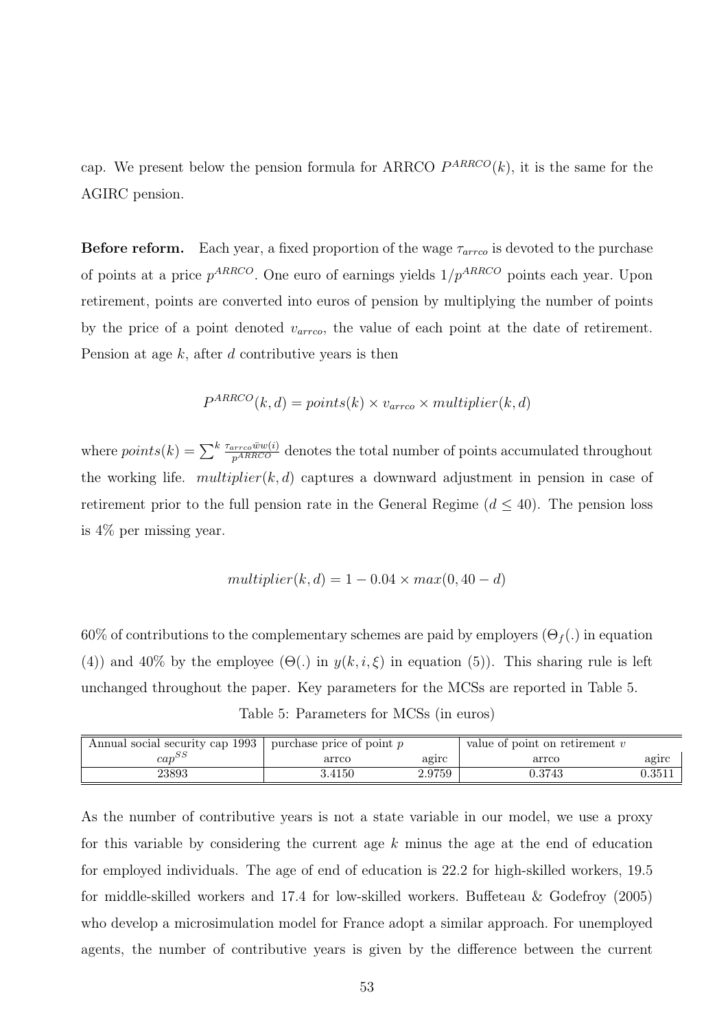cap. We present below the pension formula for ARRCO $P^{ARRCO}(k)$, it is the same for the AGIRC pension.

**Before reform.** Each year, a fixed proportion of the wage $\tau_{arrco}$ is devoted to the purchase of points at a price $p^{ARRCO}$. One euro of earnings yields $1/p^{ARRCO}$ points each year. Upon retirement, points are converted into euros of pension by multiplying the number of points by the price of a point denoted $v_{arrco}$, the value of each point at the date of retirement. Pension at age $k$, after $d$ contributive years is then

$$P^{ARRCO}(k, d) = points(k) \times v_{arrco} \times multiplier(k, d)$$

where $points(k) = \sum^{k} \frac{\tau_{arrco}\bar{w}w(i)}{p^{ARRCO}}$ denotes the total number of points accumulated throughout the working life. $multiplier(k, d)$ captures a downward adjustment in pension in case of retirement prior to the full pension rate in the General Regime ($d \leq 40$). The pension loss is 4% per missing year.

$$multiplier(k, d) = 1 - 0.04 \times max(0, 40 - d)$$

60% of contributions to the complementary schemes are paid by employers ($\Theta_f(.)$ in equation (4)) and 40% by the employee ($\Theta(.)$ in $y(k, i, \xi)$ in equation (5)). This sharing rule is left unchanged throughout the paper. Key parameters for the MCSs are reported in Table 5.

Table 5: Parameters for MCSs (in euros)

| Annual social security cap 1993 | purchase price of point $p$ | | value of point on retirement $v$ | |
|---|---|---|---|---|
| $cap^{SS}$ | arrco | agirc | arrco | agirc |
| 23893 | 3.4150 | 2.9759 | 0.3743 | 0.3511 |

As the number of contributive years is not a state variable in our model, we use a proxy for this variable by considering the current age $k$ minus the age at the end of education for employed individuals. The age of end of education is 22.2 for high-skilled workers, 19.5 for middle-skilled workers and 17.4 for low-skilled workers. Buffeteau & Godefroy (2005) who develop a microsimulation model for France adopt a similar approach. For unemployed agents, the number of contributive years is given by the difference between the current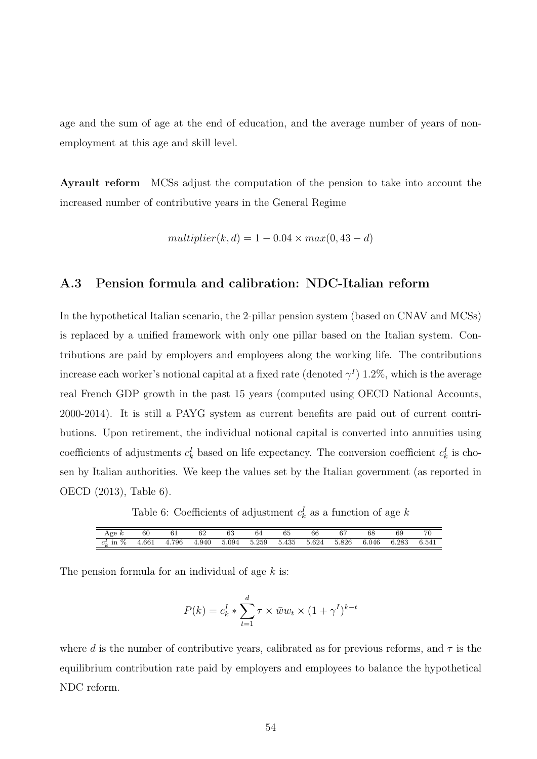age and the sum of age at the end of education, and the average number of years of non-employment at this age and skill level.

**Ayrault reform** MCSs adjust the computation of the pension to take into account the increased number of contributive years in the General Regime

$$multiplier(k, d) = 1 - 0.04 \times max(0, 43 - d)$$

## A.3 Pension formula and calibration: NDC-Italian reform

In the hypothetical Italian scenario, the 2-pillar pension system (based on CNAV and MCSs) is replaced by a unified framework with only one pillar based on the Italian system. Contributions are paid by employers and employees along the working life. The contributions increase each worker's notional capital at a fixed rate (denoted $\gamma^I$) 1.2%, which is the average real French GDP growth in the past 15 years (computed using OECD National Accounts, 2000-2014). It is still a PAYG system as current benefits are paid out of current contributions. Upon retirement, the individual notional capital is converted into annuities using coefficients of adjustments $c_k^I$ based on life expectancy. The conversion coefficient $c_k^I$ is chosen by Italian authorities. We keep the values set by the Italian government (as reported in OECD (2013), Table 6).

Table 6: Coefficients of adjustment $c_k^I$ as a function of age $k$

| Age $k$ | 60 | 61 | 62 | 63 | 64 | 65 | 66 | 67 | 68 | 69 | 70 |
|---|---|---|---|---|---|---|---|---|---|---|---|
| $c_k^I$ in % | 4.661 | 4.796 | 4.940 | 5.094 | 5.259 | 5.435 | 5.624 | 5.826 | 6.046 | 6.283 | 6.541 |

The pension formula for an individual of age $k$ is:

$$P(k) = c_k^I * \sum_{t=1}^{d} \tau \times \bar{w}w_t \times (1 + \gamma^I)^{k-t}$$

where $d$ is the number of contributive years, calibrated as for previous reforms, and $\tau$ is the equilibrium contribution rate paid by employers and employees to balance the hypothetical NDC reform.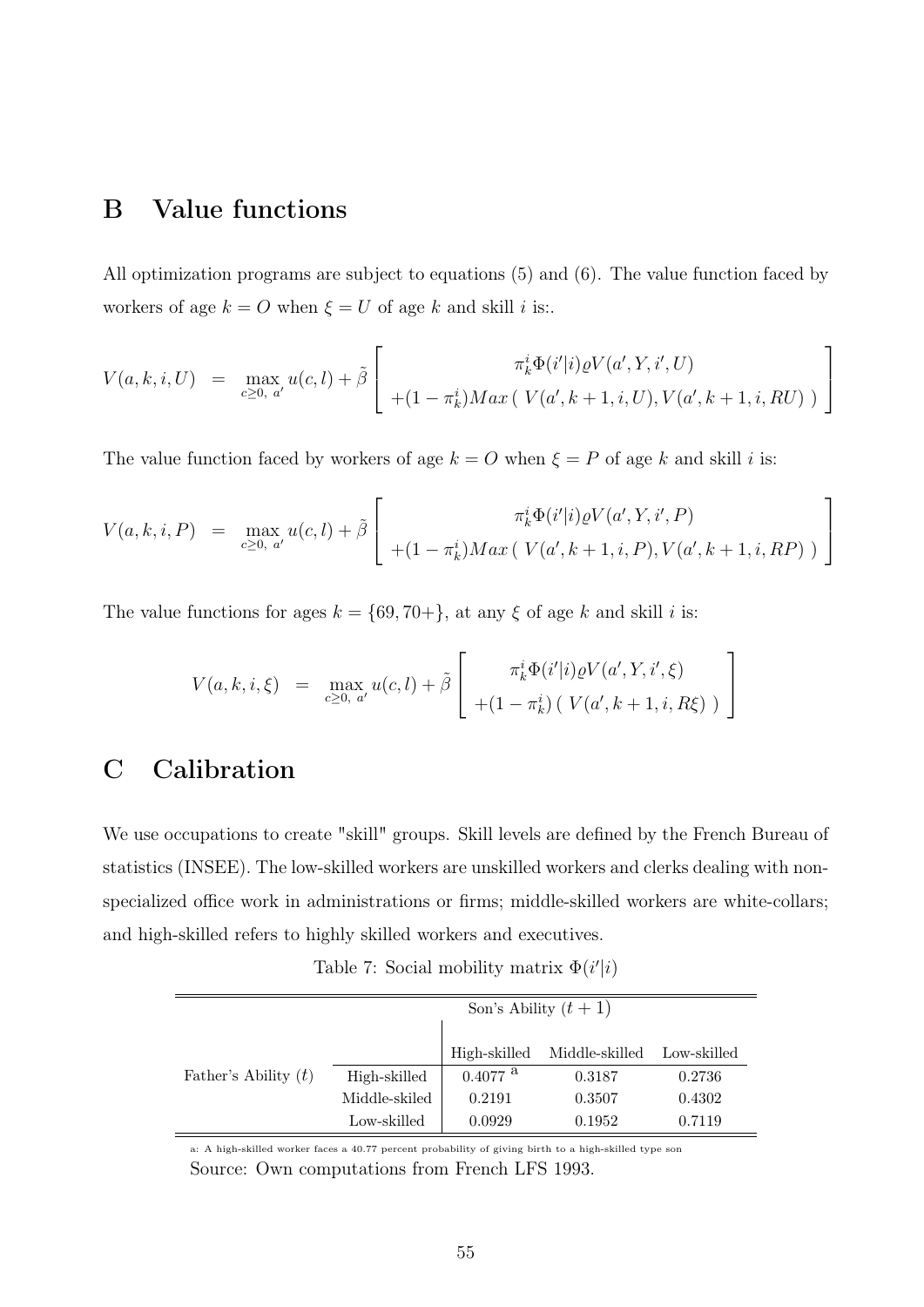## B Value functions

All optimization programs are subject to equations (5) and (6). The value function faced by workers of age $k = O$ when $\xi = U$ of age $k$ and skill $i$ is:.

$$V(a,k,i,U) \quad = \quad \max_{c \geq 0,\ a'} u(c,l) + \tilde{\beta} \left[ \begin{array}{c} \pi_k^i \Phi(i'|i) \varrho V(a', Y, i', U) \\ +(1-\pi_k^i) Max\ (\ V(a', k+1, i, U), V(a', k+1, i, RU)\ ) \end{array} \right]$$

The value function faced by workers of age $k = O$ when $\xi = P$ of age $k$ and skill $i$ is:

$$V(a,k,i,P) \quad = \quad \max_{c \geq 0,\ a'} u(c,l) + \tilde{\beta} \left[ \begin{array}{c} \pi_k^i \Phi(i'|i) \varrho V(a', Y, i', P) \\ +(1-\pi_k^i) Max\ (\ V(a', k+1, i, P), V(a', k+1, i, RP)\ ) \end{array} \right]$$

The value functions for ages $k = \{69, 70+\}$, at any $\xi$ of age $k$ and skill $i$ is:

$$V(a,k,i,\xi) \quad = \quad \max_{c \geq 0,\ a'} u(c,l) + \tilde{\beta} \left[ \begin{array}{c} \pi_k^i \Phi(i'|i) \varrho V(a', Y, i', \xi) \\ +(1-\pi_k^i)\ (\ V(a', k+1, i, R\xi)\ ) \end{array} \right]$$

## C Calibration

We use occupations to create "skill" groups. Skill levels are defined by the French Bureau of statistics (INSEE). The low-skilled workers are unskilled workers and clerks dealing with non-specialized office work in administrations or firms; middle-skilled workers are white-collars; and high-skilled refers to highly skilled workers and executives.

Table 7: Social mobility matrix $\Phi(i'|i)$

| | | Son's Ability $(t+1)$ | | |
|---|---|---|---|---|
| | | High-skilled | Middle-skilled | Low-skilled |
| Father's Ability $(t)$ | High-skilled | 0.4077 [a] | 0.3187 | 0.2736 |
| | Middle-skiled | 0.2191 | 0.3507 | 0.4302 |
| | Low-skilled | 0.0929 | 0.1952 | 0.7119 |

a: A high-skilled worker faces a 40.77 percent probability of giving birth to a high-skilled type son

Source: Own computations from French LFS 1993.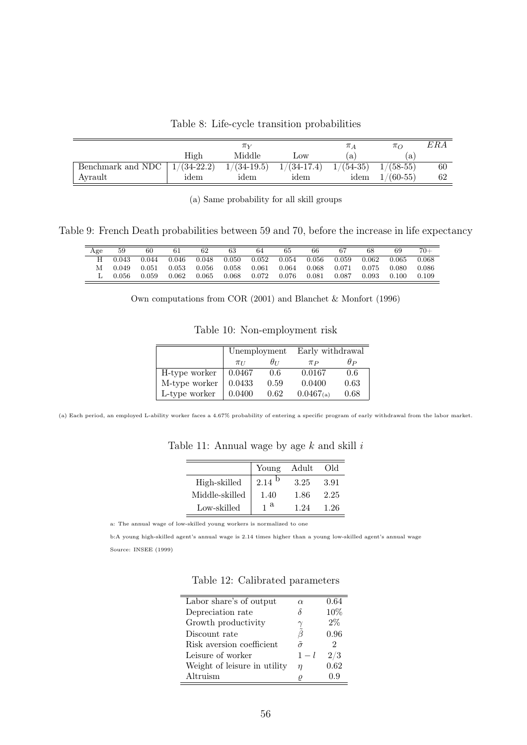Table 8: Life-cycle transition probabilities

| | $\pi_Y$ | | | $\pi_A$ | $\pi_O$ | $ERA$ |
|---|---|---|---|---|---|---|
| | High | Middle | Low | (a) | (a) | |
| Benchmark and NDC | 1/(34-22.2) | 1/(34-19.5) | 1/(34-17.4) | 1/(54-35) | 1/(58-55) | 60 |
| Ayrault | idem | idem | idem | idem | 1/(60-55) | 62 |

(a) Same probability for all skill groups

Table 9: French Death probabilities between 59 and 70, before the increase in life expectancy

| Age | 59 | 60 | 61 | 62 | 63 | 64 | 65 | 66 | 67 | 68 | 69 | 70+ |
|---|---|---|---|---|---|---|---|---|---|---|---|---|
| H | 0.043 | 0.044 | 0.046 | 0.048 | 0.050 | 0.052 | 0.054 | 0.056 | 0.059 | 0.062 | 0.065 | 0.068 |
| M | 0.049 | 0.051 | 0.053 | 0.056 | 0.058 | 0.061 | 0.064 | 0.068 | 0.071 | 0.075 | 0.080 | 0.086 |
| L | 0.056 | 0.059 | 0.062 | 0.065 | 0.068 | 0.072 | 0.076 | 0.081 | 0.087 | 0.093 | 0.100 | 0.109 |

Own computations from COR (2001) and Blanchet & Monfort (1996)

Table 10: Non-employment risk

| | Unemployment | | Early withdrawal | |
|---|---|---|---|---|
| | $\pi_U$ | $\theta_U$ | $\pi_P$ | $\theta_P$ |
| H-type worker | 0.0467 | 0.6 | 0.0167 | 0.6 |
| M-type worker | 0.0433 | 0.59 | 0.0400 | 0.63 |
| L-type worker | 0.0400 | 0.62 | 0.0467(a) | 0.68 |

(a) Each period, an employed L-ability worker faces a 4.67% probability of entering a specific program of early withdrawal from the labor market.

Table 11: Annual wage by age $k$ and skill $i$

| | Young | Adult | Old |
|---|---|---|---|
| High-skilled | 2.14 [b] | 3.25 | 3.91 |
| Middle-skilled | 1.40 | 1.86 | 2.25 |
| Low-skilled | 1 [a] | 1.24 | 1.26 |

a: The annual wage of low-skilled young workers is normalized to one

b:A young high-skilled agent's annual wage is 2.14 times higher than a young low-skilled agent's annual wage

Source: INSEE (1999)

Table 12: Calibrated parameters

| | | |
|---|---|---|
| Labor share's of output | $\alpha$ | 0.64 |
| Depreciation rate | $\delta$ | 10% |
| Growth productivity | $\gamma$ | 2% |
| Discount rate | $\tilde{\beta}$ | 0.96 |
| Risk aversion coefficient | $\tilde{\sigma}$ | 2 |
| Leisure of worker | $1-l$ | 2/3 |
| Weight of leisure in utility | $\eta$ | 0.62 |
| Altruism | $\varrho$ | 0.9 |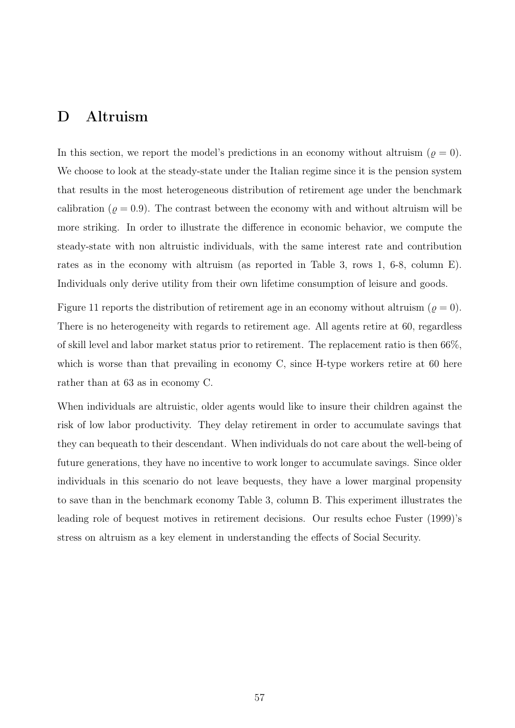# D Altruism

In this section, we report the model's predictions in an economy without altruism ($\varrho = 0$). We choose to look at the steady-state under the Italian regime since it is the pension system that results in the most heterogeneous distribution of retirement age under the benchmark calibration ($\varrho = 0.9$). The contrast between the economy with and without altruism will be more striking. In order to illustrate the difference in economic behavior, we compute the steady-state with non altruistic individuals, with the same interest rate and contribution rates as in the economy with altruism (as reported in Table 3, rows 1, 6-8, column E). Individuals only derive utility from their own lifetime consumption of leisure and goods.

Figure 11 reports the distribution of retirement age in an economy without altruism ($\varrho = 0$). There is no heterogeneity with regards to retirement age. All agents retire at 60, regardless of skill level and labor market status prior to retirement. The replacement ratio is then 66%, which is worse than that prevailing in economy C, since H-type workers retire at 60 here rather than at 63 as in economy C.

When individuals are altruistic, older agents would like to insure their children against the risk of low labor productivity. They delay retirement in order to accumulate savings that they can bequeath to their descendant. When individuals do not care about the well-being of future generations, they have no incentive to work longer to accumulate savings. Since older individuals in this scenario do not leave bequests, they have a lower marginal propensity to save than in the benchmark economy Table 3, column B. This experiment illustrates the leading role of bequest motives in retirement decisions. Our results echoe Fuster (1999)'s stress on altruism as a key element in understanding the effects of Social Security.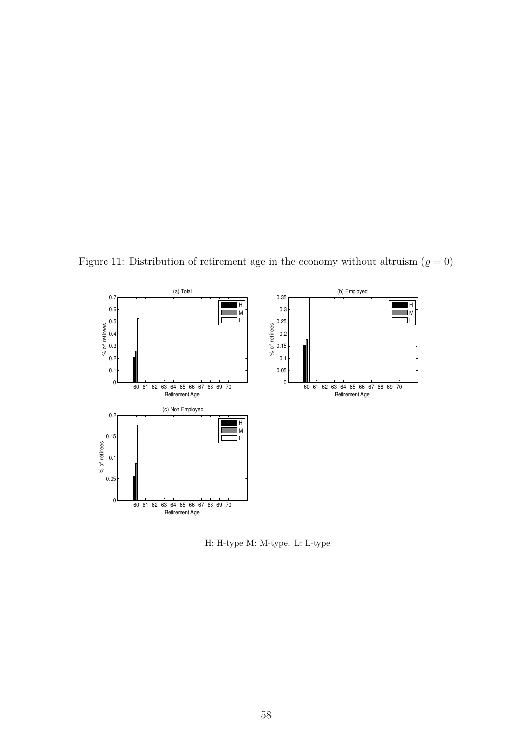Figure 11: Distribution of retirement age in the economy without altruism ($\varrho = 0$)

(a) Total

0.7
0.6
0.5
0.4
0.3
0.2
0.1
0

% of retirees

60 61 62 63 64 65 66 67 68 69 70

Retirement Age

H
M
L

(b) Employed

0.35
0.3
0.25
0.2
0.15
0.1
0.05
0

% of retirees

60 61 62 63 64 65 66 67 68 69 70

Retirement Age

H
M
L

(c) Non Employed

0.2
0.15
0.1
0.05
0

% of retirees

60 61 62 63 64 65 66 67 68 69 70

Retirement Age

H
M
L

H: H-type M: M-type. L: L-type